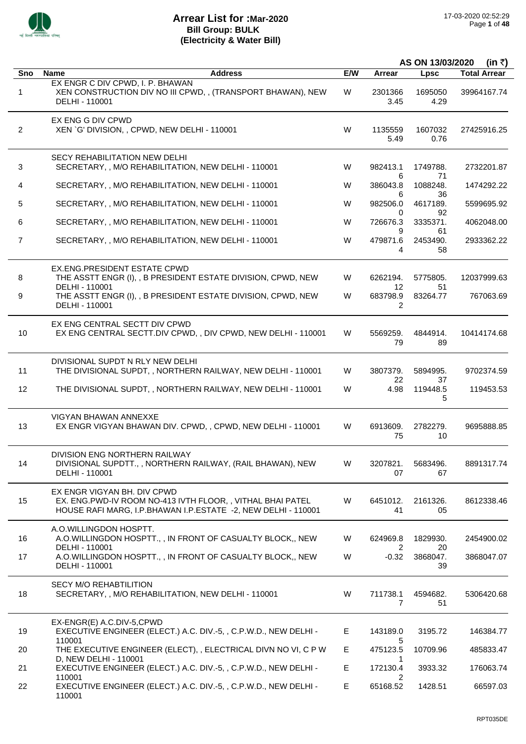# Arrear List for :Mar-2020
## Bill Group: BULK
## (Electricity & Water Bill)

17-03-2020 02:52:29

**AS ON 13/03/2020 (in ₹)**

| Sno | Name / Address | E/W | Arrear | Lpsc | Total Arrear |
|---|---|---|---|---|---|
| | **EX ENGR C DIV CPWD, I. P. BHAWAN** | | | | |
| 1 | XEN CONSTRUCTION DIV NO III CPWD, , (TRANSPORT BHAWAN), NEW DELHI - 110001 | W | 23013663.45 | 16950504.29 | 39964167.74 |
| | **EX ENG G DIV CPWD** | | | | |
| 2 | XEN `G' DIVISION, , CPWD, NEW DELHI - 110001 | W | 11355595.49 | 16070320.76 | 27425916.25 |
| | **SECY REHABILITATION NEW DELHI** | | | | |
| 3 | SECRETARY, , M/O REHABILITATION, NEW DELHI - 110001 | W | 982413.16 | 1749788.71 | 2732201.87 |
| 4 | SECRETARY, , M/O REHABILITATION, NEW DELHI - 110001 | W | 386043.86 | 1088248.36 | 1474292.22 |
| 5 | SECRETARY, , M/O REHABILITATION, NEW DELHI - 110001 | W | 982506.00 | 4617189.92 | 5599695.92 |
| 6 | SECRETARY, , M/O REHABILITATION, NEW DELHI - 110001 | W | 726676.39 | 3335371.61 | 4062048.00 |
| 7 | SECRETARY, , M/O REHABILITATION, NEW DELHI - 110001 | W | 479871.64 | 2453490.58 | 2933362.22 |
| | **EX.ENG.PRESIDENT ESTATE CPWD** | | | | |
| 8 | THE ASSTT ENGR (I), , B PRESIDENT ESTATE DIVISION, CPWD, NEW DELHI - 110001 | W | 6262194.12 | 5775805.51 | 12037999.63 |
| 9 | THE ASSTT ENGR (I), , B PRESIDENT ESTATE DIVISION, CPWD, NEW DELHI - 110001 | W | 683798.92 | 83264.77 | 767063.69 |
| | **EX ENG CENTRAL SECTT DIV CPWD** | | | | |
| 10 | EX ENG CENTRAL SECTT.DIV CPWD, , DIV CPWD, NEW DELHI - 110001 | W | 5569259.79 | 4844914.89 | 10414174.68 |
| | **DIVISIONAL SUPDT N RLY NEW DELHI** | | | | |
| 11 | THE DIVISIONAL SUPDT, , NORTHERN RAILWAY, NEW DELHI - 110001 | W | 3807379.22 | 5894995.37 | 9702374.59 |
| 12 | THE DIVISIONAL SUPDT, , NORTHERN RAILWAY, NEW DELHI - 110001 | W | 4.98 | 119448.55 | 119453.53 |
| | **VIGYAN BHAWAN ANNEXXE** | | | | |
| 13 | EX ENGR VIGYAN BHAWAN DIV. CPWD, , CPWD, NEW DELHI - 110001 | W | 6913609.75 | 2782279.10 | 9695888.85 |
| | **DIVISION ENG NORTHERN RAILWAY** | | | | |
| 14 | DIVISIONAL SUPDTT., , NORTHERN RAILWAY, (RAIL BHAWAN), NEW DELHI - 110001 | W | 3207821.07 | 5683496.67 | 8891317.74 |
| | **EX ENGR VIGYAN BH. DIV CPWD** | | | | |
| 15 | EX. ENG.PWD-IV ROOM NO-413 IVTH FLOOR, , VITHAL BHAI PATEL HOUSE RAFI MARG, I.P.BHAWAN I.P.ESTATE -2, NEW DELHI - 110001 | W | 6451012.41 | 2161326.05 | 8612338.46 |
| | **A.O.WILLINGDON HOSPTT.** | | | | |
| 16 | A.O.WILLINGDON HOSPTT., , IN FRONT OF CASUALTY BLOCK,, NEW DELHI - 110001 | W | 624969.82 | 1829930.20 | 2454900.02 |
| 17 | A.O.WILLINGDON HOSPTT., , IN FRONT OF CASUALTY BLOCK,, NEW DELHI - 110001 | W | -0.32 | 3868047.39 | 3868047.07 |
| | **SECY M/O REHABTILITION** | | | | |
| 18 | SECRETARY, , M/O REHABILITATION, NEW DELHI - 110001 | W | 711738.17 | 4594682.51 | 5306420.68 |
| | **EX-ENGR(E) A.C.DIV-5,CPWD** | | | | |
| 19 | EXECUTIVE ENGINEER (ELECT.) A.C. DIV.-5, , C.P.W.D., NEW DELHI - 110001 | E | 143189.05 | 3195.72 | 146384.77 |
| 20 | THE EXECUTIVE ENGINEER (ELECT), , ELECTRICAL DIVN NO VI, C P W D, NEW DELHI - 110001 | E | 475123.51 | 10709.96 | 485833.47 |
| 21 | EXECUTIVE ENGINEER (ELECT.) A.C. DIV.-5, , C.P.W.D., NEW DELHI - 110001 | E | 172130.42 | 3933.32 | 176063.74 |
| 22 | EXECUTIVE ENGINEER (ELECT.) A.C. DIV.-5, , C.P.W.D., NEW DELHI - 110001 | E | 65168.52 | 1428.51 | 66597.03 |

RPT035DE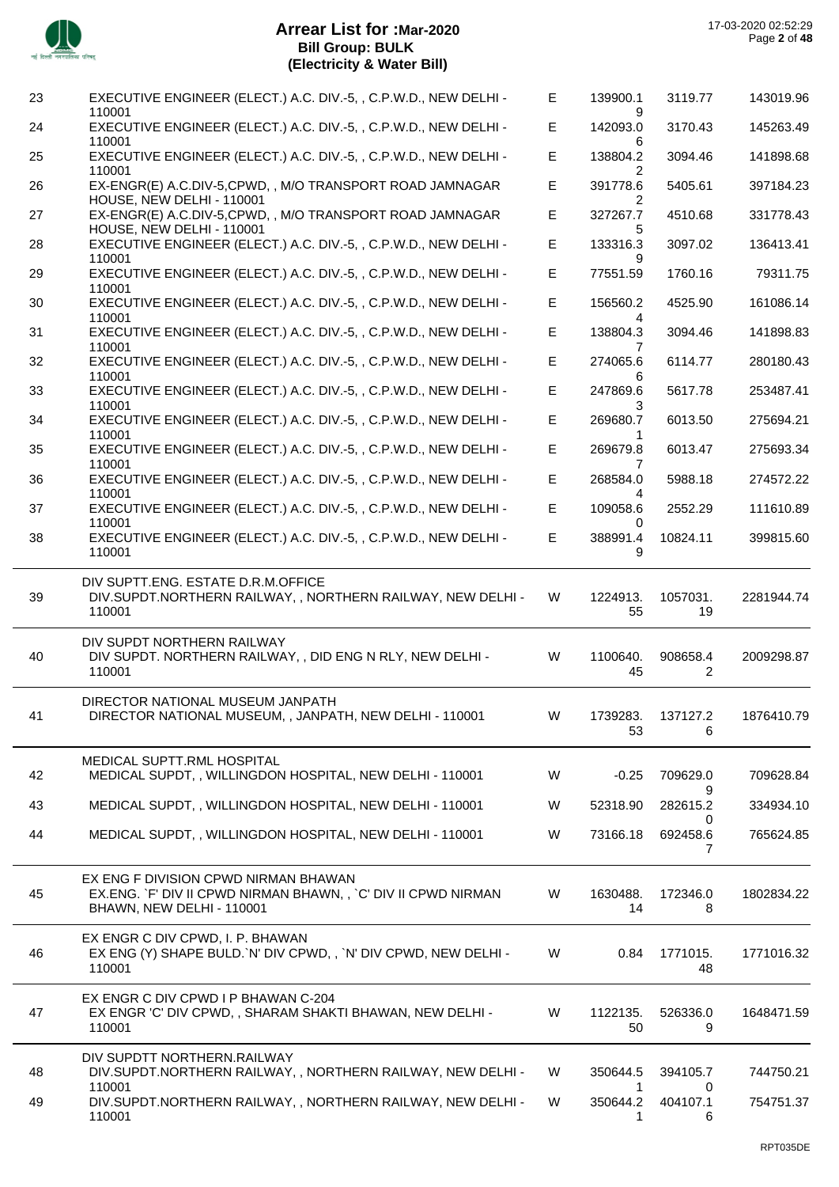# Arrear List for :Mar-2020
## Bill Group: BULK
## (Electricity & Water Bill)

17-03-2020 02:52:29

| No. | Name / Address | Type | Amount 1 | Amount 2 | Total |
|---|---|---|---|---|---|
| 23 | EXECUTIVE ENGINEER (ELECT.) A.C. DIV.-5, , C.P.W.D., NEW DELHI - 110001 | E | 139900.19 | 3119.77 | 143019.96 |
| 24 | EXECUTIVE ENGINEER (ELECT.) A.C. DIV.-5, , C.P.W.D., NEW DELHI - 110001 | E | 142093.06 | 3170.43 | 145263.49 |
| 25 | EXECUTIVE ENGINEER (ELECT.) A.C. DIV.-5, , C.P.W.D., NEW DELHI - 110001 | E | 138804.22 | 3094.46 | 141898.68 |
| 26 | EX-ENGR(E) A.C.DIV-5,CPWD, , M/O TRANSPORT ROAD JAMNAGAR HOUSE, NEW DELHI - 110001 | E | 391778.62 | 5405.61 | 397184.23 |
| 27 | EX-ENGR(E) A.C.DIV-5,CPWD, , M/O TRANSPORT ROAD JAMNAGAR HOUSE, NEW DELHI - 110001 | E | 327267.75 | 4510.68 | 331778.43 |
| 28 | EXECUTIVE ENGINEER (ELECT.) A.C. DIV.-5, , C.P.W.D., NEW DELHI - 110001 | E | 133316.39 | 3097.02 | 136413.41 |
| 29 | EXECUTIVE ENGINEER (ELECT.) A.C. DIV.-5, , C.P.W.D., NEW DELHI - 110001 | E | 77551.59 | 1760.16 | 79311.75 |
| 30 | EXECUTIVE ENGINEER (ELECT.) A.C. DIV.-5, , C.P.W.D., NEW DELHI - 110001 | E | 156560.24 | 4525.90 | 161086.14 |
| 31 | EXECUTIVE ENGINEER (ELECT.) A.C. DIV.-5, , C.P.W.D., NEW DELHI - 110001 | E | 138804.37 | 3094.46 | 141898.83 |
| 32 | EXECUTIVE ENGINEER (ELECT.) A.C. DIV.-5, , C.P.W.D., NEW DELHI - 110001 | E | 274065.66 | 6114.77 | 280180.43 |
| 33 | EXECUTIVE ENGINEER (ELECT.) A.C. DIV.-5, , C.P.W.D., NEW DELHI - 110001 | E | 247869.63 | 5617.78 | 253487.41 |
| 34 | EXECUTIVE ENGINEER (ELECT.) A.C. DIV.-5, , C.P.W.D., NEW DELHI - 110001 | E | 269680.71 | 6013.50 | 275694.21 |
| 35 | EXECUTIVE ENGINEER (ELECT.) A.C. DIV.-5, , C.P.W.D., NEW DELHI - 110001 | E | 269679.87 | 6013.47 | 275693.34 |
| 36 | EXECUTIVE ENGINEER (ELECT.) A.C. DIV.-5, , C.P.W.D., NEW DELHI - 110001 | E | 268584.04 | 5988.18 | 274572.22 |
| 37 | EXECUTIVE ENGINEER (ELECT.) A.C. DIV.-5, , C.P.W.D., NEW DELHI - 110001 | E | 109058.60 | 2552.29 | 111610.89 |
| 38 | EXECUTIVE ENGINEER (ELECT.) A.C. DIV.-5, , C.P.W.D., NEW DELHI - 110001 | E | 388991.49 | 10824.11 | 399815.60 |
| | **DIV SUPTT.ENG. ESTATE D.R.M.OFFICE** | | | | |
| 39 | DIV.SUPDT.NORTHERN RAILWAY, , NORTHERN RAILWAY, NEW DELHI - 110001 | W | 1224913.55 | 1057031.19 | 2281944.74 |
| | **DIV SUPDT NORTHERN RAILWAY** | | | | |
| 40 | DIV SUPDT. NORTHERN RAILWAY, , DID ENG N RLY, NEW DELHI - 110001 | W | 1100640.45 | 908658.42 | 2009298.87 |
| | **DIRECTOR NATIONAL MUSEUM JANPATH** | | | | |
| 41 | DIRECTOR NATIONAL MUSEUM, , JANPATH, NEW DELHI - 110001 | W | 1739283.53 | 137127.26 | 1876410.79 |
| | **MEDICAL SUPTT.RML HOSPITAL** | | | | |
| 42 | MEDICAL SUPDT, , WILLINGDON HOSPITAL, NEW DELHI - 110001 | W | -0.25 | 709629.09 | 709628.84 |
| 43 | MEDICAL SUPDT, , WILLINGDON HOSPITAL, NEW DELHI - 110001 | W | 52318.90 | 282615.20 | 334934.10 |
| 44 | MEDICAL SUPDT, , WILLINGDON HOSPITAL, NEW DELHI - 110001 | W | 73166.18 | 692458.67 | 765624.85 |
| | **EX ENG F DIVISION CPWD NIRMAN BHAWAN** | | | | |
| 45 | EX.ENG. `F' DIV II CPWD NIRMAN BHAWN, , `C' DIV II CPWD NIRMAN BHAWN, NEW DELHI - 110001 | W | 1630488.14 | 172346.08 | 1802834.22 |
| | **EX ENGR C DIV CPWD, I. P. BHAWAN** | | | | |
| 46 | EX ENG (Y) SHAPE BULD.`N' DIV CPWD, , `N' DIV CPWD, NEW DELHI - 110001 | W | 0.84 | 1771015.48 | 1771016.32 |
| | **EX ENGR C DIV CPWD I P BHAWAN C-204** | | | | |
| 47 | EX ENGR 'C' DIV CPWD, , SHARAM SHAKTI BHAWAN, NEW DELHI - 110001 | W | 1122135.50 | 526336.09 | 1648471.59 |
| | **DIV SUPDTT NORTHERN.RAILWAY** | | | | |
| 48 | DIV.SUPDT.NORTHERN RAILWAY, , NORTHERN RAILWAY, NEW DELHI - 110001 | W | 350644.51 | 394105.70 | 744750.21 |
| 49 | DIV.SUPDT.NORTHERN RAILWAY, , NORTHERN RAILWAY, NEW DELHI - 110001 | W | 350644.21 | 404107.16 | 754751.37 |

RPT035DE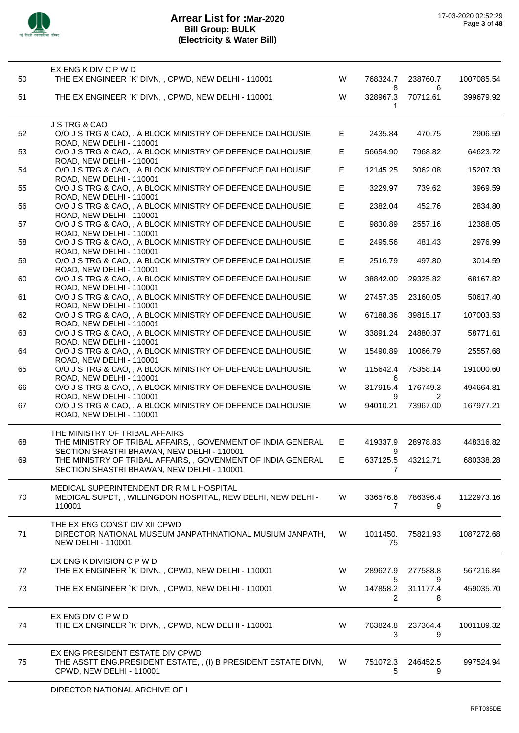# Arrear List for :Mar-2020
## Bill Group: BULK
## (Electricity & Water Bill)

| | | | | | |
|---|---|---|---|---|---|
| | **EX ENG K DIV C P W D** | | | | |
| 50 | THE EX ENGINEER `K' DIVN, , CPWD, NEW DELHI - 110001 | W | 768324.78 | 238760.76 | 1007085.54 |
| 51 | THE EX ENGINEER `K' DIVN, , CPWD, NEW DELHI - 110001 | W | 328967.31 | 70712.61 | 399679.92 |
| | **J S TRG & CAO** | | | | |
| 52 | O/O J S TRG & CAO, , A BLOCK MINISTRY OF DEFENCE DALHOUSIE ROAD, NEW DELHI - 110001 | E | 2435.84 | 470.75 | 2906.59 |
| 53 | O/O J S TRG & CAO, , A BLOCK MINISTRY OF DEFENCE DALHOUSIE ROAD, NEW DELHI - 110001 | E | 56654.90 | 7968.82 | 64623.72 |
| 54 | O/O J S TRG & CAO, , A BLOCK MINISTRY OF DEFENCE DALHOUSIE ROAD, NEW DELHI - 110001 | E | 12145.25 | 3062.08 | 15207.33 |
| 55 | O/O J S TRG & CAO, , A BLOCK MINISTRY OF DEFENCE DALHOUSIE ROAD, NEW DELHI - 110001 | E | 3229.97 | 739.62 | 3969.59 |
| 56 | O/O J S TRG & CAO, , A BLOCK MINISTRY OF DEFENCE DALHOUSIE ROAD, NEW DELHI - 110001 | E | 2382.04 | 452.76 | 2834.80 |
| 57 | O/O J S TRG & CAO, , A BLOCK MINISTRY OF DEFENCE DALHOUSIE ROAD, NEW DELHI - 110001 | E | 9830.89 | 2557.16 | 12388.05 |
| 58 | O/O J S TRG & CAO, , A BLOCK MINISTRY OF DEFENCE DALHOUSIE ROAD, NEW DELHI - 110001 | E | 2495.56 | 481.43 | 2976.99 |
| 59 | O/O J S TRG & CAO, , A BLOCK MINISTRY OF DEFENCE DALHOUSIE ROAD, NEW DELHI - 110001 | E | 2516.79 | 497.80 | 3014.59 |
| 60 | O/O J S TRG & CAO, , A BLOCK MINISTRY OF DEFENCE DALHOUSIE ROAD, NEW DELHI - 110001 | W | 38842.00 | 29325.82 | 68167.82 |
| 61 | O/O J S TRG & CAO, , A BLOCK MINISTRY OF DEFENCE DALHOUSIE ROAD, NEW DELHI - 110001 | W | 27457.35 | 23160.05 | 50617.40 |
| 62 | O/O J S TRG & CAO, , A BLOCK MINISTRY OF DEFENCE DALHOUSIE ROAD, NEW DELHI - 110001 | W | 67188.36 | 39815.17 | 107003.53 |
| 63 | O/O J S TRG & CAO, , A BLOCK MINISTRY OF DEFENCE DALHOUSIE ROAD, NEW DELHI - 110001 | W | 33891.24 | 24880.37 | 58771.61 |
| 64 | O/O J S TRG & CAO, , A BLOCK MINISTRY OF DEFENCE DALHOUSIE ROAD, NEW DELHI - 110001 | W | 15490.89 | 10066.79 | 25557.68 |
| 65 | O/O J S TRG & CAO, , A BLOCK MINISTRY OF DEFENCE DALHOUSIE ROAD, NEW DELHI - 110001 | W | 115642.46 | 75358.14 | 191000.60 |
| 66 | O/O J S TRG & CAO, , A BLOCK MINISTRY OF DEFENCE DALHOUSIE ROAD, NEW DELHI - 110001 | W | 317915.49 | 176749.32 | 494664.81 |
| 67 | O/O J S TRG & CAO, , A BLOCK MINISTRY OF DEFENCE DALHOUSIE ROAD, NEW DELHI - 110001 | W | 94010.21 | 73967.00 | 167977.21 |
| | **THE MINISTRY OF TRIBAL AFFAIRS** | | | | |
| 68 | THE MINISTRY OF TRIBAL AFFAIRS, , GOVENMENT OF INDIA GENERAL SECTION SHASTRI BHAWAN, NEW DELHI - 110001 | E | 419337.99 | 28978.83 | 448316.82 |
| 69 | THE MINISTRY OF TRIBAL AFFAIRS, , GOVENMENT OF INDIA GENERAL SECTION SHASTRI BHAWAN, NEW DELHI - 110001 | E | 637125.57 | 43212.71 | 680338.28 |
| | **MEDICAL SUPERINTENDENT DR R M L HOSPITAL** | | | | |
| 70 | MEDICAL SUPDT, , WILLINGDON HOSPITAL, NEW DELHI, NEW DELHI - 110001 | W | 336576.67 | 786396.49 | 1122973.16 |
| | **THE EX ENG CONST DIV XII CPWD** | | | | |
| 71 | DIRECTOR NATIONAL MUSEUM JANPATHNATIONAL MUSIUM JANPATH, NEW DELHI - 110001 | W | 1011450.75 | 75821.93 | 1087272.68 |
| | **EX ENG K DIVISION C P W D** | | | | |
| 72 | THE EX ENGINEER `K' DIVN, , CPWD, NEW DELHI - 110001 | W | 289627.95 | 277588.89 | 567216.84 |
| 73 | THE EX ENGINEER `K' DIVN, , CPWD, NEW DELHI - 110001 | W | 147858.22 | 311177.48 | 459035.70 |
| | **EX ENG DIV C P W D** | | | | |
| 74 | THE EX ENGINEER `K' DIVN, , CPWD, NEW DELHI - 110001 | W | 763824.83 | 237364.49 | 1001189.32 |
| | **EX ENG PRESIDENT ESTATE DIV CPWD** | | | | |
| 75 | THE ASSTT ENG.PRESIDENT ESTATE, , (I) B PRESIDENT ESTATE DIVN, CPWD, NEW DELHI - 110001 | W | 751072.35 | 246452.59 | 997524.94 |

**DIRECTOR NATIONAL ARCHIVE OF I**

RPT035DE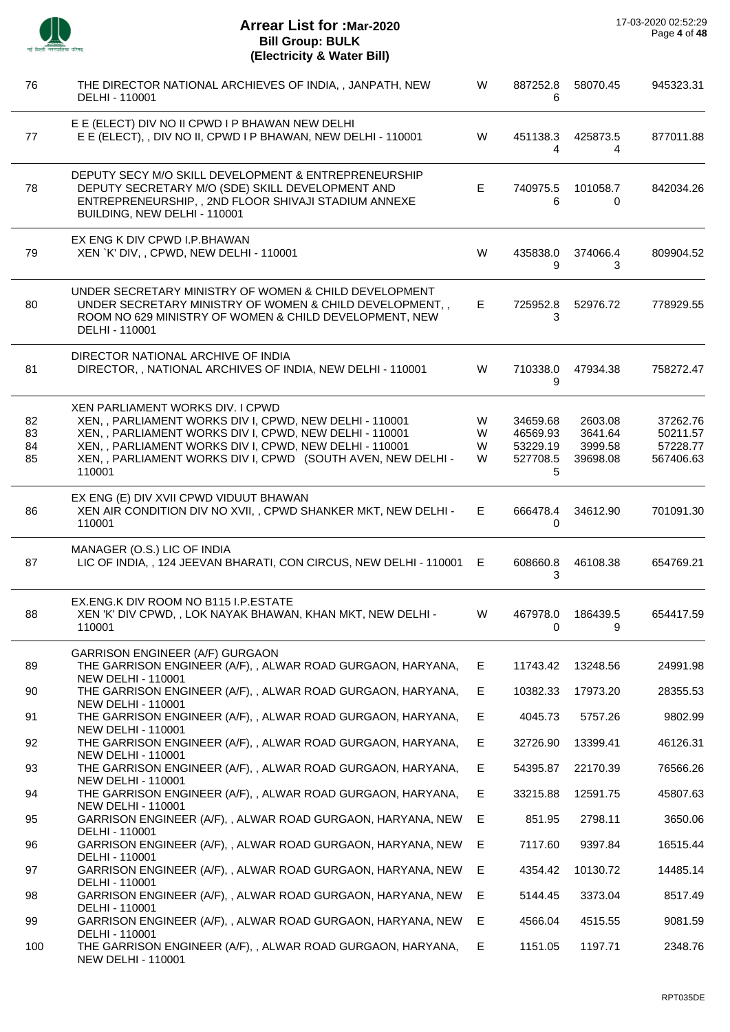# Arrear List for :Mar-2020
## Bill Group: BULK
## (Electricity & Water Bill)

17-03-2020 02:52:29

| | | | | | |
|---|---|---|---|---|---|
| 76 | THE DIRECTOR NATIONAL ARCHIEVES OF INDIA, , JANPATH, NEW DELHI - 110001 | W | 887252.86 | 58070.45 | 945323.31 |
| | E E (ELECT) DIV NO II CPWD I P BHAWAN NEW DELHI | | | | |
| 77 | E E (ELECT), , DIV NO II, CPWD I P BHAWAN, NEW DELHI - 110001 | W | 451138.34 | 425873.54 | 877011.88 |
| | DEPUTY SECY M/O SKILL DEVELOPMENT & ENTREPRENEURSHIP | | | | |
| 78 | DEPUTY SECRETARY M/O (SDE) SKILL DEVELOPMENT AND ENTREPRENEURSHIP, , 2ND FLOOR SHIVAJI STADIUM ANNEXE BUILDING, NEW DELHI - 110001 | E | 740975.56 | 101058.70 | 842034.26 |
| | EX ENG K DIV CPWD I.P.BHAWAN | | | | |
| 79 | XEN `K' DIV, , CPWD, NEW DELHI - 110001 | W | 435838.09 | 374066.43 | 809904.52 |
| | UNDER SECRETARY MINISTRY OF WOMEN & CHILD DEVELOPMENT | | | | |
| 80 | UNDER SECRETARY MINISTRY OF WOMEN & CHILD DEVELOPMENT, , ROOM NO 629 MINISTRY OF WOMEN & CHILD DEVELOPMENT, NEW DELHI - 110001 | E | 725952.83 | 52976.72 | 778929.55 |
| | DIRECTOR NATIONAL ARCHIVE OF INDIA | | | | |
| 81 | DIRECTOR, , NATIONAL ARCHIVES OF INDIA, NEW DELHI - 110001 | W | 710338.09 | 47934.38 | 758272.47 |
| | XEN PARLIAMENT WORKS DIV. I CPWD | | | | |
| 82 | XEN, , PARLIAMENT WORKS DIV I, CPWD, NEW DELHI - 110001 | W | 34659.68 | 2603.08 | 37262.76 |
| 83 | XEN, , PARLIAMENT WORKS DIV I, CPWD, NEW DELHI - 110001 | W | 46569.93 | 3641.64 | 50211.57 |
| 84 | XEN, , PARLIAMENT WORKS DIV I, CPWD, NEW DELHI - 110001 | W | 53229.19 | 3999.58 | 57228.77 |
| 85 | XEN, , PARLIAMENT WORKS DIV I, CPWD (SOUTH AVEN, NEW DELHI - 110001 | W | 527708.55 | 39698.08 | 567406.63 |
| | EX ENG (E) DIV XVII CPWD VIDUUT BHAWAN | | | | |
| 86 | XEN AIR CONDITION DIV NO XVII, , CPWD SHANKER MKT, NEW DELHI - 110001 | E | 666478.40 | 34612.90 | 701091.30 |
| | MANAGER (O.S.) LIC OF INDIA | | | | |
| 87 | LIC OF INDIA, , 124 JEEVAN BHARATI, CON CIRCUS, NEW DELHI - 110001 | E | 608660.83 | 46108.38 | 654769.21 |
| | EX.ENG.K DIV ROOM NO B115 I.P.ESTATE | | | | |
| 88 | XEN 'K' DIV CPWD, , LOK NAYAK BHAWAN, KHAN MKT, NEW DELHI - 110001 | W | 467978.00 | 186439.59 | 654417.59 |
| | GARRISON ENGINEER (A/F) GURGAON | | | | |
| 89 | THE GARRISON ENGINEER (A/F), , ALWAR ROAD GURGAON, HARYANA, NEW DELHI - 110001 | E | 11743.42 | 13248.56 | 24991.98 |
| 90 | THE GARRISON ENGINEER (A/F), , ALWAR ROAD GURGAON, HARYANA, NEW DELHI - 110001 | E | 10382.33 | 17973.20 | 28355.53 |
| 91 | THE GARRISON ENGINEER (A/F), , ALWAR ROAD GURGAON, HARYANA, NEW DELHI - 110001 | E | 4045.73 | 5757.26 | 9802.99 |
| 92 | THE GARRISON ENGINEER (A/F), , ALWAR ROAD GURGAON, HARYANA, NEW DELHI - 110001 | E | 32726.90 | 13399.41 | 46126.31 |
| 93 | THE GARRISON ENGINEER (A/F), , ALWAR ROAD GURGAON, HARYANA, NEW DELHI - 110001 | E | 54395.87 | 22170.39 | 76566.26 |
| 94 | THE GARRISON ENGINEER (A/F), , ALWAR ROAD GURGAON, HARYANA, NEW DELHI - 110001 | E | 33215.88 | 12591.75 | 45807.63 |
| 95 | GARRISON ENGINEER (A/F), , ALWAR ROAD GURGAON, HARYANA, NEW DELHI - 110001 | E | 851.95 | 2798.11 | 3650.06 |
| 96 | GARRISON ENGINEER (A/F), , ALWAR ROAD GURGAON, HARYANA, NEW DELHI - 110001 | E | 7117.60 | 9397.84 | 16515.44 |
| 97 | GARRISON ENGINEER (A/F), , ALWAR ROAD GURGAON, HARYANA, NEW DELHI - 110001 | E | 4354.42 | 10130.72 | 14485.14 |
| 98 | GARRISON ENGINEER (A/F), , ALWAR ROAD GURGAON, HARYANA, NEW DELHI - 110001 | E | 5144.45 | 3373.04 | 8517.49 |
| 99 | GARRISON ENGINEER (A/F), , ALWAR ROAD GURGAON, HARYANA, NEW DELHI - 110001 | E | 4566.04 | 4515.55 | 9081.59 |
| 100 | THE GARRISON ENGINEER (A/F), , ALWAR ROAD GURGAON, HARYANA, NEW DELHI - 110001 | E | 1151.05 | 1197.71 | 2348.76 |

RPT035DE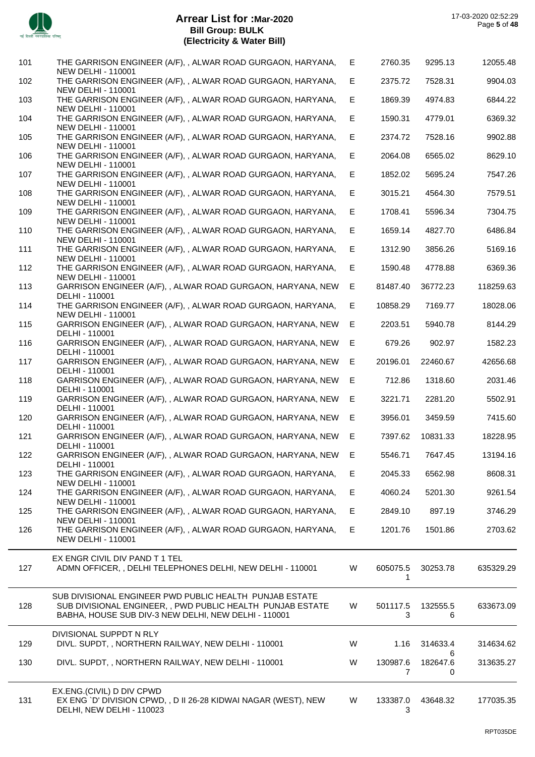# Arrear List for :Mar-2020
## Bill Group: BULK
## (Electricity & Water Bill)

17-03-2020 02:52:29

| | | | | | |
|---|---|---|---|---|---|
| 101 | THE GARRISON ENGINEER (A/F), , ALWAR ROAD GURGAON, HARYANA, NEW DELHI - 110001 | E | 2760.35 | 9295.13 | 12055.48 |
| 102 | THE GARRISON ENGINEER (A/F), , ALWAR ROAD GURGAON, HARYANA, NEW DELHI - 110001 | E | 2375.72 | 7528.31 | 9904.03 |
| 103 | THE GARRISON ENGINEER (A/F), , ALWAR ROAD GURGAON, HARYANA, NEW DELHI - 110001 | E | 1869.39 | 4974.83 | 6844.22 |
| 104 | THE GARRISON ENGINEER (A/F), , ALWAR ROAD GURGAON, HARYANA, NEW DELHI - 110001 | E | 1590.31 | 4779.01 | 6369.32 |
| 105 | THE GARRISON ENGINEER (A/F), , ALWAR ROAD GURGAON, HARYANA, NEW DELHI - 110001 | E | 2374.72 | 7528.16 | 9902.88 |
| 106 | THE GARRISON ENGINEER (A/F), , ALWAR ROAD GURGAON, HARYANA, NEW DELHI - 110001 | E | 2064.08 | 6565.02 | 8629.10 |
| 107 | THE GARRISON ENGINEER (A/F), , ALWAR ROAD GURGAON, HARYANA, NEW DELHI - 110001 | E | 1852.02 | 5695.24 | 7547.26 |
| 108 | THE GARRISON ENGINEER (A/F), , ALWAR ROAD GURGAON, HARYANA, NEW DELHI - 110001 | E | 3015.21 | 4564.30 | 7579.51 |
| 109 | THE GARRISON ENGINEER (A/F), , ALWAR ROAD GURGAON, HARYANA, NEW DELHI - 110001 | E | 1708.41 | 5596.34 | 7304.75 |
| 110 | THE GARRISON ENGINEER (A/F), , ALWAR ROAD GURGAON, HARYANA, NEW DELHI - 110001 | E | 1659.14 | 4827.70 | 6486.84 |
| 111 | THE GARRISON ENGINEER (A/F), , ALWAR ROAD GURGAON, HARYANA, NEW DELHI - 110001 | E | 1312.90 | 3856.26 | 5169.16 |
| 112 | THE GARRISON ENGINEER (A/F), , ALWAR ROAD GURGAON, HARYANA, NEW DELHI - 110001 | E | 1590.48 | 4778.88 | 6369.36 |
| 113 | GARRISON ENGINEER (A/F), , ALWAR ROAD GURGAON, HARYANA, NEW DELHI - 110001 | E | 81487.40 | 36772.23 | 118259.63 |
| 114 | THE GARRISON ENGINEER (A/F), , ALWAR ROAD GURGAON, HARYANA, NEW DELHI - 110001 | E | 10858.29 | 7169.77 | 18028.06 |
| 115 | GARRISON ENGINEER (A/F), , ALWAR ROAD GURGAON, HARYANA, NEW DELHI - 110001 | E | 2203.51 | 5940.78 | 8144.29 |
| 116 | GARRISON ENGINEER (A/F), , ALWAR ROAD GURGAON, HARYANA, NEW DELHI - 110001 | E | 679.26 | 902.97 | 1582.23 |
| 117 | GARRISON ENGINEER (A/F), , ALWAR ROAD GURGAON, HARYANA, NEW DELHI - 110001 | E | 20196.01 | 22460.67 | 42656.68 |
| 118 | GARRISON ENGINEER (A/F), , ALWAR ROAD GURGAON, HARYANA, NEW DELHI - 110001 | E | 712.86 | 1318.60 | 2031.46 |
| 119 | GARRISON ENGINEER (A/F), , ALWAR ROAD GURGAON, HARYANA, NEW DELHI - 110001 | E | 3221.71 | 2281.20 | 5502.91 |
| 120 | GARRISON ENGINEER (A/F), , ALWAR ROAD GURGAON, HARYANA, NEW DELHI - 110001 | E | 3956.01 | 3459.59 | 7415.60 |
| 121 | GARRISON ENGINEER (A/F), , ALWAR ROAD GURGAON, HARYANA, NEW DELHI - 110001 | E | 7397.62 | 10831.33 | 18228.95 |
| 122 | GARRISON ENGINEER (A/F), , ALWAR ROAD GURGAON, HARYANA, NEW DELHI - 110001 | E | 5546.71 | 7647.45 | 13194.16 |
| 123 | THE GARRISON ENGINEER (A/F), , ALWAR ROAD GURGAON, HARYANA, NEW DELHI - 110001 | E | 2045.33 | 6562.98 | 8608.31 |
| 124 | THE GARRISON ENGINEER (A/F), , ALWAR ROAD GURGAON, HARYANA, NEW DELHI - 110001 | E | 4060.24 | 5201.30 | 9261.54 |
| 125 | THE GARRISON ENGINEER (A/F), , ALWAR ROAD GURGAON, HARYANA, NEW DELHI - 110001 | E | 2849.10 | 897.19 | 3746.29 |
| 126 | THE GARRISON ENGINEER (A/F), , ALWAR ROAD GURGAON, HARYANA, NEW DELHI - 110001 | E | 1201.76 | 1501.86 | 2703.62 |
| | EX ENGR CIVIL DIV PAND T 1 TEL | | | | |
| 127 | ADMN OFFICER, , DELHI TELEPHONES DELHI, NEW DELHI - 110001 | W | 605075.51 | 30253.78 | 635329.29 |
| | SUB DIVISIONAL ENGINEER PWD PUBLIC HEALTH PUNJAB ESTATE | | | | |
| 128 | SUB DIVISIONAL ENGINEER, , PWD PUBLIC HEALTH PUNJAB ESTATE BABHA, HOUSE SUB DIV-3 NEW DELHI, NEW DELHI - 110001 | W | 501117.53 | 132555.56 | 633673.09 |
| | DIVISIONAL SUPPDT N RLY | | | | |
| 129 | DIVL. SUPDT, , NORTHERN RAILWAY, NEW DELHI - 110001 | W | 1.16 | 314633.46 | 314634.62 |
| 130 | DIVL. SUPDT, , NORTHERN RAILWAY, NEW DELHI - 110001 | W | 130987.67 | 182647.60 | 313635.27 |
| | EX.ENG.(CIVIL) D DIV CPWD | | | | |
| 131 | EX ENG `D' DIVISION CPWD, , D II 26-28 KIDWAI NAGAR (WEST), NEW DELHI, NEW DELHI - 110023 | W | 133387.03 | 43648.32 | 177035.35 |

RPT035DE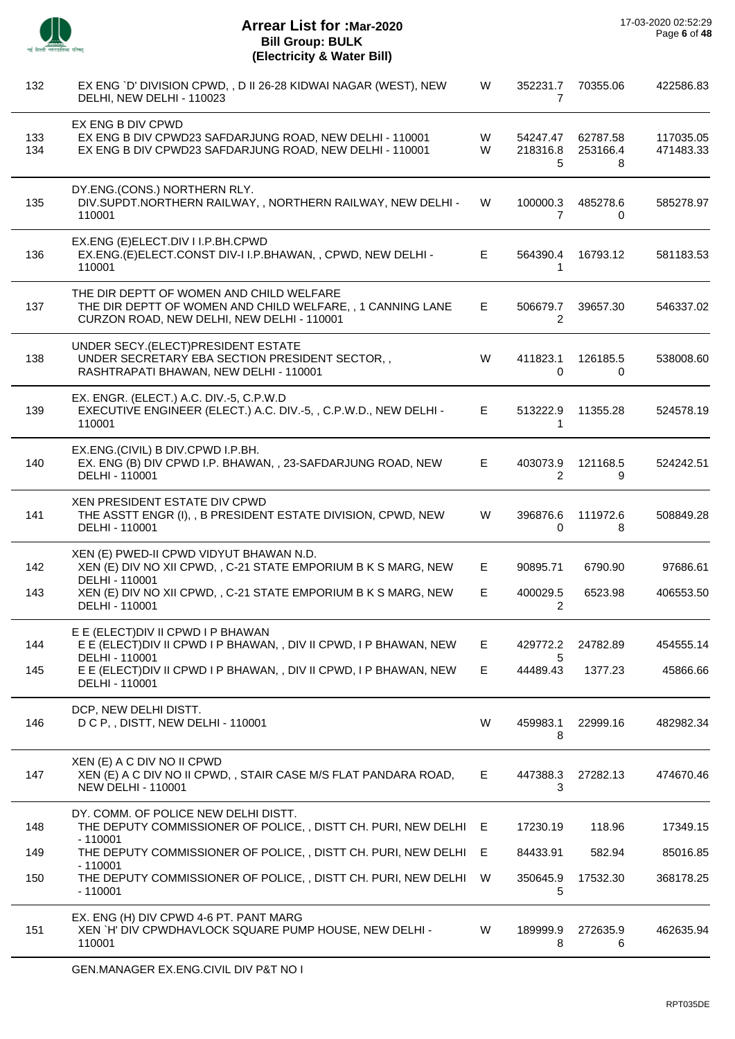# Arrear List for :Mar-2020
## Bill Group: BULK
## (Electricity & Water Bill)

17-03-2020 02:52:29

| | | | | | |
|---|---|---|---|---|---|
| 132 | EX ENG `D' DIVISION CPWD, , D II 26-28 KIDWAI NAGAR (WEST), NEW DELHI, NEW DELHI - 110023 | W | 352231.77 | 70355.06 | 422586.83 |
| | **EX ENG B DIV CPWD** | | | | |
| 133 | EX ENG B DIV CPWD23 SAFDARJUNG ROAD, NEW DELHI - 110001 | W | 54247.47 | 62787.58 | 117035.05 |
| 134 | EX ENG B DIV CPWD23 SAFDARJUNG ROAD, NEW DELHI - 110001 | W | 218316.85 | 253166.48 | 471483.33 |
| | **DY.ENG.(CONS.) NORTHERN RLY.** | | | | |
| 135 | DIV.SUPDT.NORTHERN RAILWAY, , NORTHERN RAILWAY, NEW DELHI - 110001 | W | 100000.37 | 485278.60 | 585278.97 |
| | **EX.ENG (E)ELECT.DIV I I.P.BH.CPWD** | | | | |
| 136 | EX.ENG.(E)ELECT.CONST DIV-I I.P.BHAWAN, , CPWD, NEW DELHI - 110001 | E | 564390.41 | 16793.12 | 581183.53 |
| | **THE DIR DEPTT OF WOMEN AND CHILD WELFARE** | | | | |
| 137 | THE DIR DEPTT OF WOMEN AND CHILD WELFARE, , 1 CANNING LANE CURZON ROAD, NEW DELHI, NEW DELHI - 110001 | E | 506679.72 | 39657.30 | 546337.02 |
| | **UNDER SECY.(ELECT)PRESIDENT ESTATE** | | | | |
| 138 | UNDER SECRETARY EBA SECTION PRESIDENT SECTOR, , RASHTRAPATI BHAWAN, NEW DELHI - 110001 | W | 411823.10 | 126185.50 | 538008.60 |
| | **EX. ENGR. (ELECT.) A.C. DIV.-5, C.P.W.D** | | | | |
| 139 | EXECUTIVE ENGINEER (ELECT.) A.C. DIV.-5, , C.P.W.D., NEW DELHI - 110001 | E | 513222.91 | 11355.28 | 524578.19 |
| | **EX.ENG.(CIVIL) B DIV.CPWD I.P.BH.** | | | | |
| 140 | EX. ENG (B) DIV CPWD I.P. BHAWAN, , 23-SAFDARJUNG ROAD, NEW DELHI - 110001 | E | 403073.92 | 121168.59 | 524242.51 |
| | **XEN PRESIDENT ESTATE DIV CPWD** | | | | |
| 141 | THE ASSTT ENGR (I), , B PRESIDENT ESTATE DIVISION, CPWD, NEW DELHI - 110001 | W | 396876.60 | 111972.68 | 508849.28 |
| | **XEN (E) PWED-II CPWD VIDYUT BHAWAN N.D.** | | | | |
| 142 | XEN (E) DIV NO XII CPWD, , C-21 STATE EMPORIUM B K S MARG, NEW DELHI - 110001 | E | 90895.71 | 6790.90 | 97686.61 |
| 143 | XEN (E) DIV NO XII CPWD, , C-21 STATE EMPORIUM B K S MARG, NEW DELHI - 110001 | E | 400029.52 | 6523.98 | 406553.50 |
| | **E E (ELECT)DIV II CPWD I P BHAWAN** | | | | |
| 144 | E E (ELECT)DIV II CPWD I P BHAWAN, , DIV II CPWD, I P BHAWAN, NEW DELHI - 110001 | E | 429772.25 | 24782.89 | 454555.14 |
| 145 | E E (ELECT)DIV II CPWD I P BHAWAN, , DIV II CPWD, I P BHAWAN, NEW DELHI - 110001 | E | 44489.43 | 1377.23 | 45866.66 |
| | **DCP, NEW DELHI DISTT.** | | | | |
| 146 | D C P, , DISTT, NEW DELHI - 110001 | W | 459983.18 | 22999.16 | 482982.34 |
| | **XEN (E) A C DIV NO II CPWD** | | | | |
| 147 | XEN (E) A C DIV NO II CPWD, , STAIR CASE M/S FLAT PANDARA ROAD, NEW DELHI - 110001 | E | 447388.33 | 27282.13 | 474670.46 |
| | **DY. COMM. OF POLICE NEW DELHI DISTT.** | | | | |
| 148 | THE DEPUTY COMMISSIONER OF POLICE, , DISTT CH. PURI, NEW DELHI - 110001 | E | 17230.19 | 118.96 | 17349.15 |
| 149 | THE DEPUTY COMMISSIONER OF POLICE, , DISTT CH. PURI, NEW DELHI - 110001 | E | 84433.91 | 582.94 | 85016.85 |
| 150 | THE DEPUTY COMMISSIONER OF POLICE, , DISTT CH. PURI, NEW DELHI - 110001 | W | 350645.95 | 17532.30 | 368178.25 |
| | **EX. ENG (H) DIV CPWD 4-6 PT. PANT MARG** | | | | |
| 151 | XEN `H' DIV CPWDHAVLOCK SQUARE PUMP HOUSE, NEW DELHI - 110001 | W | 189999.98 | 272635.96 | 462635.94 |

GEN.MANAGER EX.ENG.CIVIL DIV P&T NO I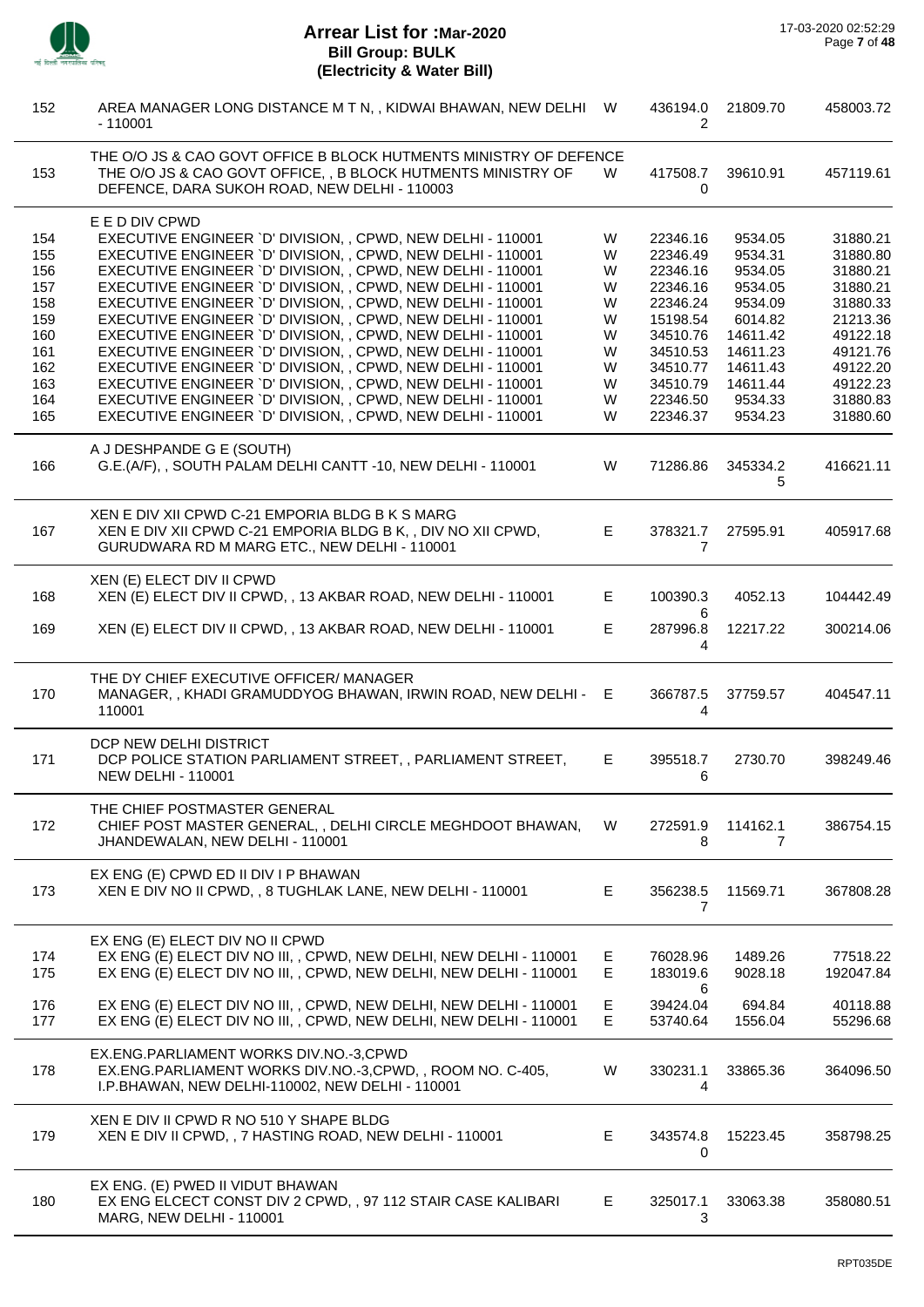# Arrear List for :Mar-2020
## Bill Group: BULK
## (Electricity & Water Bill)

17-03-2020 02:52:29

| No. | Name / Address | Type | Amount 1 | Amount 2 | Total |
|---|---|---|---|---|---|
| 152 | AREA MANAGER LONG DISTANCE M T N, , KIDWAI BHAWAN, NEW DELHI - 110001 | W | 436194.02 | 21809.70 | 458003.72 |
| | THE O/O JS & CAO GOVT OFFICE B BLOCK HUTMENTS MINISTRY OF DEFENCE | | | | |
| 153 | THE O/O JS & CAO GOVT OFFICE, , B BLOCK HUTMENTS MINISTRY OF DEFENCE, DARA SUKOH ROAD, NEW DELHI - 110003 | W | 417508.70 | 39610.91 | 457119.61 |
| | E E D DIV CPWD | | | | |
| 154 | EXECUTIVE ENGINEER `D' DIVISION, , CPWD, NEW DELHI - 110001 | W | 22346.16 | 9534.05 | 31880.21 |
| 155 | EXECUTIVE ENGINEER `D' DIVISION, , CPWD, NEW DELHI - 110001 | W | 22346.49 | 9534.31 | 31880.80 |
| 156 | EXECUTIVE ENGINEER `D' DIVISION, , CPWD, NEW DELHI - 110001 | W | 22346.16 | 9534.05 | 31880.21 |
| 157 | EXECUTIVE ENGINEER `D' DIVISION, , CPWD, NEW DELHI - 110001 | W | 22346.16 | 9534.05 | 31880.21 |
| 158 | EXECUTIVE ENGINEER `D' DIVISION, , CPWD, NEW DELHI - 110001 | W | 22346.24 | 9534.09 | 31880.33 |
| 159 | EXECUTIVE ENGINEER `D' DIVISION, , CPWD, NEW DELHI - 110001 | W | 15198.54 | 6014.82 | 21213.36 |
| 160 | EXECUTIVE ENGINEER `D' DIVISION, , CPWD, NEW DELHI - 110001 | W | 34510.76 | 14611.42 | 49122.18 |
| 161 | EXECUTIVE ENGINEER `D' DIVISION, , CPWD, NEW DELHI - 110001 | W | 34510.53 | 14611.23 | 49121.76 |
| 162 | EXECUTIVE ENGINEER `D' DIVISION, , CPWD, NEW DELHI - 110001 | W | 34510.77 | 14611.43 | 49122.20 |
| 163 | EXECUTIVE ENGINEER `D' DIVISION, , CPWD, NEW DELHI - 110001 | W | 34510.79 | 14611.44 | 49122.23 |
| 164 | EXECUTIVE ENGINEER `D' DIVISION, , CPWD, NEW DELHI - 110001 | W | 22346.50 | 9534.33 | 31880.83 |
| 165 | EXECUTIVE ENGINEER `D' DIVISION, , CPWD, NEW DELHI - 110001 | W | 22346.37 | 9534.23 | 31880.60 |
| | A J DESHPANDE G E (SOUTH) | | | | |
| 166 | G.E.(A/F), , SOUTH PALAM DELHI CANTT -10, NEW DELHI - 110001 | W | 71286.86 | 345334.25 | 416621.11 |
| | XEN E DIV XII CPWD C-21 EMPORIA BLDG B K S MARG | | | | |
| 167 | XEN E DIV XII CPWD C-21 EMPORIA BLDG B K, , DIV NO XII CPWD, GURUDWARA RD M MARG ETC., NEW DELHI - 110001 | E | 378321.77 | 27595.91 | 405917.68 |
| | XEN (E) ELECT DIV II CPWD | | | | |
| 168 | XEN (E) ELECT DIV II CPWD, , 13 AKBAR ROAD, NEW DELHI - 110001 | E | 100390.36 | 4052.13 | 104442.49 |
| 169 | XEN (E) ELECT DIV II CPWD, , 13 AKBAR ROAD, NEW DELHI - 110001 | E | 287996.84 | 12217.22 | 300214.06 |
| | THE DY CHIEF EXECUTIVE OFFICER/ MANAGER | | | | |
| 170 | MANAGER, , KHADI GRAMUDDYOG BHAWAN, IRWIN ROAD, NEW DELHI - 110001 | E | 366787.54 | 37759.57 | 404547.11 |
| | DCP NEW DELHI DISTRICT | | | | |
| 171 | DCP POLICE STATION PARLIAMENT STREET, , PARLIAMENT STREET, NEW DELHI - 110001 | E | 395518.76 | 2730.70 | 398249.46 |
| | THE CHIEF POSTMASTER GENERAL | | | | |
| 172 | CHIEF POST MASTER GENERAL, , DELHI CIRCLE MEGHDOOT BHAWAN, JHANDEWALAN, NEW DELHI - 110001 | W | 272591.98 | 114162.17 | 386754.15 |
| | EX ENG (E) CPWD ED II DIV I P BHAWAN | | | | |
| 173 | XEN E DIV NO II CPWD, , 8 TUGHLAK LANE, NEW DELHI - 110001 | E | 356238.57 | 11569.71 | 367808.28 |
| | EX ENG (E) ELECT DIV NO II CPWD | | | | |
| 174 | EX ENG (E) ELECT DIV NO III, , CPWD, NEW DELHI, NEW DELHI - 110001 | E | 76028.96 | 1489.26 | 77518.22 |
| 175 | EX ENG (E) ELECT DIV NO III, , CPWD, NEW DELHI, NEW DELHI - 110001 | E | 183019.66 | 9028.18 | 192047.84 |
| 176 | EX ENG (E) ELECT DIV NO III, , CPWD, NEW DELHI, NEW DELHI - 110001 | E | 39424.04 | 694.84 | 40118.88 |
| 177 | EX ENG (E) ELECT DIV NO III, , CPWD, NEW DELHI, NEW DELHI - 110001 | E | 53740.64 | 1556.04 | 55296.68 |
| | EX.ENG.PARLIAMENT WORKS DIV.NO.-3,CPWD | | | | |
| 178 | EX.ENG.PARLIAMENT WORKS DIV.NO.-3,CPWD, , ROOM NO. C-405, I.P.BHAWAN, NEW DELHI-110002, NEW DELHI - 110001 | W | 330231.14 | 33865.36 | 364096.50 |
| | XEN E DIV II CPWD R NO 510 Y SHAPE BLDG | | | | |
| 179 | XEN E DIV II CPWD, , 7 HASTING ROAD, NEW DELHI - 110001 | E | 343574.80 | 15223.45 | 358798.25 |
| | EX ENG. (E) PWED II VIDUT BHAWAN | | | | |
| 180 | EX ENG ELCECT CONST DIV 2 CPWD, , 97 112 STAIR CASE KALIBARI MARG, NEW DELHI - 110001 | E | 325017.13 | 33063.38 | 358080.51 |

RPT035DE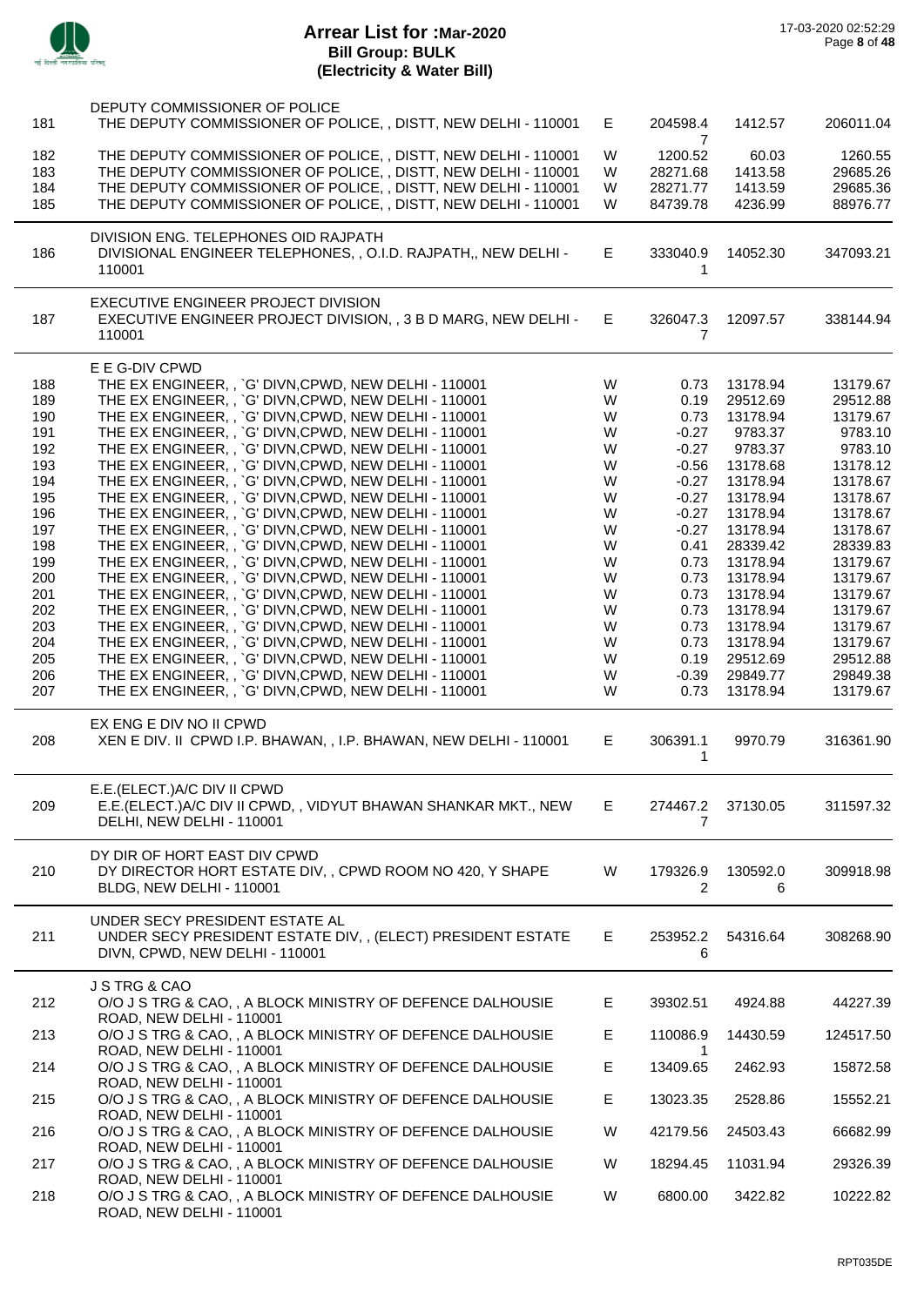# Arrear List for :Mar-2020
## Bill Group: BULK
## (Electricity & Water Bill)

17-03-2020 02:52:29

| | | | | | |
|---|---|---|---|---|---|
| | DEPUTY COMMISSIONER OF POLICE | | | | |
| 181 | THE DEPUTY COMMISSIONER OF POLICE, , DISTT, NEW DELHI - 110001 | E | 204598.47 | 1412.57 | 206011.04 |
| 182 | THE DEPUTY COMMISSIONER OF POLICE, , DISTT, NEW DELHI - 110001 | W | 1200.52 | 60.03 | 1260.55 |
| 183 | THE DEPUTY COMMISSIONER OF POLICE, , DISTT, NEW DELHI - 110001 | W | 28271.68 | 1413.58 | 29685.26 |
| 184 | THE DEPUTY COMMISSIONER OF POLICE, , DISTT, NEW DELHI - 110001 | W | 28271.77 | 1413.59 | 29685.36 |
| 185 | THE DEPUTY COMMISSIONER OF POLICE, , DISTT, NEW DELHI - 110001 | W | 84739.78 | 4236.99 | 88976.77 |
| | DIVISION ENG. TELEPHONES OID RAJPATH | | | | |
| 186 | DIVISIONAL ENGINEER TELEPHONES, , O.I.D. RAJPATH,, NEW DELHI - 110001 | E | 333040.91 | 14052.30 | 347093.21 |
| | EXECUTIVE ENGINEER PROJECT DIVISION | | | | |
| 187 | EXECUTIVE ENGINEER PROJECT DIVISION, , 3 B D MARG, NEW DELHI - 110001 | E | 326047.37 | 12097.57 | 338144.94 |
| | E E G-DIV CPWD | | | | |
| 188 | THE EX ENGINEER, , `G' DIVN,CPWD, NEW DELHI - 110001 | W | 0.73 | 13178.94 | 13179.67 |
| 189 | THE EX ENGINEER, , `G' DIVN,CPWD, NEW DELHI - 110001 | W | 0.19 | 29512.69 | 29512.88 |
| 190 | THE EX ENGINEER, , `G' DIVN,CPWD, NEW DELHI - 110001 | W | 0.73 | 13178.94 | 13179.67 |
| 191 | THE EX ENGINEER, , `G' DIVN,CPWD, NEW DELHI - 110001 | W | -0.27 | 9783.37 | 9783.10 |
| 192 | THE EX ENGINEER, , `G' DIVN,CPWD, NEW DELHI - 110001 | W | -0.27 | 9783.37 | 9783.10 |
| 193 | THE EX ENGINEER, , `G' DIVN,CPWD, NEW DELHI - 110001 | W | -0.56 | 13178.68 | 13178.12 |
| 194 | THE EX ENGINEER, , `G' DIVN,CPWD, NEW DELHI - 110001 | W | -0.27 | 13178.94 | 13178.67 |
| 195 | THE EX ENGINEER, , `G' DIVN,CPWD, NEW DELHI - 110001 | W | -0.27 | 13178.94 | 13178.67 |
| 196 | THE EX ENGINEER, , `G' DIVN,CPWD, NEW DELHI - 110001 | W | -0.27 | 13178.94 | 13178.67 |
| 197 | THE EX ENGINEER, , `G' DIVN,CPWD, NEW DELHI - 110001 | W | -0.27 | 13178.94 | 13178.67 |
| 198 | THE EX ENGINEER, , `G' DIVN,CPWD, NEW DELHI - 110001 | W | 0.41 | 28339.42 | 28339.83 |
| 199 | THE EX ENGINEER, , `G' DIVN,CPWD, NEW DELHI - 110001 | W | 0.73 | 13178.94 | 13179.67 |
| 200 | THE EX ENGINEER, , `G' DIVN,CPWD, NEW DELHI - 110001 | W | 0.73 | 13178.94 | 13179.67 |
| 201 | THE EX ENGINEER, , `G' DIVN,CPWD, NEW DELHI - 110001 | W | 0.73 | 13178.94 | 13179.67 |
| 202 | THE EX ENGINEER, , `G' DIVN,CPWD, NEW DELHI - 110001 | W | 0.73 | 13178.94 | 13179.67 |
| 203 | THE EX ENGINEER, , `G' DIVN,CPWD, NEW DELHI - 110001 | W | 0.73 | 13178.94 | 13179.67 |
| 204 | THE EX ENGINEER, , `G' DIVN,CPWD, NEW DELHI - 110001 | W | 0.73 | 13178.94 | 13179.67 |
| 205 | THE EX ENGINEER, , `G' DIVN,CPWD, NEW DELHI - 110001 | W | 0.19 | 29512.69 | 29512.88 |
| 206 | THE EX ENGINEER, , `G' DIVN,CPWD, NEW DELHI - 110001 | W | -0.39 | 29849.77 | 29849.38 |
| 207 | THE EX ENGINEER, , `G' DIVN,CPWD, NEW DELHI - 110001 | W | 0.73 | 13178.94 | 13179.67 |
| | EX ENG E DIV NO II CPWD | | | | |
| 208 | XEN E DIV. II CPWD I.P. BHAWAN, , I.P. BHAWAN, NEW DELHI - 110001 | E | 306391.11 | 9970.79 | 316361.90 |
| | E.E.(ELECT.)A/C DIV II CPWD | | | | |
| 209 | E.E.(ELECT.)A/C DIV II CPWD, , VIDYUT BHAWAN SHANKAR MKT., NEW DELHI, NEW DELHI - 110001 | E | 274467.27 | 37130.05 | 311597.32 |
| | DY DIR OF HORT EAST DIV CPWD | | | | |
| 210 | DY DIRECTOR HORT ESTATE DIV, , CPWD ROOM NO 420, Y SHAPE BLDG, NEW DELHI - 110001 | W | 179326.92 | 130592.06 | 309918.98 |
| | UNDER SECY PRESIDENT ESTATE AL | | | | |
| 211 | UNDER SECY PRESIDENT ESTATE DIV, , (ELECT) PRESIDENT ESTATE DIVN, CPWD, NEW DELHI - 110001 | E | 253952.26 | 54316.64 | 308268.90 |
| | J S TRG & CAO | | | | |
| 212 | O/O J S TRG & CAO, , A BLOCK MINISTRY OF DEFENCE DALHOUSIE ROAD, NEW DELHI - 110001 | E | 39302.51 | 4924.88 | 44227.39 |
| 213 | O/O J S TRG & CAO, , A BLOCK MINISTRY OF DEFENCE DALHOUSIE ROAD, NEW DELHI - 110001 | E | 110086.91 | 14430.59 | 124517.50 |
| 214 | O/O J S TRG & CAO, , A BLOCK MINISTRY OF DEFENCE DALHOUSIE ROAD, NEW DELHI - 110001 | E | 13409.65 | 2462.93 | 15872.58 |
| 215 | O/O J S TRG & CAO, , A BLOCK MINISTRY OF DEFENCE DALHOUSIE ROAD, NEW DELHI - 110001 | E | 13023.35 | 2528.86 | 15552.21 |
| 216 | O/O J S TRG & CAO, , A BLOCK MINISTRY OF DEFENCE DALHOUSIE ROAD, NEW DELHI - 110001 | W | 42179.56 | 24503.43 | 66682.99 |
| 217 | O/O J S TRG & CAO, , A BLOCK MINISTRY OF DEFENCE DALHOUSIE ROAD, NEW DELHI - 110001 | W | 18294.45 | 11031.94 | 29326.39 |
| 218 | O/O J S TRG & CAO, , A BLOCK MINISTRY OF DEFENCE DALHOUSIE ROAD, NEW DELHI - 110001 | W | 6800.00 | 3422.82 | 10222.82 |

RPT035DE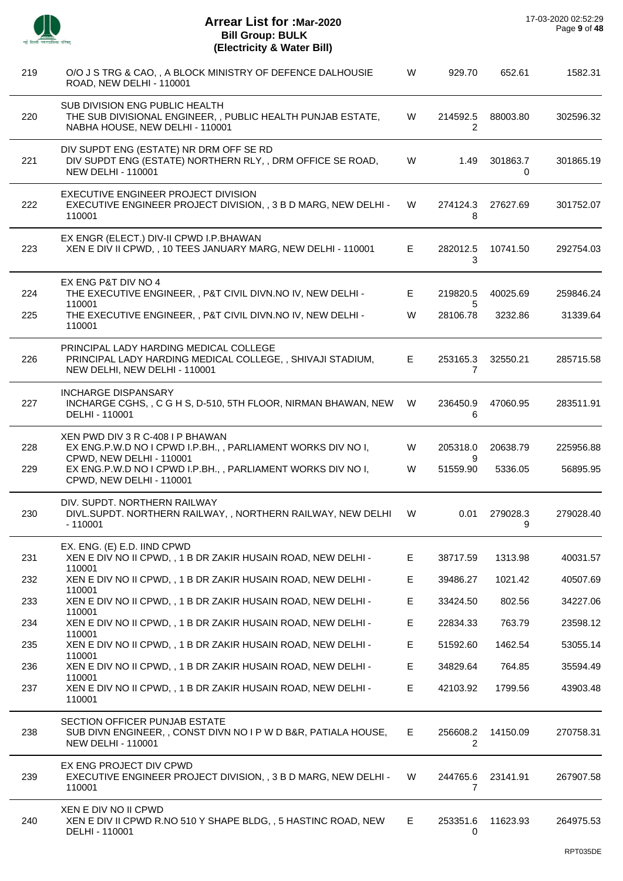# Arrear List for :Mar-2020
## Bill Group: BULK
## (Electricity & Water Bill)

17-03-2020 02:52:29

| No. | Name / Address | Type | Amount 1 | Amount 2 | Total |
|---|---|---|---|---|---|
| 219 | O/O J S TRG & CAO, , A BLOCK MINISTRY OF DEFENCE DALHOUSIE ROAD, NEW DELHI - 110001 | W | 929.70 | 652.61 | 1582.31 |
| | SUB DIVISION ENG PUBLIC HEALTH | | | | |
| 220 | THE SUB DIVISIONAL ENGINEER, , PUBLIC HEALTH PUNJAB ESTATE, NABHA HOUSE, NEW DELHI - 110001 | W | 214592.52 | 88003.80 | 302596.32 |
| | DIV SUPDT ENG (ESTATE) NR DRM OFF SE RD | | | | |
| 221 | DIV SUPDT ENG (ESTATE) NORTHERN RLY, , DRM OFFICE SE ROAD, NEW DELHI - 110001 | W | 1.49 | 301863.70 | 301865.19 |
| | EXECUTIVE ENGINEER PROJECT DIVISION | | | | |
| 222 | EXECUTIVE ENGINEER PROJECT DIVISION, , 3 B D MARG, NEW DELHI - 110001 | W | 274124.38 | 27627.69 | 301752.07 |
| | EX ENGR (ELECT.) DIV-II CPWD I.P.BHAWAN | | | | |
| 223 | XEN E DIV II CPWD, , 10 TEES JANUARY MARG, NEW DELHI - 110001 | E | 282012.53 | 10741.50 | 292754.03 |
| | EX ENG P&T DIV NO 4 | | | | |
| 224 | THE EXECUTIVE ENGINEER, , P&T CIVIL DIVN.NO IV, NEW DELHI - 110001 | E | 219820.55 | 40025.69 | 259846.24 |
| 225 | THE EXECUTIVE ENGINEER, , P&T CIVIL DIVN.NO IV, NEW DELHI - 110001 | W | 28106.78 | 3232.86 | 31339.64 |
| | PRINCIPAL LADY HARDING MEDICAL COLLEGE | | | | |
| 226 | PRINCIPAL LADY HARDING MEDICAL COLLEGE, , SHIVAJI STADIUM, NEW DELHI, NEW DELHI - 110001 | E | 253165.37 | 32550.21 | 285715.58 |
| | INCHARGE DISPANSARY | | | | |
| 227 | INCHARGE CGHS, , C G H S, D-510, 5TH FLOOR, NIRMAN BHAWAN, NEW DELHI - 110001 | W | 236450.96 | 47060.95 | 283511.91 |
| | XEN PWD DIV 3 R C-408 I P BHAWAN | | | | |
| 228 | EX ENG.P.W.D NO I CPWD I.P.BH., , PARLIAMENT WORKS DIV NO I, CPWD, NEW DELHI - 110001 | W | 205318.09 | 20638.79 | 225956.88 |
| 229 | EX ENG.P.W.D NO I CPWD I.P.BH., , PARLIAMENT WORKS DIV NO I, CPWD, NEW DELHI - 110001 | W | 51559.90 | 5336.05 | 56895.95 |
| | DIV. SUPDT. NORTHERN RAILWAY | | | | |
| 230 | DIVL.SUPDT. NORTHERN RAILWAY, , NORTHERN RAILWAY, NEW DELHI - 110001 | W | 0.01 | 279028.39 | 279028.40 |
| | EX. ENG. (E) E.D. IIND CPWD | | | | |
| 231 | XEN E DIV NO II CPWD, , 1 B DR ZAKIR HUSAIN ROAD, NEW DELHI - 110001 | E | 38717.59 | 1313.98 | 40031.57 |
| 232 | XEN E DIV NO II CPWD, , 1 B DR ZAKIR HUSAIN ROAD, NEW DELHI - 110001 | E | 39486.27 | 1021.42 | 40507.69 |
| 233 | XEN E DIV NO II CPWD, , 1 B DR ZAKIR HUSAIN ROAD, NEW DELHI - 110001 | E | 33424.50 | 802.56 | 34227.06 |
| 234 | XEN E DIV NO II CPWD, , 1 B DR ZAKIR HUSAIN ROAD, NEW DELHI - 110001 | E | 22834.33 | 763.79 | 23598.12 |
| 235 | XEN E DIV NO II CPWD, , 1 B DR ZAKIR HUSAIN ROAD, NEW DELHI - 110001 | E | 51592.60 | 1462.54 | 53055.14 |
| 236 | XEN E DIV NO II CPWD, , 1 B DR ZAKIR HUSAIN ROAD, NEW DELHI - 110001 | E | 34829.64 | 764.85 | 35594.49 |
| 237 | XEN E DIV NO II CPWD, , 1 B DR ZAKIR HUSAIN ROAD, NEW DELHI - 110001 | E | 42103.92 | 1799.56 | 43903.48 |
| | SECTION OFFICER PUNJAB ESTATE | | | | |
| 238 | SUB DIVN ENGINEER, , CONST DIVN NO I P W D B&R, PATIALA HOUSE, NEW DELHI - 110001 | E | 256608.22 | 14150.09 | 270758.31 |
| | EX ENG PROJECT DIV CPWD | | | | |
| 239 | EXECUTIVE ENGINEER PROJECT DIVISION, , 3 B D MARG, NEW DELHI - 110001 | W | 244765.67 | 23141.91 | 267907.58 |
| | XEN E DIV NO II CPWD | | | | |
| 240 | XEN E DIV II CPWD R.NO 510 Y SHAPE BLDG, , 5 HASTINC ROAD, NEW DELHI - 110001 | E | 253351.60 | 11623.93 | 264975.53 |

RPT035DE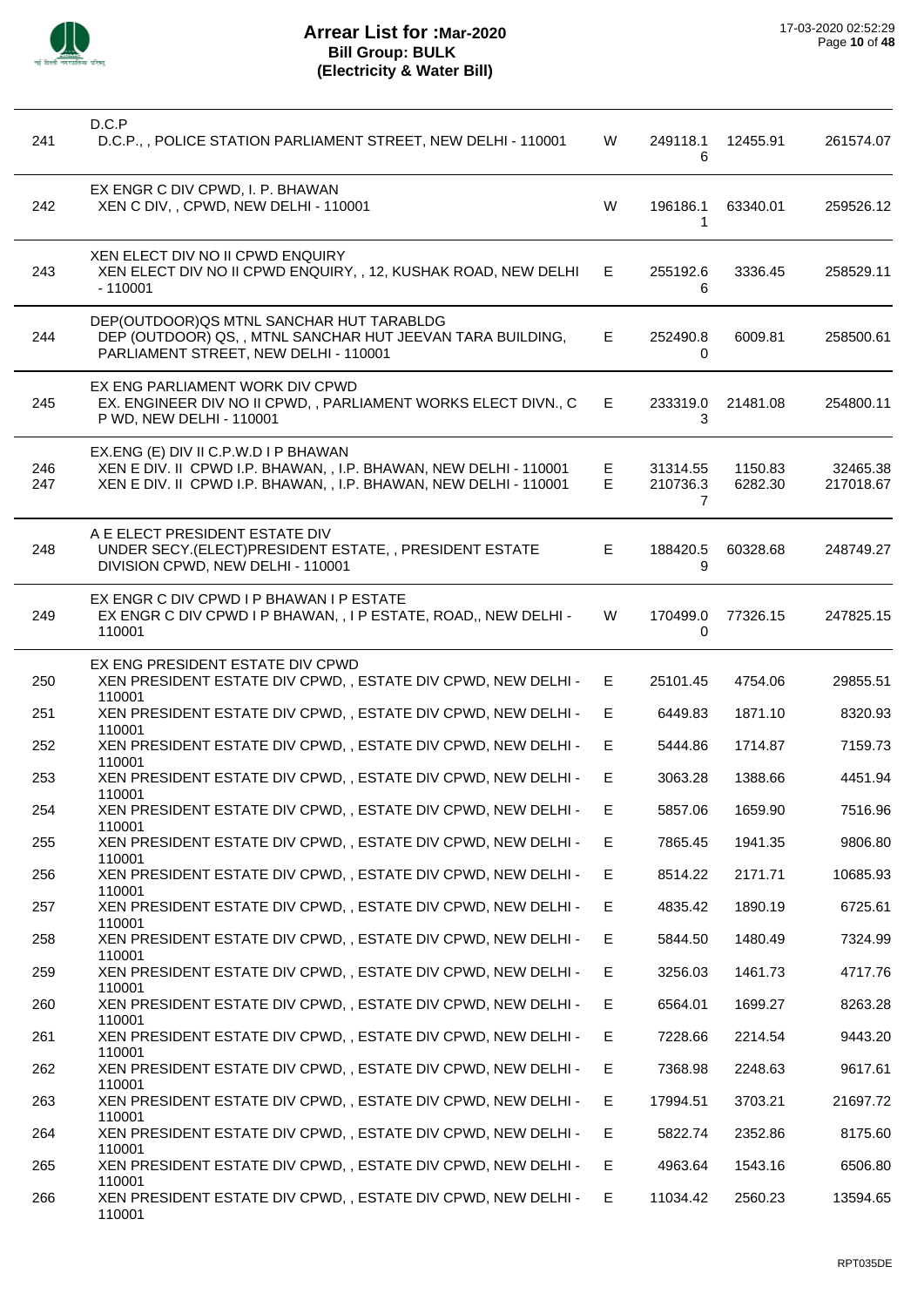# Arrear List for :Mar-2020
## Bill Group: BULK
## (Electricity & Water Bill)

17-03-2020 02:52:29

| No. | Name / Address | Type | Amount 1 | Amount 2 | Total |
|---|---|---|---|---|---|
| | **D.C.P** | | | | |
| 241 | D.C.P., , POLICE STATION PARLIAMENT STREET, NEW DELHI - 110001 | W | 249118.16 | 12455.91 | 261574.07 |
| | **EX ENGR C DIV CPWD, I. P. BHAWAN** | | | | |
| 242 | XEN C DIV, , CPWD, NEW DELHI - 110001 | W | 196186.11 | 63340.01 | 259526.12 |
| | **XEN ELECT DIV NO II CPWD ENQUIRY** | | | | |
| 243 | XEN ELECT DIV NO II CPWD ENQUIRY, , 12, KUSHAK ROAD, NEW DELHI - 110001 | E | 255192.66 | 3336.45 | 258529.11 |
| | **DEP(OUTDOOR)QS MTNL SANCHAR HUT TARABLDG** | | | | |
| 244 | DEP (OUTDOOR) QS, , MTNL SANCHAR HUT JEEVAN TARA BUILDING, PARLIAMENT STREET, NEW DELHI - 110001 | E | 252490.80 | 6009.81 | 258500.61 |
| | **EX ENG PARLIAMENT WORK DIV CPWD** | | | | |
| 245 | EX. ENGINEER DIV NO II CPWD, , PARLIAMENT WORKS ELECT DIVN., C P WD, NEW DELHI - 110001 | E | 233319.03 | 21481.08 | 254800.11 |
| | **EX.ENG (E) DIV II C.P.W.D I P BHAWAN** | | | | |
| 246 | XEN E DIV. II CPWD I.P. BHAWAN, , I.P. BHAWAN, NEW DELHI - 110001 | E | 31314.55 | 1150.83 | 32465.38 |
| 247 | XEN E DIV. II CPWD I.P. BHAWAN, , I.P. BHAWAN, NEW DELHI - 110001 | E | 210736.37 | 6282.30 | 217018.67 |
| | **A E ELECT PRESIDENT ESTATE DIV** | | | | |
| 248 | UNDER SECY.(ELECT)PRESIDENT ESTATE, , PRESIDENT ESTATE DIVISION CPWD, NEW DELHI - 110001 | E | 188420.59 | 60328.68 | 248749.27 |
| | **EX ENGR C DIV CPWD I P BHAWAN I P ESTATE** | | | | |
| 249 | EX ENGR C DIV CPWD I P BHAWAN, , I P ESTATE, ROAD,, NEW DELHI - 110001 | W | 170499.00 | 77326.15 | 247825.15 |
| | **EX ENG PRESIDENT ESTATE DIV CPWD** | | | | |
| 250 | XEN PRESIDENT ESTATE DIV CPWD, , ESTATE DIV CPWD, NEW DELHI - 110001 | E | 25101.45 | 4754.06 | 29855.51 |
| 251 | XEN PRESIDENT ESTATE DIV CPWD, , ESTATE DIV CPWD, NEW DELHI - 110001 | E | 6449.83 | 1871.10 | 8320.93 |
| 252 | XEN PRESIDENT ESTATE DIV CPWD, , ESTATE DIV CPWD, NEW DELHI - 110001 | E | 5444.86 | 1714.87 | 7159.73 |
| 253 | XEN PRESIDENT ESTATE DIV CPWD, , ESTATE DIV CPWD, NEW DELHI - 110001 | E | 3063.28 | 1388.66 | 4451.94 |
| 254 | XEN PRESIDENT ESTATE DIV CPWD, , ESTATE DIV CPWD, NEW DELHI - 110001 | E | 5857.06 | 1659.90 | 7516.96 |
| 255 | XEN PRESIDENT ESTATE DIV CPWD, , ESTATE DIV CPWD, NEW DELHI - 110001 | E | 7865.45 | 1941.35 | 9806.80 |
| 256 | XEN PRESIDENT ESTATE DIV CPWD, , ESTATE DIV CPWD, NEW DELHI - 110001 | E | 8514.22 | 2171.71 | 10685.93 |
| 257 | XEN PRESIDENT ESTATE DIV CPWD, , ESTATE DIV CPWD, NEW DELHI - 110001 | E | 4835.42 | 1890.19 | 6725.61 |
| 258 | XEN PRESIDENT ESTATE DIV CPWD, , ESTATE DIV CPWD, NEW DELHI - 110001 | E | 5844.50 | 1480.49 | 7324.99 |
| 259 | XEN PRESIDENT ESTATE DIV CPWD, , ESTATE DIV CPWD, NEW DELHI - 110001 | E | 3256.03 | 1461.73 | 4717.76 |
| 260 | XEN PRESIDENT ESTATE DIV CPWD, , ESTATE DIV CPWD, NEW DELHI - 110001 | E | 6564.01 | 1699.27 | 8263.28 |
| 261 | XEN PRESIDENT ESTATE DIV CPWD, , ESTATE DIV CPWD, NEW DELHI - 110001 | E | 7228.66 | 2214.54 | 9443.20 |
| 262 | XEN PRESIDENT ESTATE DIV CPWD, , ESTATE DIV CPWD, NEW DELHI - 110001 | E | 7368.98 | 2248.63 | 9617.61 |
| 263 | XEN PRESIDENT ESTATE DIV CPWD, , ESTATE DIV CPWD, NEW DELHI - 110001 | E | 17994.51 | 3703.21 | 21697.72 |
| 264 | XEN PRESIDENT ESTATE DIV CPWD, , ESTATE DIV CPWD, NEW DELHI - 110001 | E | 5822.74 | 2352.86 | 8175.60 |
| 265 | XEN PRESIDENT ESTATE DIV CPWD, , ESTATE DIV CPWD, NEW DELHI - 110001 | E | 4963.64 | 1543.16 | 6506.80 |
| 266 | XEN PRESIDENT ESTATE DIV CPWD, , ESTATE DIV CPWD, NEW DELHI - 110001 | E | 11034.42 | 2560.23 | 13594.65 |

RPT035DE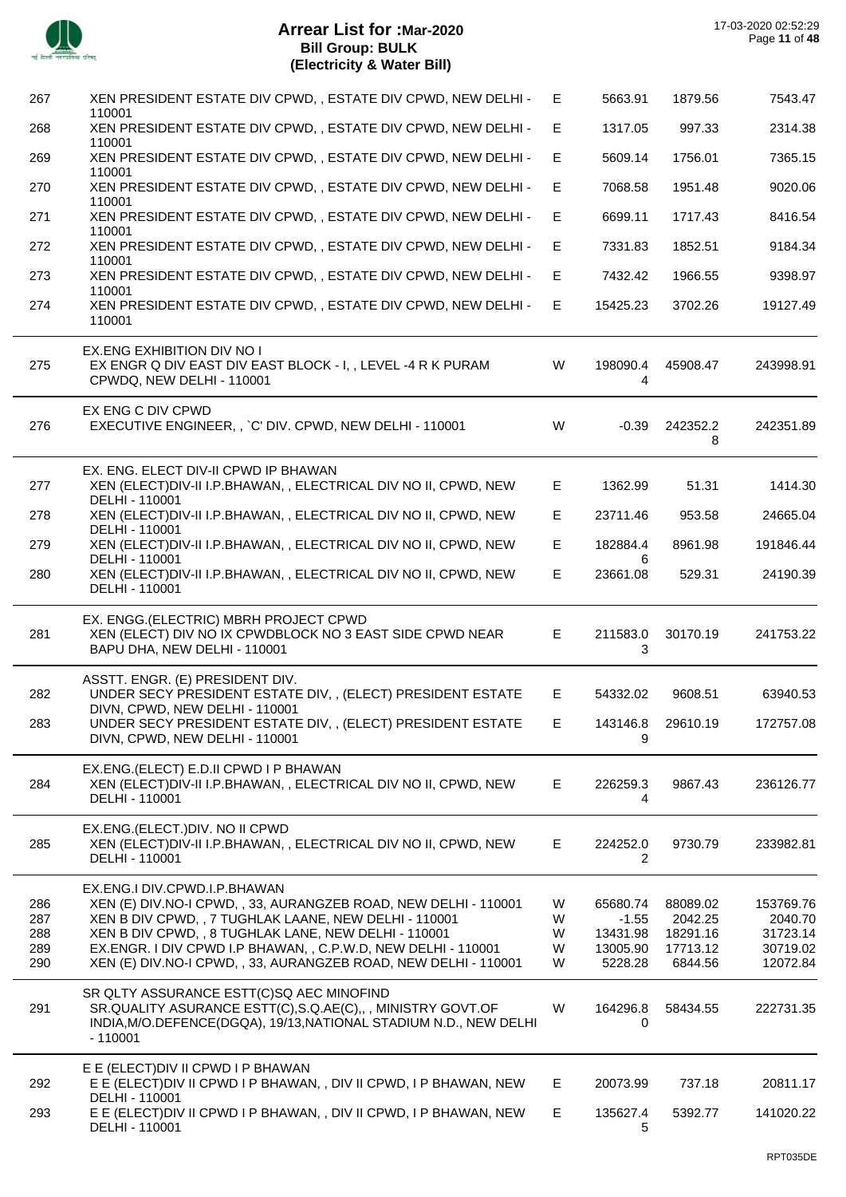# Arrear List for :Mar-2020
## Bill Group: BULK
## (Electricity & Water Bill)

17-03-2020 02:52:29

| | | | | | |
|---|---|---|---|---|---|
| 267 | XEN PRESIDENT ESTATE DIV CPWD, , ESTATE DIV CPWD, NEW DELHI - 110001 | E | 5663.91 | 1879.56 | 7543.47 |
| 268 | XEN PRESIDENT ESTATE DIV CPWD, , ESTATE DIV CPWD, NEW DELHI - 110001 | E | 1317.05 | 997.33 | 2314.38 |
| 269 | XEN PRESIDENT ESTATE DIV CPWD, , ESTATE DIV CPWD, NEW DELHI - 110001 | E | 5609.14 | 1756.01 | 7365.15 |
| 270 | XEN PRESIDENT ESTATE DIV CPWD, , ESTATE DIV CPWD, NEW DELHI - 110001 | E | 7068.58 | 1951.48 | 9020.06 |
| 271 | XEN PRESIDENT ESTATE DIV CPWD, , ESTATE DIV CPWD, NEW DELHI - 110001 | E | 6699.11 | 1717.43 | 8416.54 |
| 272 | XEN PRESIDENT ESTATE DIV CPWD, , ESTATE DIV CPWD, NEW DELHI - 110001 | E | 7331.83 | 1852.51 | 9184.34 |
| 273 | XEN PRESIDENT ESTATE DIV CPWD, , ESTATE DIV CPWD, NEW DELHI - 110001 | E | 7432.42 | 1966.55 | 9398.97 |
| 274 | XEN PRESIDENT ESTATE DIV CPWD, , ESTATE DIV CPWD, NEW DELHI - 110001 | E | 15425.23 | 3702.26 | 19127.49 |
| | **EX.ENG EXHIBITION DIV NO I** | | | | |
| 275 | EX ENGR Q DIV EAST DIV EAST BLOCK - I, , LEVEL -4 R K PURAM CPWDQ, NEW DELHI - 110001 | W | 198090.44 | 45908.47 | 243998.91 |
| | **EX ENG C DIV CPWD** | | | | |
| 276 | EXECUTIVE ENGINEER, , `C' DIV. CPWD, NEW DELHI - 110001 | W | -0.39 | 242352.28 | 242351.89 |
| | **EX. ENG. ELECT DIV-II CPWD IP BHAWAN** | | | | |
| 277 | XEN (ELECT)DIV-II I.P.BHAWAN, , ELECTRICAL DIV NO II, CPWD, NEW DELHI - 110001 | E | 1362.99 | 51.31 | 1414.30 |
| 278 | XEN (ELECT)DIV-II I.P.BHAWAN, , ELECTRICAL DIV NO II, CPWD, NEW DELHI - 110001 | E | 23711.46 | 953.58 | 24665.04 |
| 279 | XEN (ELECT)DIV-II I.P.BHAWAN, , ELECTRICAL DIV NO II, CPWD, NEW DELHI - 110001 | E | 182884.46 | 8961.98 | 191846.44 |
| 280 | XEN (ELECT)DIV-II I.P.BHAWAN, , ELECTRICAL DIV NO II, CPWD, NEW DELHI - 110001 | E | 23661.08 | 529.31 | 24190.39 |
| | **EX. ENGG.(ELECTRIC) MBRH PROJECT CPWD** | | | | |
| 281 | XEN (ELECT) DIV NO IX CPWDBLOCK NO 3 EAST SIDE CPWD NEAR BAPU DHA, NEW DELHI - 110001 | E | 211583.03 | 30170.19 | 241753.22 |
| | **ASSTT. ENGR. (E) PRESIDENT DIV.** | | | | |
| 282 | UNDER SECY PRESIDENT ESTATE DIV, , (ELECT) PRESIDENT ESTATE DIVN, CPWD, NEW DELHI - 110001 | E | 54332.02 | 9608.51 | 63940.53 |
| 283 | UNDER SECY PRESIDENT ESTATE DIV, , (ELECT) PRESIDENT ESTATE DIVN, CPWD, NEW DELHI - 110001 | E | 143146.89 | 29610.19 | 172757.08 |
| | **EX.ENG.(ELECT) E.D.II CPWD I P BHAWAN** | | | | |
| 284 | XEN (ELECT)DIV-II I.P.BHAWAN, , ELECTRICAL DIV NO II, CPWD, NEW DELHI - 110001 | E | 226259.34 | 9867.43 | 236126.77 |
| | **EX.ENG.(ELECT.)DIV. NO II CPWD** | | | | |
| 285 | XEN (ELECT)DIV-II I.P.BHAWAN, , ELECTRICAL DIV NO II, CPWD, NEW DELHI - 110001 | E | 224252.02 | 9730.79 | 233982.81 |
| | **EX.ENG.I DIV.CPWD.I.P.BHAWAN** | | | | |
| 286 | XEN (E) DIV.NO-I CPWD, , 33, AURANGZEB ROAD, NEW DELHI - 110001 | W | 65680.74 | 88089.02 | 153769.76 |
| 287 | XEN B DIV CPWD, , 7 TUGHLAK LAANE, NEW DELHI - 110001 | W | -1.55 | 2042.25 | 2040.70 |
| 288 | XEN B DIV CPWD, , 8 TUGHLAK LANE, NEW DELHI - 110001 | W | 13431.98 | 18291.16 | 31723.14 |
| 289 | EX.ENGR. I DIV CPWD I.P BHAWAN, , C.P.W.D, NEW DELHI - 110001 | W | 13005.90 | 17713.12 | 30719.02 |
| 290 | XEN (E) DIV.NO-I CPWD, , 33, AURANGZEB ROAD, NEW DELHI - 110001 | W | 5228.28 | 6844.56 | 12072.84 |
| | **SR QLTY ASSURANCE ESTT(C)SQ AEC MINOFIND** | | | | |
| 291 | SR.QUALITY ASURANCE ESTT(C),S.Q.AE(C),, , MINISTRY GOVT.OF INDIA,M/O.DEFENCE(DGQA), 19/13,NATIONAL STADIUM N.D., NEW DELHI - 110001 | W | 164296.80 | 58434.55 | 222731.35 |
| | **E E (ELECT)DIV II CPWD I P BHAWAN** | | | | |
| 292 | E E (ELECT)DIV II CPWD I P BHAWAN, , DIV II CPWD, I P BHAWAN, NEW DELHI - 110001 | E | 20073.99 | 737.18 | 20811.17 |
| 293 | E E (ELECT)DIV II CPWD I P BHAWAN, , DIV II CPWD, I P BHAWAN, NEW DELHI - 110001 | E | 135627.45 | 5392.77 | 141020.22 |

RPT035DE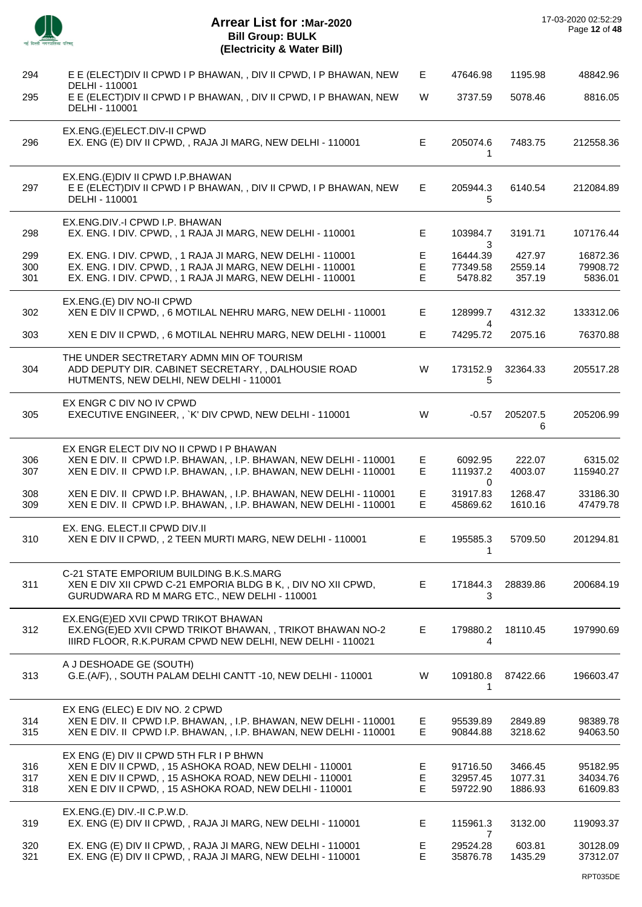# Arrear List for :Mar-2020
## Bill Group: BULK
## (Electricity & Water Bill)

17-03-2020 02:52:29

| S.No. | Name / Address | Type | Amount 1 | Amount 2 | Total |
|---|---|---|---|---|---|
| 294 | E E (ELECT)DIV II CPWD I P BHAWAN, , DIV II CPWD, I P BHAWAN, NEW DELHI - 110001 | E | 47646.98 | 1195.98 | 48842.96 |
| 295 | E E (ELECT)DIV II CPWD I P BHAWAN, , DIV II CPWD, I P BHAWAN, NEW DELHI - 110001 | W | 3737.59 | 5078.46 | 8816.05 |
| | **EX.ENG.(E)ELECT.DIV-II CPWD** | | | | |
| 296 | EX. ENG (E) DIV II CPWD, , RAJA JI MARG, NEW DELHI - 110001 | E | 205074.61 | 7483.75 | 212558.36 |
| | **EX.ENG.(E)DIV II CPWD I.P.BHAWAN** | | | | |
| 297 | E E (ELECT)DIV II CPWD I P BHAWAN, , DIV II CPWD, I P BHAWAN, NEW DELHI - 110001 | E | 205944.35 | 6140.54 | 212084.89 |
| | **EX.ENG.DIV.-I CPWD I.P. BHAWAN** | | | | |
| 298 | EX. ENG. I DIV. CPWD, , 1 RAJA JI MARG, NEW DELHI - 110001 | E | 103984.73 | 3191.71 | 107176.44 |
| 299 | EX. ENG. I DIV. CPWD, , 1 RAJA JI MARG, NEW DELHI - 110001 | E | 16444.39 | 427.97 | 16872.36 |
| 300 | EX. ENG. I DIV. CPWD, , 1 RAJA JI MARG, NEW DELHI - 110001 | E | 77349.58 | 2559.14 | 79908.72 |
| 301 | EX. ENG. I DIV. CPWD, , 1 RAJA JI MARG, NEW DELHI - 110001 | E | 5478.82 | 357.19 | 5836.01 |
| | **EX.ENG.(E) DIV NO-II CPWD** | | | | |
| 302 | XEN E DIV II CPWD, , 6 MOTILAL NEHRU MARG, NEW DELHI - 110001 | E | 128999.74 | 4312.32 | 133312.06 |
| 303 | XEN E DIV II CPWD, , 6 MOTILAL NEHRU MARG, NEW DELHI - 110001 | E | 74295.72 | 2075.16 | 76370.88 |
| | **THE UNDER SECTRETARY ADMN MIN OF TOURISM** | | | | |
| 304 | ADD DEPUTY DIR. CABINET SECRETARY, , DALHOUSIE ROAD HUTMENTS, NEW DELHI, NEW DELHI - 110001 | W | 173152.95 | 32364.33 | 205517.28 |
| | **EX ENGR C DIV NO IV CPWD** | | | | |
| 305 | EXECUTIVE ENGINEER, , `K' DIV CPWD, NEW DELHI - 110001 | W | -0.57 | 205207.56 | 205206.99 |
| | **EX ENGR ELECT DIV NO II CPWD I P BHAWAN** | | | | |
| 306 | XEN E DIV. II CPWD I.P. BHAWAN, , I.P. BHAWAN, NEW DELHI - 110001 | E | 6092.95 | 222.07 | 6315.02 |
| 307 | XEN E DIV. II CPWD I.P. BHAWAN, , I.P. BHAWAN, NEW DELHI - 110001 | E | 111937.20 | 4003.07 | 115940.27 |
| 308 | XEN E DIV. II CPWD I.P. BHAWAN, , I.P. BHAWAN, NEW DELHI - 110001 | E | 31917.83 | 1268.47 | 33186.30 |
| 309 | XEN E DIV. II CPWD I.P. BHAWAN, , I.P. BHAWAN, NEW DELHI - 110001 | E | 45869.62 | 1610.16 | 47479.78 |
| | **EX. ENG. ELECT.II CPWD DIV.II** | | | | |
| 310 | XEN E DIV II CPWD, , 2 TEEN MURTI MARG, NEW DELHI - 110001 | E | 195585.31 | 5709.50 | 201294.81 |
| | **C-21 STATE EMPORIUM BUILDING B.K.S.MARG** | | | | |
| 311 | XEN E DIV XII CPWD C-21 EMPORIA BLDG B K, , DIV NO XII CPWD, GURUDWARA RD M MARG ETC., NEW DELHI - 110001 | E | 171844.33 | 28839.86 | 200684.19 |
| | **EX.ENG(E)ED XVII CPWD TRIKOT BHAWAN** | | | | |
| 312 | EX.ENG(E)ED XVII CPWD TRIKOT BHAWAN, , TRIKOT BHAWAN NO-2 IIIRD FLOOR, R.K.PURAM CPWD NEW DELHI, NEW DELHI - 110021 | E | 179880.24 | 18110.45 | 197990.69 |
| | **A J DESHOADE GE (SOUTH)** | | | | |
| 313 | G.E.(A/F), , SOUTH PALAM DELHI CANTT -10, NEW DELHI - 110001 | W | 109180.81 | 87422.66 | 196603.47 |
| | **EX ENG (ELEC) E DIV NO. 2 CPWD** | | | | |
| 314 | XEN E DIV. II CPWD I.P. BHAWAN, , I.P. BHAWAN, NEW DELHI - 110001 | E | 95539.89 | 2849.89 | 98389.78 |
| 315 | XEN E DIV. II CPWD I.P. BHAWAN, , I.P. BHAWAN, NEW DELHI - 110001 | E | 90844.88 | 3218.62 | 94063.50 |
| | **EX ENG (E) DIV II CPWD 5TH FLR I P BHWN** | | | | |
| 316 | XEN E DIV II CPWD, , 15 ASHOKA ROAD, NEW DELHI - 110001 | E | 91716.50 | 3466.45 | 95182.95 |
| 317 | XEN E DIV II CPWD, , 15 ASHOKA ROAD, NEW DELHI - 110001 | E | 32957.45 | 1077.31 | 34034.76 |
| 318 | XEN E DIV II CPWD, , 15 ASHOKA ROAD, NEW DELHI - 110001 | E | 59722.90 | 1886.93 | 61609.83 |
| | **EX.ENG.(E) DIV.-II C.P.W.D.** | | | | |
| 319 | EX. ENG (E) DIV II CPWD, , RAJA JI MARG, NEW DELHI - 110001 | E | 115961.37 | 3132.00 | 119093.37 |
| 320 | EX. ENG (E) DIV II CPWD, , RAJA JI MARG, NEW DELHI - 110001 | E | 29524.28 | 603.81 | 30128.09 |
| 321 | EX. ENG (E) DIV II CPWD, , RAJA JI MARG, NEW DELHI - 110001 | E | 35876.78 | 1435.29 | 37312.07 |

RPT035DE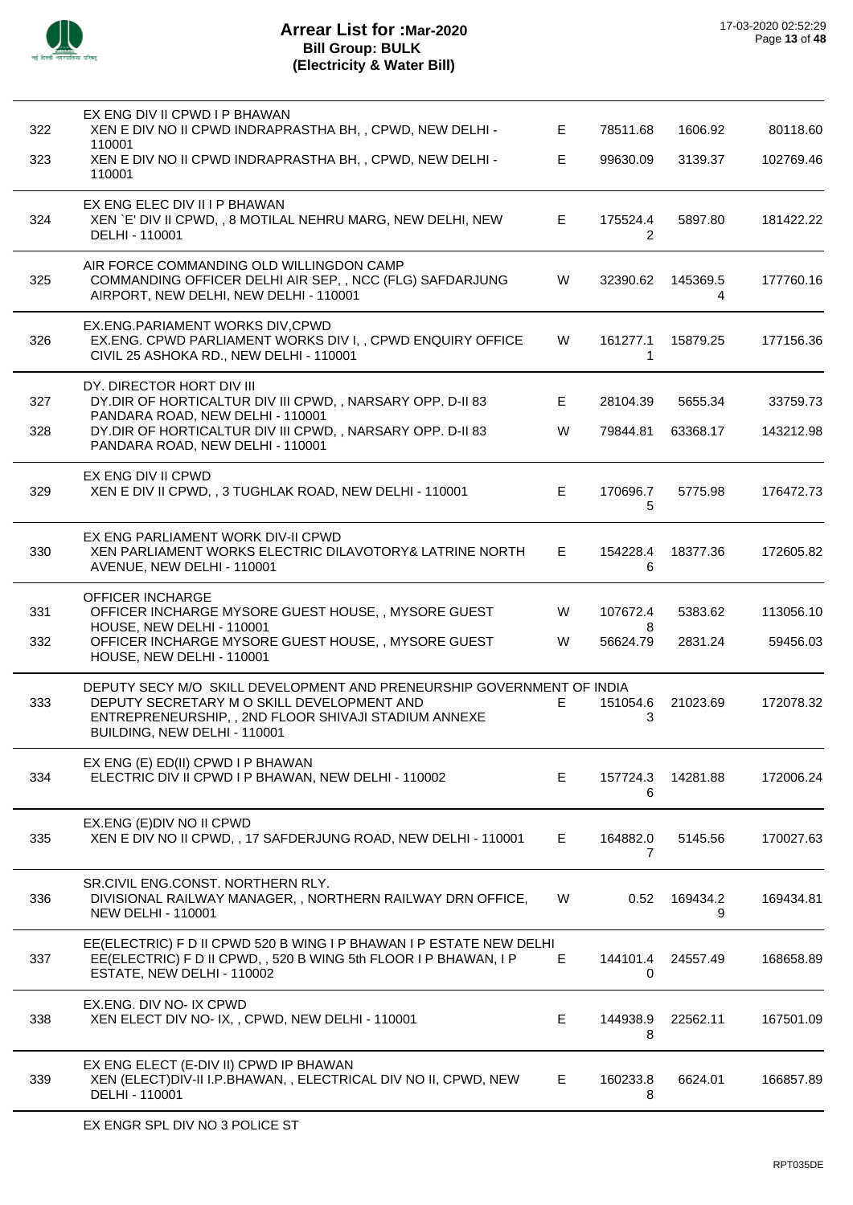# Arrear List for :Mar-2020
## Bill Group: BULK
## (Electricity & Water Bill)

| | | | | | |
|---|---|---|---|---|---|
| | **EX ENG DIV II CPWD I P BHAWAN** | | | | |
| 322 | XEN E DIV NO II CPWD INDRAPRASTHA BH, , CPWD, NEW DELHI - 110001 | E | 78511.68 | 1606.92 | 80118.60 |
| 323 | XEN E DIV NO II CPWD INDRAPRASTHA BH, , CPWD, NEW DELHI - 110001 | E | 99630.09 | 3139.37 | 102769.46 |
| | **EX ENG ELEC DIV II I P BHAWAN** | | | | |
| 324 | XEN `E' DIV II CPWD, , 8 MOTILAL NEHRU MARG, NEW DELHI, NEW DELHI - 110001 | E | 175524.42 | 5897.80 | 181422.22 |
| | **AIR FORCE COMMANDING OLD WILLINGDON CAMP** | | | | |
| 325 | COMMANDING OFFICER DELHI AIR SEP, , NCC (FLG) SAFDARJUNG AIRPORT, NEW DELHI, NEW DELHI - 110001 | W | 32390.62 | 145369.54 | 177760.16 |
| | **EX.ENG.PARIAMENT WORKS DIV,CPWD** | | | | |
| 326 | EX.ENG. CPWD PARLIAMENT WORKS DIV I, , CPWD ENQUIRY OFFICE CIVIL 25 ASHOKA RD., NEW DELHI - 110001 | W | 161277.11 | 15879.25 | 177156.36 |
| | **DY. DIRECTOR HORT DIV III** | | | | |
| 327 | DY.DIR OF HORTICALTUR DIV III CPWD, , NARSARY OPP. D-II 83 PANDARA ROAD, NEW DELHI - 110001 | E | 28104.39 | 5655.34 | 33759.73 |
| 328 | DY.DIR OF HORTICALTUR DIV III CPWD, , NARSARY OPP. D-II 83 PANDARA ROAD, NEW DELHI - 110001 | W | 79844.81 | 63368.17 | 143212.98 |
| | **EX ENG DIV II CPWD** | | | | |
| 329 | XEN E DIV II CPWD, , 3 TUGHLAK ROAD, NEW DELHI - 110001 | E | 170696.75 | 5775.98 | 176472.73 |
| | **EX ENG PARLIAMENT WORK DIV-II CPWD** | | | | |
| 330 | XEN PARLIAMENT WORKS ELECTRIC DILAVOTORY& LATRINE NORTH AVENUE, NEW DELHI - 110001 | E | 154228.46 | 18377.36 | 172605.82 |
| | **OFFICER INCHARGE** | | | | |
| 331 | OFFICER INCHARGE MYSORE GUEST HOUSE, , MYSORE GUEST HOUSE, NEW DELHI - 110001 | W | 107672.48 | 5383.62 | 113056.10 |
| 332 | OFFICER INCHARGE MYSORE GUEST HOUSE, , MYSORE GUEST HOUSE, NEW DELHI - 110001 | W | 56624.79 | 2831.24 | 59456.03 |
| | **DEPUTY SECY M/O SKILL DEVELOPMENT AND PRENEURSHIP GOVERNMENT OF INDIA** | | | | |
| 333 | DEPUTY SECRETARY M O SKILL DEVELOPMENT AND ENTREPRENEURSHIP, , 2ND FLOOR SHIVAJI STADIUM ANNEXE BUILDING, NEW DELHI - 110001 | E | 151054.63 | 21023.69 | 172078.32 |
| | **EX ENG (E) ED(II) CPWD I P BHAWAN** | | | | |
| 334 | ELECTRIC DIV II CPWD I P BHAWAN, NEW DELHI - 110002 | E | 157724.36 | 14281.88 | 172006.24 |
| | **EX.ENG (E)DIV NO II CPWD** | | | | |
| 335 | XEN E DIV NO II CPWD, , 17 SAFDERJUNG ROAD, NEW DELHI - 110001 | E | 164882.07 | 5145.56 | 170027.63 |
| | **SR.CIVIL ENG.CONST. NORTHERN RLY.** | | | | |
| 336 | DIVISIONAL RAILWAY MANAGER, , NORTHERN RAILWAY DRN OFFICE, NEW DELHI - 110001 | W | 0.52 | 169434.29 | 169434.81 |
| | **EE(ELECTRIC) F D II CPWD 520 B WING I P BHAWAN I P ESTATE NEW DELHI** | | | | |
| 337 | EE(ELECTRIC) F D II CPWD, , 520 B WING 5th FLOOR I P BHAWAN, I P ESTATE, NEW DELHI - 110002 | E | 144101.40 | 24557.49 | 168658.89 |
| | **EX.ENG. DIV NO- IX CPWD** | | | | |
| 338 | XEN ELECT DIV NO- IX, , CPWD, NEW DELHI - 110001 | E | 144938.98 | 22562.11 | 167501.09 |
| | **EX ENG ELECT (E-DIV II) CPWD IP BHAWAN** | | | | |
| 339 | XEN (ELECT)DIV-II I.P.BHAWAN, , ELECTRICAL DIV NO II, CPWD, NEW DELHI - 110001 | E | 160233.88 | 6624.01 | 166857.89 |

EX ENGR SPL DIV NO 3 POLICE ST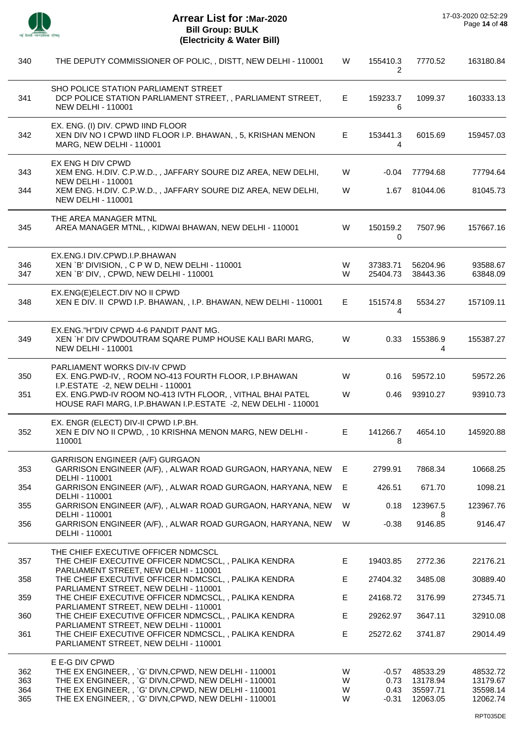# Arrear List for :Mar-2020
## Bill Group: BULK
## (Electricity & Water Bill)

17-03-2020 02:52:29

| S.No | Name / Address | Type | Col1 | Col2 | Total |
|---|---|---|---|---|---|
| 340 | THE DEPUTY COMMISSIONER OF POLIC, , DISTT, NEW DELHI - 110001 | W | 155410.32 | 7770.52 | 163180.84 |
| | SHO POLICE STATION PARLIAMENT STREET | | | | |
| 341 | DCP POLICE STATION PARLIAMENT STREET, , PARLIAMENT STREET, NEW DELHI - 110001 | E | 159233.76 | 1099.37 | 160333.13 |
| | EX. ENG. (I) DIV. CPWD IIND FLOOR | | | | |
| 342 | XEN DIV NO I CPWD IIND FLOOR I.P. BHAWAN, , 5, KRISHAN MENON MARG, NEW DELHI - 110001 | E | 153441.34 | 6015.69 | 159457.03 |
| | EX ENG H DIV CPWD | | | | |
| 343 | XEM ENG. H.DIV. C.P.W.D., , JAFFARY SOURE DIZ AREA, NEW DELHI, NEW DELHI - 110001 | W | -0.04 | 77794.68 | 77794.64 |
| 344 | XEM ENG. H.DIV. C.P.W.D., , JAFFARY SOURE DIZ AREA, NEW DELHI, NEW DELHI - 110001 | W | 1.67 | 81044.06 | 81045.73 |
| | THE AREA MANAGER MTNL | | | | |
| 345 | AREA MANAGER MTNL, , KIDWAI BHAWAN, NEW DELHI - 110001 | W | 150159.20 | 7507.96 | 157667.16 |
| | EX.ENG.I DIV.CPWD.I.P.BHAWAN | | | | |
| 346 | XEN `B' DIVISION, , C P W D, NEW DELHI - 110001 | W | 37383.71 | 56204.96 | 93588.67 |
| 347 | XEN `B' DIV, , CPWD, NEW DELHI - 110001 | W | 25404.73 | 38443.36 | 63848.09 |
| | EX.ENG(E)ELECT.DIV NO II CPWD | | | | |
| 348 | XEN E DIV. II CPWD I.P. BHAWAN, , I.P. BHAWAN, NEW DELHI - 110001 | E | 151574.84 | 5534.27 | 157109.11 |
| | EX.ENG."H"DIV CPWD 4-6 PANDIT PANT MG. | | | | |
| 349 | XEN `H' DIV CPWDOUTRAM SQARE PUMP HOUSE KALI BARI MARG, NEW DELHI - 110001 | W | 0.33 | 155386.94 | 155387.27 |
| | PARLIAMENT WORKS DIV-IV CPWD | | | | |
| 350 | EX. ENG.PWD-IV, , ROOM NO-413 FOURTH FLOOR, I.P.BHAWAN I.P.ESTATE -2, NEW DELHI - 110001 | W | 0.16 | 59572.10 | 59572.26 |
| 351 | EX. ENG.PWD-IV ROOM NO-413 IVTH FLOOR, , VITHAL BHAI PATEL HOUSE RAFI MARG, I.P.BHAWAN I.P.ESTATE -2, NEW DELHI - 110001 | W | 0.46 | 93910.27 | 93910.73 |
| | EX. ENGR (ELECT) DIV-II CPWD I.P.BH. | | | | |
| 352 | XEN E DIV NO II CPWD, , 10 KRISHNA MENON MARG, NEW DELHI - 110001 | E | 141266.78 | 4654.10 | 145920.88 |
| | GARRISON ENGINEER (A/F) GURGAON | | | | |
| 353 | GARRISON ENGINEER (A/F), , ALWAR ROAD GURGAON, HARYANA, NEW DELHI - 110001 | E | 2799.91 | 7868.34 | 10668.25 |
| 354 | GARRISON ENGINEER (A/F), , ALWAR ROAD GURGAON, HARYANA, NEW DELHI - 110001 | E | 426.51 | 671.70 | 1098.21 |
| 355 | GARRISON ENGINEER (A/F), , ALWAR ROAD GURGAON, HARYANA, NEW DELHI - 110001 | W | 0.18 | 123967.58 | 123967.76 |
| 356 | GARRISON ENGINEER (A/F), , ALWAR ROAD GURGAON, HARYANA, NEW DELHI - 110001 | W | -0.38 | 9146.85 | 9146.47 |
| | THE CHIEF EXECUTIVE OFFICER NDMCSCL | | | | |
| 357 | THE CHEIF EXECUTIVE OFFICER NDMCSCL, , PALIKA KENDRA PARLIAMENT STREET, NEW DELHI - 110001 | E | 19403.85 | 2772.36 | 22176.21 |
| 358 | THE CHEIF EXECUTIVE OFFICER NDMCSCL, , PALIKA KENDRA PARLIAMENT STREET, NEW DELHI - 110001 | E | 27404.32 | 3485.08 | 30889.40 |
| 359 | THE CHEIF EXECUTIVE OFFICER NDMCSCL, , PALIKA KENDRA PARLIAMENT STREET, NEW DELHI - 110001 | E | 24168.72 | 3176.99 | 27345.71 |
| 360 | THE CHEIF EXECUTIVE OFFICER NDMCSCL, , PALIKA KENDRA PARLIAMENT STREET, NEW DELHI - 110001 | E | 29262.97 | 3647.11 | 32910.08 |
| 361 | THE CHEIF EXECUTIVE OFFICER NDMCSCL, , PALIKA KENDRA PARLIAMENT STREET, NEW DELHI - 110001 | E | 25272.62 | 3741.87 | 29014.49 |
| | E E-G DIV CPWD | | | | |
| 362 | THE EX ENGINEER, , `G' DIVN,CPWD, NEW DELHI - 110001 | W | -0.57 | 48533.29 | 48532.72 |
| 363 | THE EX ENGINEER, , `G' DIVN,CPWD, NEW DELHI - 110001 | W | 0.73 | 13178.94 | 13179.67 |
| 364 | THE EX ENGINEER, , `G' DIVN,CPWD, NEW DELHI - 110001 | W | 0.43 | 35597.71 | 35598.14 |
| 365 | THE EX ENGINEER, , `G' DIVN,CPWD, NEW DELHI - 110001 | W | -0.31 | 12063.05 | 12062.74 |

RPT035DE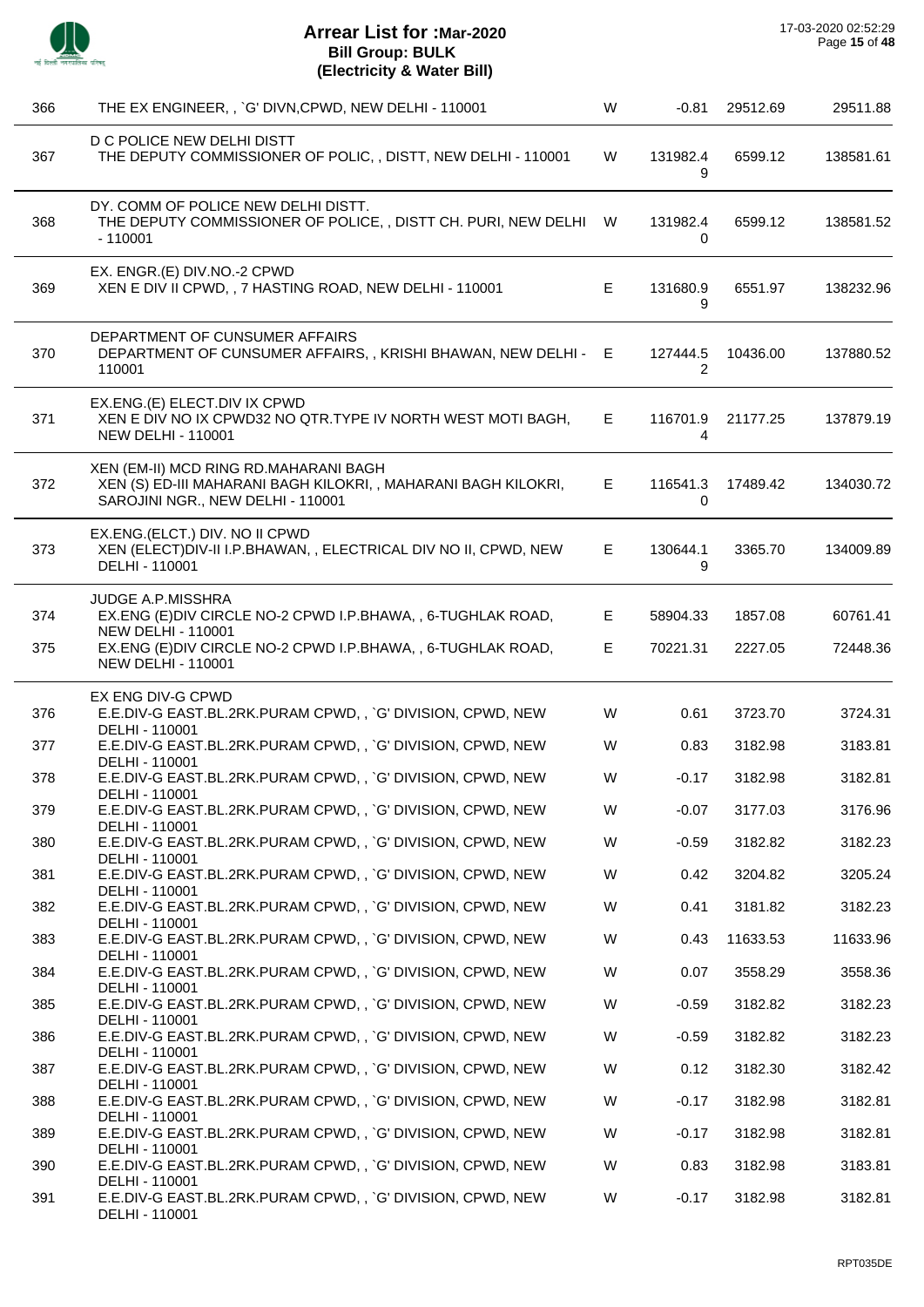# Arrear List for :Mar-2020
## Bill Group: BULK
### (Electricity & Water Bill)

17-03-2020 02:52:29

| | | | | | |
|---|---|---|---|---|---|
| 366 | THE EX ENGINEER, , `G' DIVN,CPWD, NEW DELHI - 110001 | W | -0.81 | 29512.69 | 29511.88 |
| | D C POLICE NEW DELHI DISTT | | | | |
| 367 | THE DEPUTY COMMISSIONER OF POLIC, , DISTT, NEW DELHI - 110001 | W | 131982.49 | 6599.12 | 138581.61 |
| | DY. COMM OF POLICE NEW DELHI DISTT. | | | | |
| 368 | THE DEPUTY COMMISSIONER OF POLICE, , DISTT CH. PURI, NEW DELHI - 110001 | W | 131982.40 | 6599.12 | 138581.52 |
| | EX. ENGR.(E) DIV.NO.-2 CPWD | | | | |
| 369 | XEN E DIV II CPWD, , 7 HASTING ROAD, NEW DELHI - 110001 | E | 131680.99 | 6551.97 | 138232.96 |
| | DEPARTMENT OF CUNSUMER AFFAIRS | | | | |
| 370 | DEPARTMENT OF CUNSUMER AFFAIRS, , KRISHI BHAWAN, NEW DELHI - 110001 | E | 127444.52 | 10436.00 | 137880.52 |
| | EX.ENG.(E) ELECT.DIV IX CPWD | | | | |
| 371 | XEN E DIV NO IX CPWD32 NO QTR.TYPE IV NORTH WEST MOTI BAGH, NEW DELHI - 110001 | E | 116701.94 | 21177.25 | 137879.19 |
| | XEN (EM-II) MCD RING RD.MAHARANI BAGH | | | | |
| 372 | XEN (S) ED-III MAHARANI BAGH KILOKRI, , MAHARANI BAGH KILOKRI, SAROJINI NGR., NEW DELHI - 110001 | E | 116541.30 | 17489.42 | 134030.72 |
| | EX.ENG.(ELCT.) DIV. NO II CPWD | | | | |
| 373 | XEN (ELECT)DIV-II I.P.BHAWAN, , ELECTRICAL DIV NO II, CPWD, NEW DELHI - 110001 | E | 130644.19 | 3365.70 | 134009.89 |
| | JUDGE A.P.MISSHRA | | | | |
| 374 | EX.ENG (E)DIV CIRCLE NO-2 CPWD I.P.BHAWA, , 6-TUGHLAK ROAD, NEW DELHI - 110001 | E | 58904.33 | 1857.08 | 60761.41 |
| 375 | EX.ENG (E)DIV CIRCLE NO-2 CPWD I.P.BHAWA, , 6-TUGHLAK ROAD, NEW DELHI - 110001 | E | 70221.31 | 2227.05 | 72448.36 |
| | EX ENG DIV-G CPWD | | | | |
| 376 | E.E.DIV-G EAST.BL.2RK.PURAM CPWD, , `G' DIVISION, CPWD, NEW DELHI - 110001 | W | 0.61 | 3723.70 | 3724.31 |
| 377 | E.E.DIV-G EAST.BL.2RK.PURAM CPWD, , `G' DIVISION, CPWD, NEW DELHI - 110001 | W | 0.83 | 3182.98 | 3183.81 |
| 378 | E.E.DIV-G EAST.BL.2RK.PURAM CPWD, , `G' DIVISION, CPWD, NEW DELHI - 110001 | W | -0.17 | 3182.98 | 3182.81 |
| 379 | E.E.DIV-G EAST.BL.2RK.PURAM CPWD, , `G' DIVISION, CPWD, NEW DELHI - 110001 | W | -0.07 | 3177.03 | 3176.96 |
| 380 | E.E.DIV-G EAST.BL.2RK.PURAM CPWD, , `G' DIVISION, CPWD, NEW DELHI - 110001 | W | -0.59 | 3182.82 | 3182.23 |
| 381 | E.E.DIV-G EAST.BL.2RK.PURAM CPWD, , `G' DIVISION, CPWD, NEW DELHI - 110001 | W | 0.42 | 3204.82 | 3205.24 |
| 382 | E.E.DIV-G EAST.BL.2RK.PURAM CPWD, , `G' DIVISION, CPWD, NEW DELHI - 110001 | W | 0.41 | 3181.82 | 3182.23 |
| 383 | E.E.DIV-G EAST.BL.2RK.PURAM CPWD, , `G' DIVISION, CPWD, NEW DELHI - 110001 | W | 0.43 | 11633.53 | 11633.96 |
| 384 | E.E.DIV-G EAST.BL.2RK.PURAM CPWD, , `G' DIVISION, CPWD, NEW DELHI - 110001 | W | 0.07 | 3558.29 | 3558.36 |
| 385 | E.E.DIV-G EAST.BL.2RK.PURAM CPWD, , `G' DIVISION, CPWD, NEW DELHI - 110001 | W | -0.59 | 3182.82 | 3182.23 |
| 386 | E.E.DIV-G EAST.BL.2RK.PURAM CPWD, , `G' DIVISION, CPWD, NEW DELHI - 110001 | W | -0.59 | 3182.82 | 3182.23 |
| 387 | E.E.DIV-G EAST.BL.2RK.PURAM CPWD, , `G' DIVISION, CPWD, NEW DELHI - 110001 | W | 0.12 | 3182.30 | 3182.42 |
| 388 | E.E.DIV-G EAST.BL.2RK.PURAM CPWD, , `G' DIVISION, CPWD, NEW DELHI - 110001 | W | -0.17 | 3182.98 | 3182.81 |
| 389 | E.E.DIV-G EAST.BL.2RK.PURAM CPWD, , `G' DIVISION, CPWD, NEW DELHI - 110001 | W | -0.17 | 3182.98 | 3182.81 |
| 390 | E.E.DIV-G EAST.BL.2RK.PURAM CPWD, , `G' DIVISION, CPWD, NEW DELHI - 110001 | W | 0.83 | 3182.98 | 3183.81 |
| 391 | E.E.DIV-G EAST.BL.2RK.PURAM CPWD, , `G' DIVISION, CPWD, NEW DELHI - 110001 | W | -0.17 | 3182.98 | 3182.81 |

RPT035DE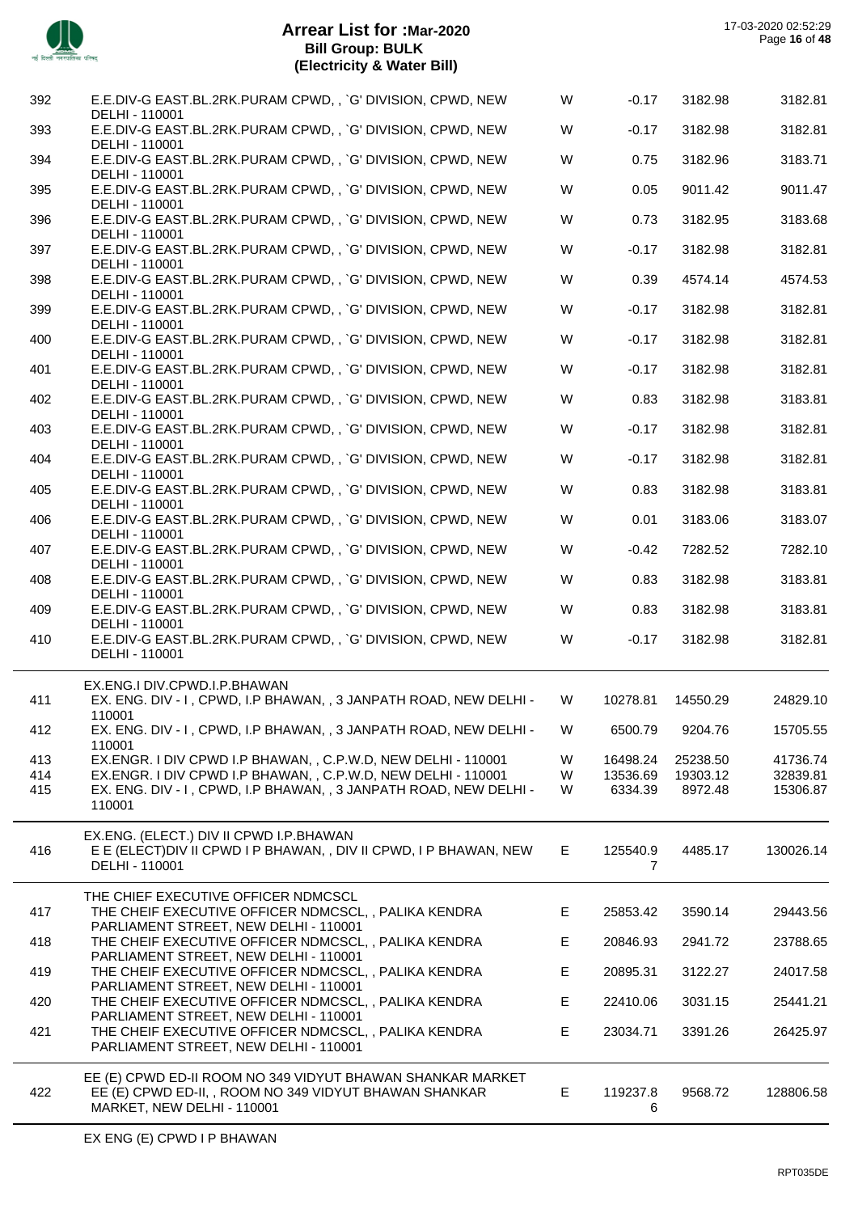# Arrear List for :Mar-2020
## Bill Group: BULK
### (Electricity & Water Bill)

| | | | | | |
|---|---|---|---|---|---|
| 392 | E.E.DIV-G EAST.BL.2RK.PURAM CPWD, , `G' DIVISION, CPWD, NEW DELHI - 110001 | W | -0.17 | 3182.98 | 3182.81 |
| 393 | E.E.DIV-G EAST.BL.2RK.PURAM CPWD, , `G' DIVISION, CPWD, NEW DELHI - 110001 | W | -0.17 | 3182.98 | 3182.81 |
| 394 | E.E.DIV-G EAST.BL.2RK.PURAM CPWD, , `G' DIVISION, CPWD, NEW DELHI - 110001 | W | 0.75 | 3182.96 | 3183.71 |
| 395 | E.E.DIV-G EAST.BL.2RK.PURAM CPWD, , `G' DIVISION, CPWD, NEW DELHI - 110001 | W | 0.05 | 9011.42 | 9011.47 |
| 396 | E.E.DIV-G EAST.BL.2RK.PURAM CPWD, , `G' DIVISION, CPWD, NEW DELHI - 110001 | W | 0.73 | 3182.95 | 3183.68 |
| 397 | E.E.DIV-G EAST.BL.2RK.PURAM CPWD, , `G' DIVISION, CPWD, NEW DELHI - 110001 | W | -0.17 | 3182.98 | 3182.81 |
| 398 | E.E.DIV-G EAST.BL.2RK.PURAM CPWD, , `G' DIVISION, CPWD, NEW DELHI - 110001 | W | 0.39 | 4574.14 | 4574.53 |
| 399 | E.E.DIV-G EAST.BL.2RK.PURAM CPWD, , `G' DIVISION, CPWD, NEW DELHI - 110001 | W | -0.17 | 3182.98 | 3182.81 |
| 400 | E.E.DIV-G EAST.BL.2RK.PURAM CPWD, , `G' DIVISION, CPWD, NEW DELHI - 110001 | W | -0.17 | 3182.98 | 3182.81 |
| 401 | E.E.DIV-G EAST.BL.2RK.PURAM CPWD, , `G' DIVISION, CPWD, NEW DELHI - 110001 | W | -0.17 | 3182.98 | 3182.81 |
| 402 | E.E.DIV-G EAST.BL.2RK.PURAM CPWD, , `G' DIVISION, CPWD, NEW DELHI - 110001 | W | 0.83 | 3182.98 | 3183.81 |
| 403 | E.E.DIV-G EAST.BL.2RK.PURAM CPWD, , `G' DIVISION, CPWD, NEW DELHI - 110001 | W | -0.17 | 3182.98 | 3182.81 |
| 404 | E.E.DIV-G EAST.BL.2RK.PURAM CPWD, , `G' DIVISION, CPWD, NEW DELHI - 110001 | W | -0.17 | 3182.98 | 3182.81 |
| 405 | E.E.DIV-G EAST.BL.2RK.PURAM CPWD, , `G' DIVISION, CPWD, NEW DELHI - 110001 | W | 0.83 | 3182.98 | 3183.81 |
| 406 | E.E.DIV-G EAST.BL.2RK.PURAM CPWD, , `G' DIVISION, CPWD, NEW DELHI - 110001 | W | 0.01 | 3183.06 | 3183.07 |
| 407 | E.E.DIV-G EAST.BL.2RK.PURAM CPWD, , `G' DIVISION, CPWD, NEW DELHI - 110001 | W | -0.42 | 7282.52 | 7282.10 |
| 408 | E.E.DIV-G EAST.BL.2RK.PURAM CPWD, , `G' DIVISION, CPWD, NEW DELHI - 110001 | W | 0.83 | 3182.98 | 3183.81 |
| 409 | E.E.DIV-G EAST.BL.2RK.PURAM CPWD, , `G' DIVISION, CPWD, NEW DELHI - 110001 | W | 0.83 | 3182.98 | 3183.81 |
| 410 | E.E.DIV-G EAST.BL.2RK.PURAM CPWD, , `G' DIVISION, CPWD, NEW DELHI - 110001 | W | -0.17 | 3182.98 | 3182.81 |
| | **EX.ENG.I DIV.CPWD.I.P.BHAWAN** | | | | |
| 411 | EX. ENG. DIV - I , CPWD, I.P BHAWAN, , 3 JANPATH ROAD, NEW DELHI - 110001 | W | 10278.81 | 14550.29 | 24829.10 |
| 412 | EX. ENG. DIV - I , CPWD, I.P BHAWAN, , 3 JANPATH ROAD, NEW DELHI - 110001 | W | 6500.79 | 9204.76 | 15705.55 |
| 413 | EX.ENGR. I DIV CPWD I.P BHAWAN, , C.P.W.D, NEW DELHI - 110001 | W | 16498.24 | 25238.50 | 41736.74 |
| 414 | EX.ENGR. I DIV CPWD I.P BHAWAN, , C.P.W.D, NEW DELHI - 110001 | W | 13536.69 | 19303.12 | 32839.81 |
| 415 | EX. ENG. DIV - I , CPWD, I.P BHAWAN, , 3 JANPATH ROAD, NEW DELHI - 110001 | W | 6334.39 | 8972.48 | 15306.87 |
| | **EX.ENG. (ELECT.) DIV II CPWD I.P.BHAWAN** | | | | |
| 416 | E E (ELECT)DIV II CPWD I P BHAWAN, , DIV II CPWD, I P BHAWAN, NEW DELHI - 110001 | E | 125540.97 | 4485.17 | 130026.14 |
| | **THE CHIEF EXECUTIVE OFFICER NDMCSCL** | | | | |
| 417 | THE CHEIF EXECUTIVE OFFICER NDMCSCL, , PALIKA KENDRA PARLIAMENT STREET, NEW DELHI - 110001 | E | 25853.42 | 3590.14 | 29443.56 |
| 418 | THE CHEIF EXECUTIVE OFFICER NDMCSCL, , PALIKA KENDRA PARLIAMENT STREET, NEW DELHI - 110001 | E | 20846.93 | 2941.72 | 23788.65 |
| 419 | THE CHEIF EXECUTIVE OFFICER NDMCSCL, , PALIKA KENDRA PARLIAMENT STREET, NEW DELHI - 110001 | E | 20895.31 | 3122.27 | 24017.58 |
| 420 | THE CHEIF EXECUTIVE OFFICER NDMCSCL, , PALIKA KENDRA PARLIAMENT STREET, NEW DELHI - 110001 | E | 22410.06 | 3031.15 | 25441.21 |
| 421 | THE CHEIF EXECUTIVE OFFICER NDMCSCL, , PALIKA KENDRA PARLIAMENT STREET, NEW DELHI - 110001 | E | 23034.71 | 3391.26 | 26425.97 |
| | **EE (E) CPWD ED-II ROOM NO 349 VIDYUT BHAWAN SHANKAR MARKET** | | | | |
| 422 | EE (E) CPWD ED-II, , ROOM NO 349 VIDYUT BHAWAN SHANKAR MARKET, NEW DELHI - 110001 | E | 119237.86 | 9568.72 | 128806.58 |

EX ENG (E) CPWD I P BHAWAN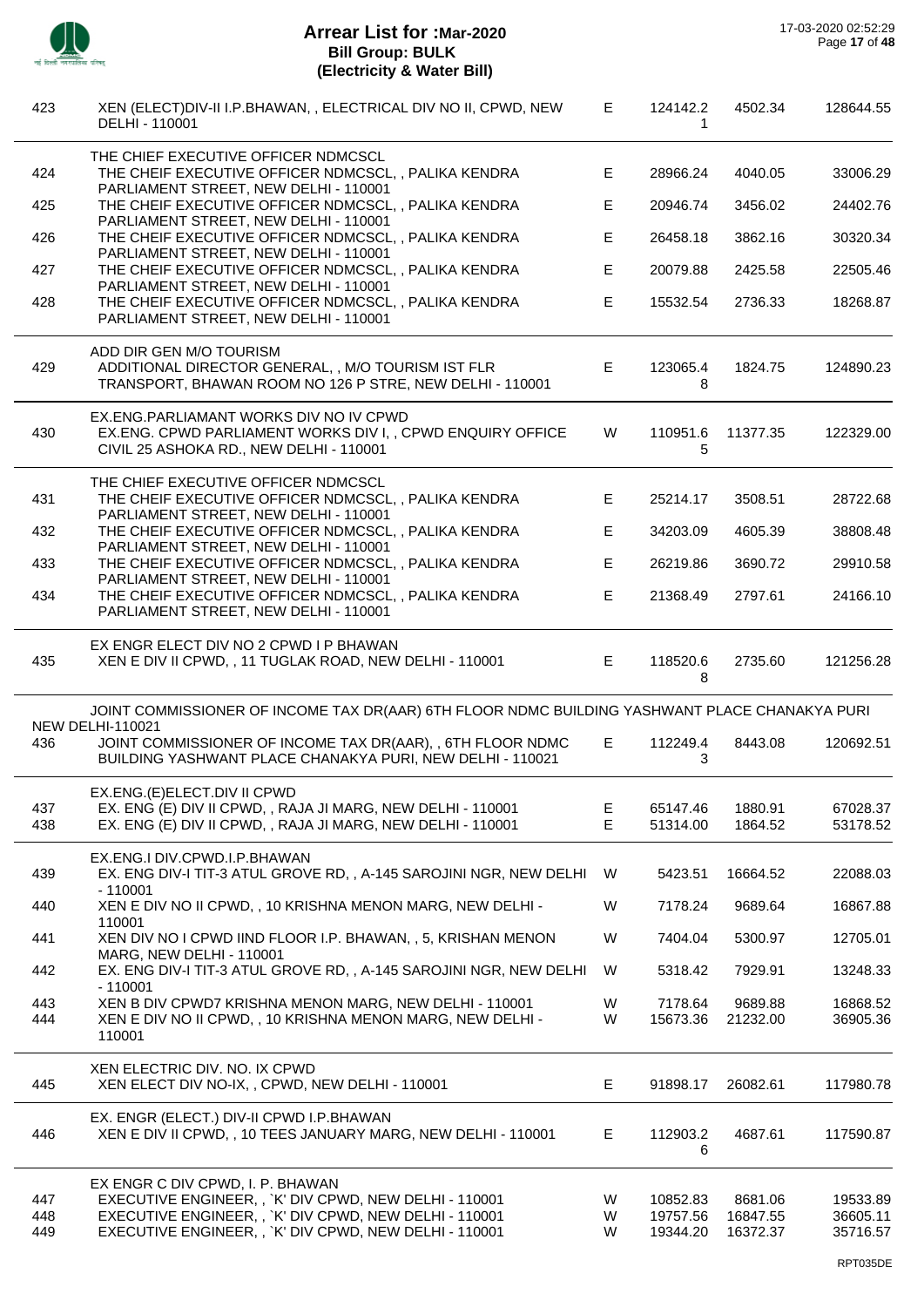# Arrear List for :Mar-2020
## Bill Group: BULK
## (Electricity & Water Bill)

| | | | | | |
|---|---|---|---|---|---|
| 423 | XEN (ELECT)DIV-II I.P.BHAWAN, , ELECTRICAL DIV NO II, CPWD, NEW DELHI - 110001 | E | 124142.21 | 4502.34 | 128644.55 |
| | **THE CHIEF EXECUTIVE OFFICER NDMCSCL** | | | | |
| 424 | THE CHEIF EXECUTIVE OFFICER NDMCSCL, , PALIKA KENDRA PARLIAMENT STREET, NEW DELHI - 110001 | E | 28966.24 | 4040.05 | 33006.29 |
| 425 | THE CHEIF EXECUTIVE OFFICER NDMCSCL, , PALIKA KENDRA PARLIAMENT STREET, NEW DELHI - 110001 | E | 20946.74 | 3456.02 | 24402.76 |
| 426 | THE CHEIF EXECUTIVE OFFICER NDMCSCL, , PALIKA KENDRA PARLIAMENT STREET, NEW DELHI - 110001 | E | 26458.18 | 3862.16 | 30320.34 |
| 427 | THE CHEIF EXECUTIVE OFFICER NDMCSCL, , PALIKA KENDRA PARLIAMENT STREET, NEW DELHI - 110001 | E | 20079.88 | 2425.58 | 22505.46 |
| 428 | THE CHEIF EXECUTIVE OFFICER NDMCSCL, , PALIKA KENDRA PARLIAMENT STREET, NEW DELHI - 110001 | E | 15532.54 | 2736.33 | 18268.87 |
| | **ADD DIR GEN M/O TOURISM** | | | | |
| 429 | ADDITIONAL DIRECTOR GENERAL, , M/O TOURISM IST FLR TRANSPORT, BHAWAN ROOM NO 126 P STRE, NEW DELHI - 110001 | E | 123065.48 | 1824.75 | 124890.23 |
| | **EX.ENG.PARLIAMANT WORKS DIV NO IV CPWD** | | | | |
| 430 | EX.ENG. CPWD PARLIAMENT WORKS DIV I, , CPWD ENQUIRY OFFICE CIVIL 25 ASHOKA RD., NEW DELHI - 110001 | W | 110951.65 | 11377.35 | 122329.00 |
| | **THE CHIEF EXECUTIVE OFFICER NDMCSCL** | | | | |
| 431 | THE CHEIF EXECUTIVE OFFICER NDMCSCL, , PALIKA KENDRA PARLIAMENT STREET, NEW DELHI - 110001 | E | 25214.17 | 3508.51 | 28722.68 |
| 432 | THE CHEIF EXECUTIVE OFFICER NDMCSCL, , PALIKA KENDRA PARLIAMENT STREET, NEW DELHI - 110001 | E | 34203.09 | 4605.39 | 38808.48 |
| 433 | THE CHEIF EXECUTIVE OFFICER NDMCSCL, , PALIKA KENDRA PARLIAMENT STREET, NEW DELHI - 110001 | E | 26219.86 | 3690.72 | 29910.58 |
| 434 | THE CHEIF EXECUTIVE OFFICER NDMCSCL, , PALIKA KENDRA PARLIAMENT STREET, NEW DELHI - 110001 | E | 21368.49 | 2797.61 | 24166.10 |
| | **EX ENGR ELECT DIV NO 2 CPWD I P BHAWAN** | | | | |
| 435 | XEN E DIV II CPWD, , 11 TUGLAK ROAD, NEW DELHI - 110001 | E | 118520.68 | 2735.60 | 121256.28 |
| | **JOINT COMMISSIONER OF INCOME TAX DR(AAR) 6TH FLOOR NDMC BUILDING YASHWANT PLACE CHANAKYA PURI NEW DELHI-110021** | | | | |
| 436 | JOINT COMMISSIONER OF INCOME TAX DR(AAR), , 6TH FLOOR NDMC BUILDING YASHWANT PLACE CHANAKYA PURI, NEW DELHI - 110021 | E | 112249.43 | 8443.08 | 120692.51 |
| | **EX.ENG.(E)ELECT.DIV II CPWD** | | | | |
| 437 | EX. ENG (E) DIV II CPWD, , RAJA JI MARG, NEW DELHI - 110001 | E | 65147.46 | 1880.91 | 67028.37 |
| 438 | EX. ENG (E) DIV II CPWD, , RAJA JI MARG, NEW DELHI - 110001 | E | 51314.00 | 1864.52 | 53178.52 |
| | **EX.ENG.I DIV.CPWD.I.P.BHAWAN** | | | | |
| 439 | EX. ENG DIV-I TIT-3 ATUL GROVE RD, , A-145 SAROJINI NGR, NEW DELHI - 110001 | W | 5423.51 | 16664.52 | 22088.03 |
| 440 | XEN E DIV NO II CPWD, , 10 KRISHNA MENON MARG, NEW DELHI - 110001 | W | 7178.24 | 9689.64 | 16867.88 |
| 441 | XEN DIV NO I CPWD IIND FLOOR I.P. BHAWAN, , 5, KRISHAN MENON MARG, NEW DELHI - 110001 | W | 7404.04 | 5300.97 | 12705.01 |
| 442 | EX. ENG DIV-I TIT-3 ATUL GROVE RD, , A-145 SAROJINI NGR, NEW DELHI - 110001 | W | 5318.42 | 7929.91 | 13248.33 |
| 443 | XEN B DIV CPWD7 KRISHNA MENON MARG, NEW DELHI - 110001 | W | 7178.64 | 9689.88 | 16868.52 |
| 444 | XEN E DIV NO II CPWD, , 10 KRISHNA MENON MARG, NEW DELHI - 110001 | W | 15673.36 | 21232.00 | 36905.36 |
| | **XEN ELECTRIC DIV. NO. IX CPWD** | | | | |
| 445 | XEN ELECT DIV NO-IX, , CPWD, NEW DELHI - 110001 | E | 91898.17 | 26082.61 | 117980.78 |
| | **EX. ENGR (ELECT.) DIV-II CPWD I.P.BHAWAN** | | | | |
| 446 | XEN E DIV II CPWD, , 10 TEES JANUARY MARG, NEW DELHI - 110001 | E | 112903.26 | 4687.61 | 117590.87 |
| | **EX ENGR C DIV CPWD, I. P. BHAWAN** | | | | |
| 447 | EXECUTIVE ENGINEER, , `K' DIV CPWD, NEW DELHI - 110001 | W | 10852.83 | 8681.06 | 19533.89 |
| 448 | EXECUTIVE ENGINEER, , `K' DIV CPWD, NEW DELHI - 110001 | W | 19757.56 | 16847.55 | 36605.11 |
| 449 | EXECUTIVE ENGINEER, , `K' DIV CPWD, NEW DELHI - 110001 | W | 19344.20 | 16372.37 | 35716.57 |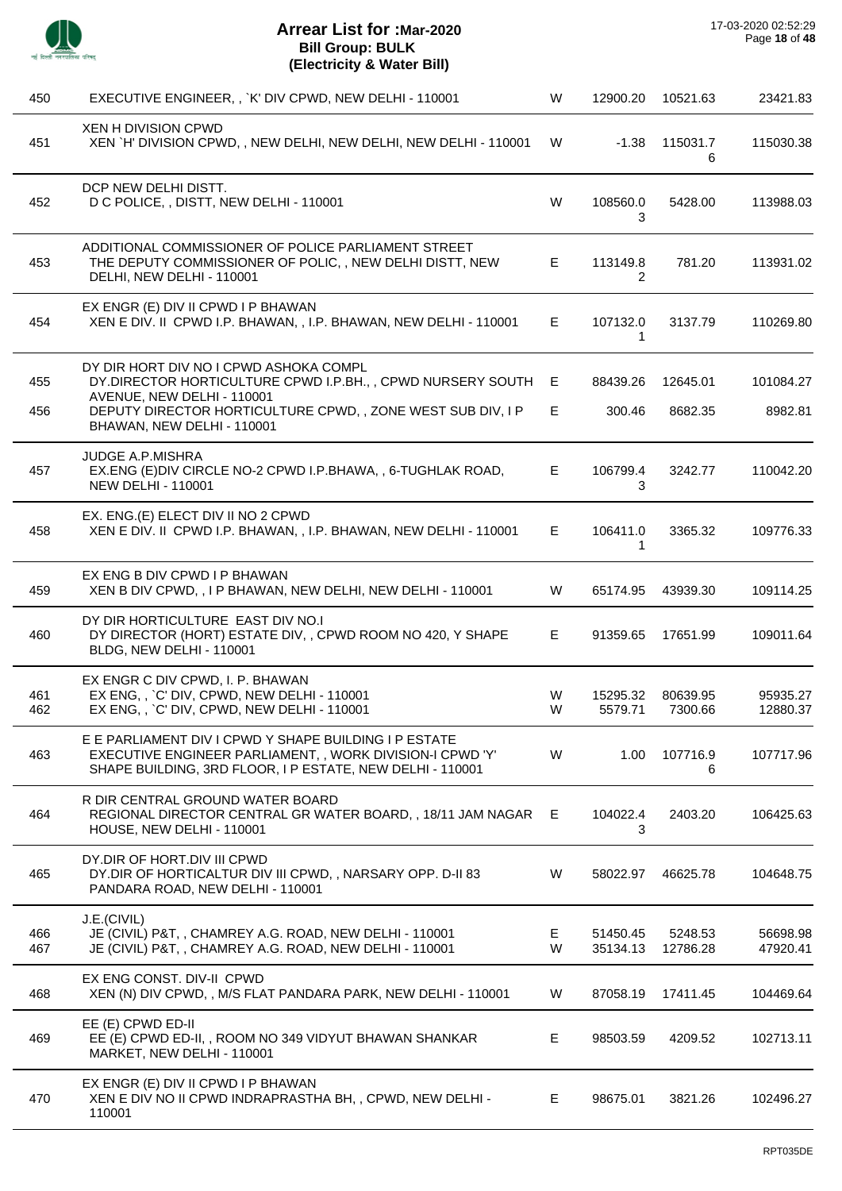# Arrear List for :Mar-2020
## Bill Group: BULK
### (Electricity & Water Bill)

17-03-2020 02:52:29

| S.No. | Name / Address | Type | | | |
|---|---|---|---|---|---|
| 450 | EXECUTIVE ENGINEER, , `K' DIV CPWD, NEW DELHI - 110001 | W | 12900.20 | 10521.63 | 23421.83 |
| 451 | XEN H DIVISION CPWD<br>XEN `H' DIVISION CPWD, , NEW DELHI, NEW DELHI, NEW DELHI - 110001 | W | -1.38 | 115031.76 | 115030.38 |
| 452 | DCP NEW DELHI DISTT.<br>D C POLICE, , DISTT, NEW DELHI - 110001 | W | 108560.03 | 5428.00 | 113988.03 |
| 453 | ADDITIONAL COMMISSIONER OF POLICE PARLIAMENT STREET<br>THE DEPUTY COMMISSIONER OF POLIC, , NEW DELHI DISTT, NEW DELHI, NEW DELHI - 110001 | E | 113149.82 | 781.20 | 113931.02 |
| 454 | EX ENGR (E) DIV II CPWD I P BHAWAN<br>XEN E DIV. II CPWD I.P. BHAWAN, , I.P. BHAWAN, NEW DELHI - 110001 | E | 107132.01 | 3137.79 | 110269.80 |
| 455 | DY DIR HORT DIV NO I CPWD ASHOKA COMPL<br>DY.DIRECTOR HORTICULTURE CPWD I.P.BH., , CPWD NURSERY SOUTH AVENUE, NEW DELHI - 110001 | E | 88439.26 | 12645.01 | 101084.27 |
| 456 | DEPUTY DIRECTOR HORTICULTURE CPWD, , ZONE WEST SUB DIV, I P BHAWAN, NEW DELHI - 110001 | E | 300.46 | 8682.35 | 8982.81 |
| 457 | JUDGE A.P.MISHRA<br>EX.ENG (E)DIV CIRCLE NO-2 CPWD I.P.BHAWA, , 6-TUGHLAK ROAD, NEW DELHI - 110001 | E | 106799.43 | 3242.77 | 110042.20 |
| 458 | EX. ENG.(E) ELECT DIV II NO 2 CPWD<br>XEN E DIV. II CPWD I.P. BHAWAN, , I.P. BHAWAN, NEW DELHI - 110001 | E | 106411.01 | 3365.32 | 109776.33 |
| 459 | EX ENG B DIV CPWD I P BHAWAN<br>XEN B DIV CPWD, , I P BHAWAN, NEW DELHI, NEW DELHI - 110001 | W | 65174.95 | 43939.30 | 109114.25 |
| 460 | DY DIR HORTICULTURE EAST DIV NO.I<br>DY DIRECTOR (HORT) ESTATE DIV, , CPWD ROOM NO 420, Y SHAPE BLDG, NEW DELHI - 110001 | E | 91359.65 | 17651.99 | 109011.64 |
| 461 | EX ENGR C DIV CPWD, I. P. BHAWAN<br>EX ENG, , `C' DIV, CPWD, NEW DELHI - 110001 | W | 15295.32 | 80639.95 | 95935.27 |
| 462 | EX ENG, , `C' DIV, CPWD, NEW DELHI - 110001 | W | 5579.71 | 7300.66 | 12880.37 |
| 463 | E E PARLIAMENT DIV I CPWD Y SHAPE BUILDING I P ESTATE<br>EXECUTIVE ENGINEER PARLIAMENT, , WORK DIVISION-I CPWD 'Y' SHAPE BUILDING, 3RD FLOOR, I P ESTATE, NEW DELHI - 110001 | W | 1.00 | 107716.96 | 107717.96 |
| 464 | R DIR CENTRAL GROUND WATER BOARD<br>REGIONAL DIRECTOR CENTRAL GR WATER BOARD, , 18/11 JAM NAGAR HOUSE, NEW DELHI - 110001 | E | 104022.43 | 2403.20 | 106425.63 |
| 465 | DY.DIR OF HORT.DIV III CPWD<br>DY.DIR OF HORTICALTUR DIV III CPWD, , NARSARY OPP. D-II 83 PANDARA ROAD, NEW DELHI - 110001 | W | 58022.97 | 46625.78 | 104648.75 |
| 466 | J.E.(CIVIL)<br>JE (CIVIL) P&T, , CHAMREY A.G. ROAD, NEW DELHI - 110001 | E | 51450.45 | 5248.53 | 56698.98 |
| 467 | JE (CIVIL) P&T, , CHAMREY A.G. ROAD, NEW DELHI - 110001 | W | 35134.13 | 12786.28 | 47920.41 |
| 468 | EX ENG CONST. DIV-II CPWD<br>XEN (N) DIV CPWD, , M/S FLAT PANDARA PARK, NEW DELHI - 110001 | W | 87058.19 | 17411.45 | 104469.64 |
| 469 | EE (E) CPWD ED-II<br>EE (E) CPWD ED-II, , ROOM NO 349 VIDYUT BHAWAN SHANKAR MARKET, NEW DELHI - 110001 | E | 98503.59 | 4209.52 | 102713.11 |
| 470 | EX ENGR (E) DIV II CPWD I P BHAWAN<br>XEN E DIV NO II CPWD INDRAPRASTHA BH, , CPWD, NEW DELHI - 110001 | E | 98675.01 | 3821.26 | 102496.27 |

RPT035DE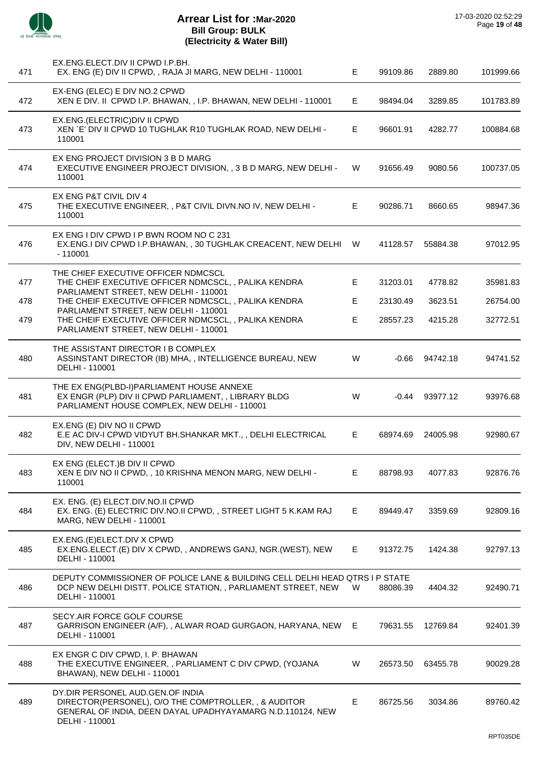# Arrear List for :Mar-2020
## Bill Group: BULK
## (Electricity & Water Bill)

17-03-2020 02:52:29

| No. | Name / Address | Type | Amount 1 | Amount 2 | Total |
|---|---|---|---|---|---|
| 471 | EX.ENG.ELECT.DIV II CPWD I.P.BH.<br>EX. ENG (E) DIV II CPWD, , RAJA JI MARG, NEW DELHI - 110001 | E | 99109.86 | 2889.80 | 101999.66 |
| 472 | EX-ENG (ELEC) E DIV NO.2 CPWD<br>XEN E DIV. II CPWD I.P. BHAWAN, , I.P. BHAWAN, NEW DELHI - 110001 | E | 98494.04 | 3289.85 | 101783.89 |
| 473 | EX.ENG.(ELECTRIC)DIV II CPWD<br>XEN `E' DIV II CPWD 10 TUGHLAK R10 TUGHLAK ROAD, NEW DELHI - 110001 | E | 96601.91 | 4282.77 | 100884.68 |
| 474 | EX ENG PROJECT DIVISION 3 B D MARG<br>EXECUTIVE ENGINEER PROJECT DIVISION, , 3 B D MARG, NEW DELHI - 110001 | W | 91656.49 | 9080.56 | 100737.05 |
| 475 | EX ENG P&T CIVIL DIV 4<br>THE EXECUTIVE ENGINEER, , P&T CIVIL DIVN.NO IV, NEW DELHI - 110001 | E | 90286.71 | 8660.65 | 98947.36 |
| 476 | EX ENG I DIV CPWD I P BWN ROOM NO C 231<br>EX.ENG.I DIV CPWD I.P.BHAWAN, , 30 TUGHLAK CREACENT, NEW DELHI - 110001 | W | 41128.57 | 55884.38 | 97012.95 |
| 477 | THE CHIEF EXECUTIVE OFFICER NDMCSCL<br>THE CHEIF EXECUTIVE OFFICER NDMCSCL, , PALIKA KENDRA PARLIAMENT STREET, NEW DELHI - 110001 | E | 31203.01 | 4778.82 | 35981.83 |
| 478 | THE CHEIF EXECUTIVE OFFICER NDMCSCL, , PALIKA KENDRA PARLIAMENT STREET, NEW DELHI - 110001 | E | 23130.49 | 3623.51 | 26754.00 |
| 479 | THE CHEIF EXECUTIVE OFFICER NDMCSCL, , PALIKA KENDRA PARLIAMENT STREET, NEW DELHI - 110001 | E | 28557.23 | 4215.28 | 32772.51 |
| 480 | THE ASSISTANT DIRECTOR I B COMPLEX<br>ASSINSTANT DIRECTOR (IB) MHA, , INTELLIGENCE BUREAU, NEW DELHI - 110001 | W | -0.66 | 94742.18 | 94741.52 |
| 481 | THE EX ENG(PLBD-I)PARLIAMENT HOUSE ANNEXE<br>EX ENGR (PLP) DIV II CPWD PARLIAMENT, , LIBRARY BLDG PARLIAMENT HOUSE COMPLEX, NEW DELHI - 110001 | W | -0.44 | 93977.12 | 93976.68 |
| 482 | EX.ENG (E) DIV NO II CPWD<br>E.E AC DIV-I CPWD VIDYUT BH.SHANKAR MKT., , DELHI ELECTRICAL DIV, NEW DELHI - 110001 | E | 68974.69 | 24005.98 | 92980.67 |
| 483 | EX ENG (ELECT.)B DIV II CPWD<br>XEN E DIV NO II CPWD, , 10 KRISHNA MENON MARG, NEW DELHI - 110001 | E | 88798.93 | 4077.83 | 92876.76 |
| 484 | EX. ENG. (E) ELECT.DIV.NO.II CPWD<br>EX. ENG. (E) ELECTRIC DIV.NO.II CPWD, , STREET LIGHT 5 K.KAM RAJ MARG, NEW DELHI - 110001 | E | 89449.47 | 3359.69 | 92809.16 |
| 485 | EX.ENG.(E)ELECT.DIV X CPWD<br>EX.ENG.ELECT.(E) DIV X CPWD, , ANDREWS GANJ, NGR.(WEST), NEW DELHI - 110001 | E | 91372.75 | 1424.38 | 92797.13 |
| 486 | DEPUTY COMMISSIONER OF POLICE LANE & BUILDING CELL DELHI HEAD QTRS I P STATE<br>DCP NEW DELHI DISTT. POLICE STATION, , PARLIAMENT STREET, NEW DELHI - 110001 | W | 88086.39 | 4404.32 | 92490.71 |
| 487 | SECY.AIR FORCE GOLF COURSE<br>GARRISON ENGINEER (A/F), , ALWAR ROAD GURGAON, HARYANA, NEW DELHI - 110001 | E | 79631.55 | 12769.84 | 92401.39 |
| 488 | EX ENGR C DIV CPWD, I. P. BHAWAN<br>THE EXECUTIVE ENGINEER, , PARLIAMENT C DIV CPWD, (YOJANA BHAWAN), NEW DELHI - 110001 | W | 26573.50 | 63455.78 | 90029.28 |
| 489 | DY.DIR PERSONEL AUD.GEN.OF INDIA<br>DIRECTOR(PERSONEL), O/O THE COMPTROLLER, , & AUDITOR GENERAL OF INDIA, DEEN DAYAL UPADHYAYAMARG N.D.110124, NEW DELHI - 110001 | E | 86725.56 | 3034.86 | 89760.42 |

RPT035DE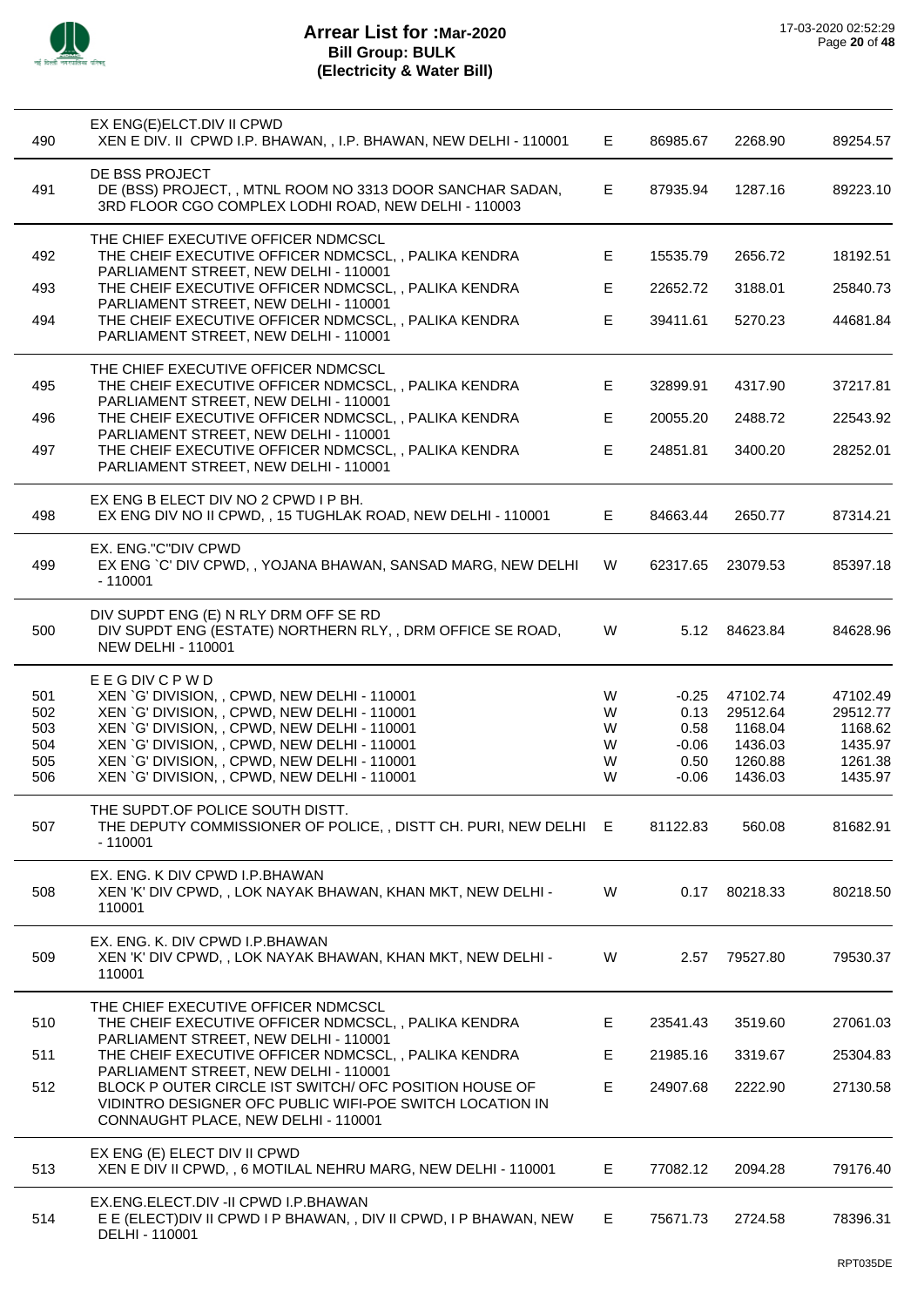# Arrear List for :Mar-2020
## Bill Group: BULK
## (Electricity & Water Bill)

17-03-2020 02:52:29

| S.No. | Name / Address | Type | Amount 1 | Amount 2 | Total |
|---|---|---|---|---|---|
| | **EX ENG(E)ELCT.DIV II CPWD** | | | | |
| 490 | XEN E DIV. II CPWD I.P. BHAWAN, , I.P. BHAWAN, NEW DELHI - 110001 | E | 86985.67 | 2268.90 | 89254.57 |
| | **DE BSS PROJECT** | | | | |
| 491 | DE (BSS) PROJECT, , MTNL ROOM NO 3313 DOOR SANCHAR SADAN, 3RD FLOOR CGO COMPLEX LODHI ROAD, NEW DELHI - 110003 | E | 87935.94 | 1287.16 | 89223.10 |
| | **THE CHIEF EXECUTIVE OFFICER NDMCSCL** | | | | |
| 492 | THE CHEIF EXECUTIVE OFFICER NDMCSCL, , PALIKA KENDRA PARLIAMENT STREET, NEW DELHI - 110001 | E | 15535.79 | 2656.72 | 18192.51 |
| 493 | THE CHEIF EXECUTIVE OFFICER NDMCSCL, , PALIKA KENDRA PARLIAMENT STREET, NEW DELHI - 110001 | E | 22652.72 | 3188.01 | 25840.73 |
| 494 | THE CHEIF EXECUTIVE OFFICER NDMCSCL, , PALIKA KENDRA PARLIAMENT STREET, NEW DELHI - 110001 | E | 39411.61 | 5270.23 | 44681.84 |
| | **THE CHIEF EXECUTIVE OFFICER NDMCSCL** | | | | |
| 495 | THE CHEIF EXECUTIVE OFFICER NDMCSCL, , PALIKA KENDRA PARLIAMENT STREET, NEW DELHI - 110001 | E | 32899.91 | 4317.90 | 37217.81 |
| 496 | THE CHEIF EXECUTIVE OFFICER NDMCSCL, , PALIKA KENDRA PARLIAMENT STREET, NEW DELHI - 110001 | E | 20055.20 | 2488.72 | 22543.92 |
| 497 | THE CHEIF EXECUTIVE OFFICER NDMCSCL, , PALIKA KENDRA PARLIAMENT STREET, NEW DELHI - 110001 | E | 24851.81 | 3400.20 | 28252.01 |
| | **EX ENG B ELECT DIV NO 2 CPWD I P BH.** | | | | |
| 498 | EX ENG DIV NO II CPWD, , 15 TUGHLAK ROAD, NEW DELHI - 110001 | E | 84663.44 | 2650.77 | 87314.21 |
| | **EX. ENG."C"DIV CPWD** | | | | |
| 499 | EX ENG `C' DIV CPWD, , YOJANA BHAWAN, SANSAD MARG, NEW DELHI - 110001 | W | 62317.65 | 23079.53 | 85397.18 |
| | **DIV SUPDT ENG (E) N RLY DRM OFF SE RD** | | | | |
| 500 | DIV SUPDT ENG (ESTATE) NORTHERN RLY, , DRM OFFICE SE ROAD, NEW DELHI - 110001 | W | 5.12 | 84623.84 | 84628.96 |
| | **E E G DIV C P W D** | | | | |
| 501 | XEN `G' DIVISION, , CPWD, NEW DELHI - 110001 | W | -0.25 | 47102.74 | 47102.49 |
| 502 | XEN `G' DIVISION, , CPWD, NEW DELHI - 110001 | W | 0.13 | 29512.64 | 29512.77 |
| 503 | XEN `G' DIVISION, , CPWD, NEW DELHI - 110001 | W | 0.58 | 1168.04 | 1168.62 |
| 504 | XEN `G' DIVISION, , CPWD, NEW DELHI - 110001 | W | -0.06 | 1436.03 | 1435.97 |
| 505 | XEN `G' DIVISION, , CPWD, NEW DELHI - 110001 | W | 0.50 | 1260.88 | 1261.38 |
| 506 | XEN `G' DIVISION, , CPWD, NEW DELHI - 110001 | W | -0.06 | 1436.03 | 1435.97 |
| | **THE SUPDT.OF POLICE SOUTH DISTT.** | | | | |
| 507 | THE DEPUTY COMMISSIONER OF POLICE, , DISTT CH. PURI, NEW DELHI - 110001 | E | 81122.83 | 560.08 | 81682.91 |
| | **EX. ENG. K DIV CPWD I.P.BHAWAN** | | | | |
| 508 | XEN 'K' DIV CPWD, , LOK NAYAK BHAWAN, KHAN MKT, NEW DELHI - 110001 | W | 0.17 | 80218.33 | 80218.50 |
| | **EX. ENG. K. DIV CPWD I.P.BHAWAN** | | | | |
| 509 | XEN 'K' DIV CPWD, , LOK NAYAK BHAWAN, KHAN MKT, NEW DELHI - 110001 | W | 2.57 | 79527.80 | 79530.37 |
| | **THE CHIEF EXECUTIVE OFFICER NDMCSCL** | | | | |
| 510 | THE CHEIF EXECUTIVE OFFICER NDMCSCL, , PALIKA KENDRA PARLIAMENT STREET, NEW DELHI - 110001 | E | 23541.43 | 3519.60 | 27061.03 |
| 511 | THE CHEIF EXECUTIVE OFFICER NDMCSCL, , PALIKA KENDRA PARLIAMENT STREET, NEW DELHI - 110001 | E | 21985.16 | 3319.67 | 25304.83 |
| 512 | BLOCK P OUTER CIRCLE IST SWITCH/ OFC POSITION HOUSE OF VIDINTRO DESIGNER OFC PUBLIC WIFI-POE SWITCH LOCATION IN CONNAUGHT PLACE, NEW DELHI - 110001 | E | 24907.68 | 2222.90 | 27130.58 |
| | **EX ENG (E) ELECT DIV II CPWD** | | | | |
| 513 | XEN E DIV II CPWD, , 6 MOTILAL NEHRU MARG, NEW DELHI - 110001 | E | 77082.12 | 2094.28 | 79176.40 |
| | **EX.ENG.ELECT.DIV -II CPWD I.P.BHAWAN** | | | | |
| 514 | E E (ELECT)DIV II CPWD I P BHAWAN, , DIV II CPWD, I P BHAWAN, NEW DELHI - 110001 | E | 75671.73 | 2724.58 | 78396.31 |

RPT035DE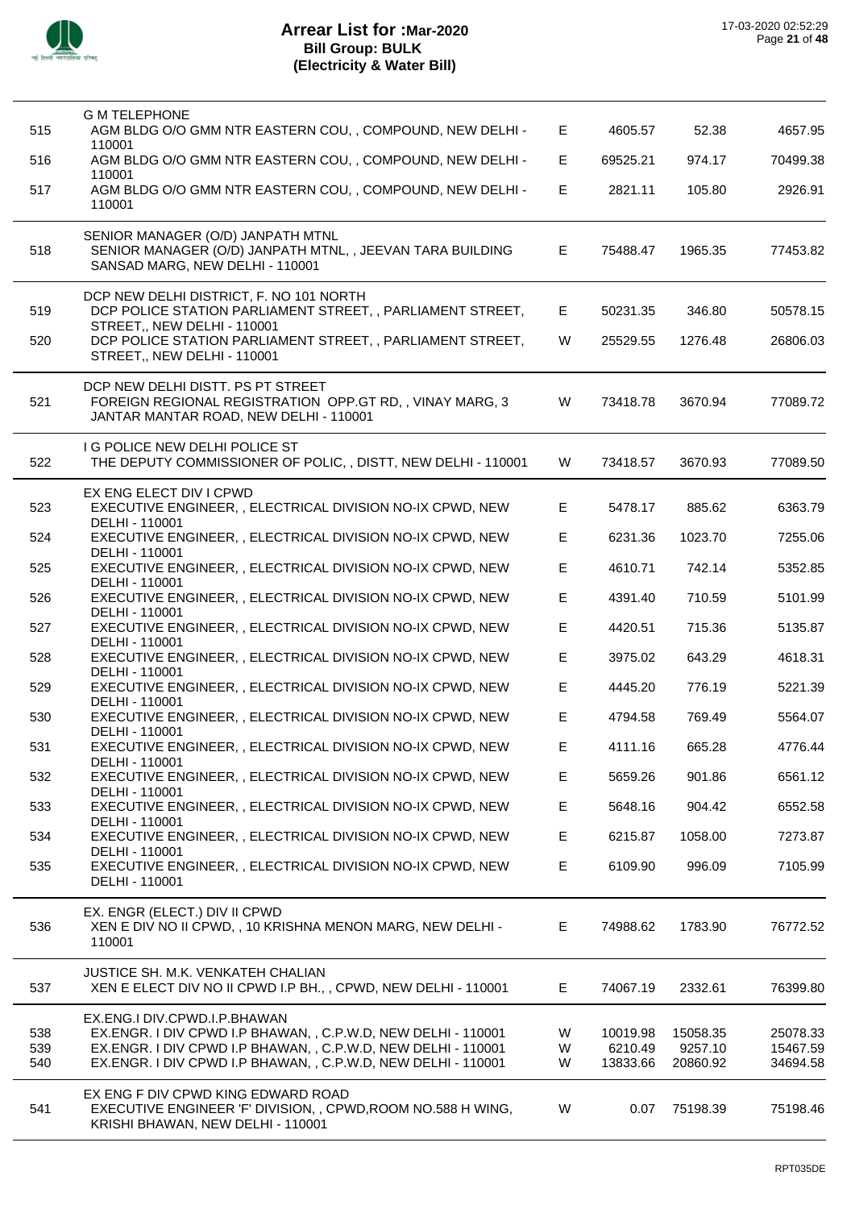# Arrear List for :Mar-2020
## Bill Group: BULK
## (Electricity & Water Bill)

17-03-2020 02:52:29

| No. | Name / Address | Type | Amount 1 | Amount 2 | Total |
|---|---|---|---|---|---|
| | **G M TELEPHONE** | | | | |
| 515 | AGM BLDG O/O GMM NTR EASTERN COU, , COMPOUND, NEW DELHI - 110001 | E | 4605.57 | 52.38 | 4657.95 |
| 516 | AGM BLDG O/O GMM NTR EASTERN COU, , COMPOUND, NEW DELHI - 110001 | E | 69525.21 | 974.17 | 70499.38 |
| 517 | AGM BLDG O/O GMM NTR EASTERN COU, , COMPOUND, NEW DELHI - 110001 | E | 2821.11 | 105.80 | 2926.91 |
| | **SENIOR MANAGER (O/D) JANPATH MTNL** | | | | |
| 518 | SENIOR MANAGER (O/D) JANPATH MTNL, , JEEVAN TARA BUILDING SANSAD MARG, NEW DELHI - 110001 | E | 75488.47 | 1965.35 | 77453.82 |
| | **DCP NEW DELHI DISTRICT, F. NO 101 NORTH** | | | | |
| 519 | DCP POLICE STATION PARLIAMENT STREET, , PARLIAMENT STREET, STREET,, NEW DELHI - 110001 | E | 50231.35 | 346.80 | 50578.15 |
| 520 | DCP POLICE STATION PARLIAMENT STREET, , PARLIAMENT STREET, STREET,, NEW DELHI - 110001 | W | 25529.55 | 1276.48 | 26806.03 |
| | **DCP NEW DELHI DISTT. PS PT STREET** | | | | |
| 521 | FOREIGN REGIONAL REGISTRATION OPP.GT RD, , VINAY MARG, 3 JANTAR MANTAR ROAD, NEW DELHI - 110001 | W | 73418.78 | 3670.94 | 77089.72 |
| | **I G POLICE NEW DELHI POLICE ST** | | | | |
| 522 | THE DEPUTY COMMISSIONER OF POLIC, , DISTT, NEW DELHI - 110001 | W | 73418.57 | 3670.93 | 77089.50 |
| | **EX ENG ELECT DIV I CPWD** | | | | |
| 523 | EXECUTIVE ENGINEER, , ELECTRICAL DIVISION NO-IX CPWD, NEW DELHI - 110001 | E | 5478.17 | 885.62 | 6363.79 |
| 524 | EXECUTIVE ENGINEER, , ELECTRICAL DIVISION NO-IX CPWD, NEW DELHI - 110001 | E | 6231.36 | 1023.70 | 7255.06 |
| 525 | EXECUTIVE ENGINEER, , ELECTRICAL DIVISION NO-IX CPWD, NEW DELHI - 110001 | E | 4610.71 | 742.14 | 5352.85 |
| 526 | EXECUTIVE ENGINEER, , ELECTRICAL DIVISION NO-IX CPWD, NEW DELHI - 110001 | E | 4391.40 | 710.59 | 5101.99 |
| 527 | EXECUTIVE ENGINEER, , ELECTRICAL DIVISION NO-IX CPWD, NEW DELHI - 110001 | E | 4420.51 | 715.36 | 5135.87 |
| 528 | EXECUTIVE ENGINEER, , ELECTRICAL DIVISION NO-IX CPWD, NEW DELHI - 110001 | E | 3975.02 | 643.29 | 4618.31 |
| 529 | EXECUTIVE ENGINEER, , ELECTRICAL DIVISION NO-IX CPWD, NEW DELHI - 110001 | E | 4445.20 | 776.19 | 5221.39 |
| 530 | EXECUTIVE ENGINEER, , ELECTRICAL DIVISION NO-IX CPWD, NEW DELHI - 110001 | E | 4794.58 | 769.49 | 5564.07 |
| 531 | EXECUTIVE ENGINEER, , ELECTRICAL DIVISION NO-IX CPWD, NEW DELHI - 110001 | E | 4111.16 | 665.28 | 4776.44 |
| 532 | EXECUTIVE ENGINEER, , ELECTRICAL DIVISION NO-IX CPWD, NEW DELHI - 110001 | E | 5659.26 | 901.86 | 6561.12 |
| 533 | EXECUTIVE ENGINEER, , ELECTRICAL DIVISION NO-IX CPWD, NEW DELHI - 110001 | E | 5648.16 | 904.42 | 6552.58 |
| 534 | EXECUTIVE ENGINEER, , ELECTRICAL DIVISION NO-IX CPWD, NEW DELHI - 110001 | E | 6215.87 | 1058.00 | 7273.87 |
| 535 | EXECUTIVE ENGINEER, , ELECTRICAL DIVISION NO-IX CPWD, NEW DELHI - 110001 | E | 6109.90 | 996.09 | 7105.99 |
| | **EX. ENGR (ELECT.) DIV II CPWD** | | | | |
| 536 | XEN E DIV NO II CPWD, , 10 KRISHNA MENON MARG, NEW DELHI - 110001 | E | 74988.62 | 1783.90 | 76772.52 |
| | **JUSTICE SH. M.K. VENKATEH CHALIAN** | | | | |
| 537 | XEN E ELECT DIV NO II CPWD I.P BH., , CPWD, NEW DELHI - 110001 | E | 74067.19 | 2332.61 | 76399.80 |
| | **EX.ENG.I DIV.CPWD.I.P.BHAWAN** | | | | |
| 538 | EX.ENGR. I DIV CPWD I.P BHAWAN, , C.P.W.D, NEW DELHI - 110001 | W | 10019.98 | 15058.35 | 25078.33 |
| 539 | EX.ENGR. I DIV CPWD I.P BHAWAN, , C.P.W.D, NEW DELHI - 110001 | W | 6210.49 | 9257.10 | 15467.59 |
| 540 | EX.ENGR. I DIV CPWD I.P BHAWAN, , C.P.W.D, NEW DELHI - 110001 | W | 13833.66 | 20860.92 | 34694.58 |
| | **EX ENG F DIV CPWD KING EDWARD ROAD** | | | | |
| 541 | EXECUTIVE ENGINEER 'F' DIVISION, , CPWD,ROOM NO.588 H WING, KRISHI BHAWAN, NEW DELHI - 110001 | W | 0.07 | 75198.39 | 75198.46 |

RPT035DE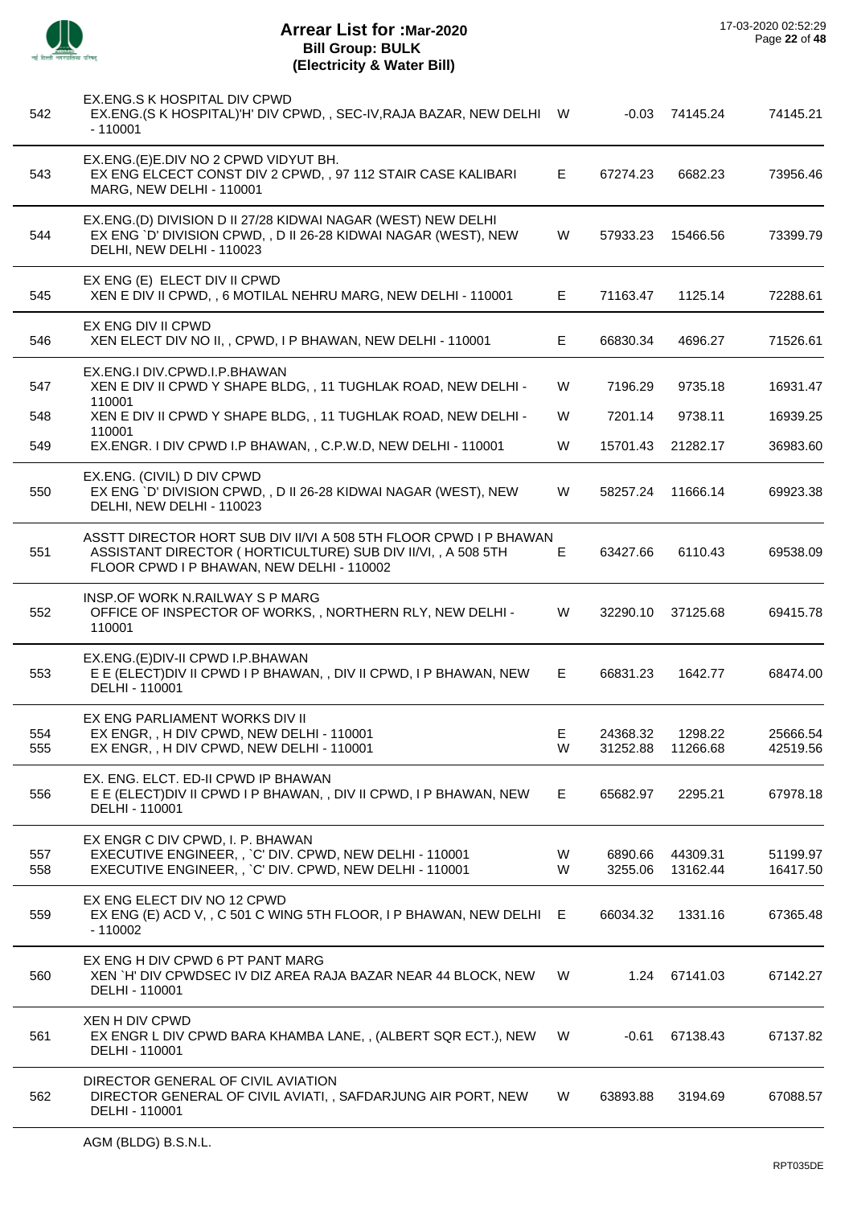# Arrear List for :Mar-2020
## Bill Group: BULK
## (Electricity & Water Bill)

17-03-2020 02:52:29

| No. | Name / Address | Type | | | |
|---|---|---|---|---|---|
| | EX.ENG.S K HOSPITAL DIV CPWD | | | | |
| 542 | EX.ENG.(S K HOSPITAL)'H' DIV CPWD, , SEC-IV,RAJA BAZAR, NEW DELHI - 110001 | W | -0.03 | 74145.24 | 74145.21 |
| | EX.ENG.(E)E.DIV NO 2 CPWD VIDYUT BH. | | | | |
| 543 | EX ENG ELCECT CONST DIV 2 CPWD, , 97 112 STAIR CASE KALIBARI MARG, NEW DELHI - 110001 | E | 67274.23 | 6682.23 | 73956.46 |
| | EX.ENG.(D) DIVISION D II 27/28 KIDWAI NAGAR (WEST) NEW DELHI | | | | |
| 544 | EX ENG `D' DIVISION CPWD, , D II 26-28 KIDWAI NAGAR (WEST), NEW DELHI, NEW DELHI - 110023 | W | 57933.23 | 15466.56 | 73399.79 |
| | EX ENG (E) ELECT DIV II CPWD | | | | |
| 545 | XEN E DIV II CPWD, , 6 MOTILAL NEHRU MARG, NEW DELHI - 110001 | E | 71163.47 | 1125.14 | 72288.61 |
| | EX ENG DIV II CPWD | | | | |
| 546 | XEN ELECT DIV NO II, , CPWD, I P BHAWAN, NEW DELHI - 110001 | E | 66830.34 | 4696.27 | 71526.61 |
| | EX.ENG.I DIV.CPWD.I.P.BHAWAN | | | | |
| 547 | XEN E DIV II CPWD Y SHAPE BLDG, , 11 TUGHLAK ROAD, NEW DELHI - 110001 | W | 7196.29 | 9735.18 | 16931.47 |
| 548 | XEN E DIV II CPWD Y SHAPE BLDG, , 11 TUGHLAK ROAD, NEW DELHI - 110001 | W | 7201.14 | 9738.11 | 16939.25 |
| 549 | EX.ENGR. I DIV CPWD I.P BHAWAN, , C.P.W.D, NEW DELHI - 110001 | W | 15701.43 | 21282.17 | 36983.60 |
| | EX.ENG. (CIVIL) D DIV CPWD | | | | |
| 550 | EX ENG `D' DIVISION CPWD, , D II 26-28 KIDWAI NAGAR (WEST), NEW DELHI, NEW DELHI - 110023 | W | 58257.24 | 11666.14 | 69923.38 |
| | ASSTT DIRECTOR HORT SUB DIV II/VI A 508 5TH FLOOR CPWD I P BHAWAN | | | | |
| 551 | ASSISTANT DIRECTOR ( HORTICULTURE) SUB DIV II/VI, , A 508 5TH FLOOR CPWD I P BHAWAN, NEW DELHI - 110002 | E | 63427.66 | 6110.43 | 69538.09 |
| | INSP.OF WORK N.RAILWAY S P MARG | | | | |
| 552 | OFFICE OF INSPECTOR OF WORKS, , NORTHERN RLY, NEW DELHI - 110001 | W | 32290.10 | 37125.68 | 69415.78 |
| | EX.ENG.(E)DIV-II CPWD I.P.BHAWAN | | | | |
| 553 | E E (ELECT)DIV II CPWD I P BHAWAN, , DIV II CPWD, I P BHAWAN, NEW DELHI - 110001 | E | 66831.23 | 1642.77 | 68474.00 |
| | EX ENG PARLIAMENT WORKS DIV II | | | | |
| 554 | EX ENGR, , H DIV CPWD, NEW DELHI - 110001 | E | 24368.32 | 1298.22 | 25666.54 |
| 555 | EX ENGR, , H DIV CPWD, NEW DELHI - 110001 | W | 31252.88 | 11266.68 | 42519.56 |
| | EX. ENG. ELCT. ED-II CPWD IP BHAWAN | | | | |
| 556 | E E (ELECT)DIV II CPWD I P BHAWAN, , DIV II CPWD, I P BHAWAN, NEW DELHI - 110001 | E | 65682.97 | 2295.21 | 67978.18 |
| | EX ENGR C DIV CPWD, I. P. BHAWAN | | | | |
| 557 | EXECUTIVE ENGINEER, , `C' DIV. CPWD, NEW DELHI - 110001 | W | 6890.66 | 44309.31 | 51199.97 |
| 558 | EXECUTIVE ENGINEER, , `C' DIV. CPWD, NEW DELHI - 110001 | W | 3255.06 | 13162.44 | 16417.50 |
| | EX ENG ELECT DIV NO 12 CPWD | | | | |
| 559 | EX ENG (E) ACD V, , C 501 C WING 5TH FLOOR, I P BHAWAN, NEW DELHI - 110002 | E | 66034.32 | 1331.16 | 67365.48 |
| | EX ENG H DIV CPWD 6 PT PANT MARG | | | | |
| 560 | XEN `H' DIV CPWDSEC IV DIZ AREA RAJA BAZAR NEAR 44 BLOCK, NEW DELHI - 110001 | W | 1.24 | 67141.03 | 67142.27 |
| | XEN H DIV CPWD | | | | |
| 561 | EX ENGR L DIV CPWD BARA KHAMBA LANE, , (ALBERT SQR ECT.), NEW DELHI - 110001 | W | -0.61 | 67138.43 | 67137.82 |
| | DIRECTOR GENERAL OF CIVIL AVIATION | | | | |
| 562 | DIRECTOR GENERAL OF CIVIL AVIATI, , SAFDARJUNG AIR PORT, NEW DELHI - 110001 | W | 63893.88 | 3194.69 | 67088.57 |
| | AGM (BLDG) B.S.N.L. | | | | |

RPT035DE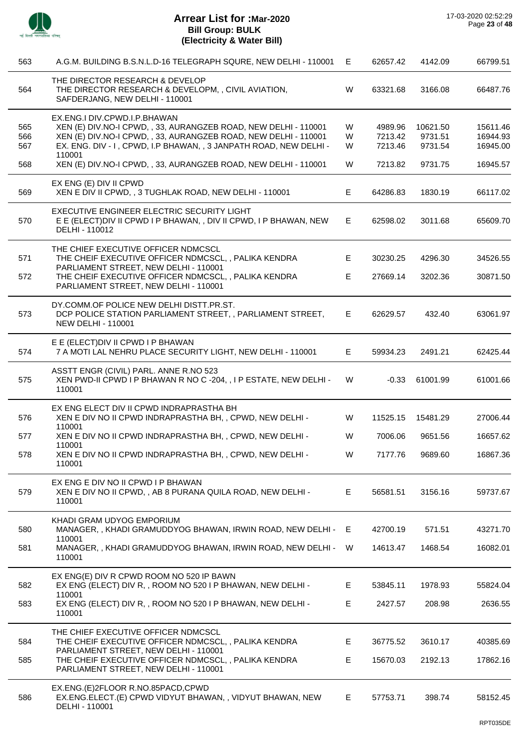# Arrear List for :Mar-2020
## Bill Group: BULK
## (Electricity & Water Bill)

17-03-2020 02:52:29

| No. | Name / Address | Type | Amount 1 | Amount 2 | Total |
|---|---|---|---|---|---|
| 563 | A.G.M. BUILDING B.S.N.L.D-16 TELEGRAPH SQURE, NEW DELHI - 110001 | E | 62657.42 | 4142.09 | 66799.51 |
| | THE DIRECTOR RESEARCH & DEVELOP | | | | |
| 564 | THE DIRECTOR RESEARCH & DEVELOPM, , CIVIL AVIATION, SAFDERJANG, NEW DELHI - 110001 | W | 63321.68 | 3166.08 | 66487.76 |
| | EX.ENG.I DIV.CPWD.I.P.BHAWAN | | | | |
| 565 | XEN (E) DIV.NO-I CPWD, , 33, AURANGZEB ROAD, NEW DELHI - 110001 | W | 4989.96 | 10621.50 | 15611.46 |
| 566 | XEN (E) DIV.NO-I CPWD, , 33, AURANGZEB ROAD, NEW DELHI - 110001 | W | 7213.42 | 9731.51 | 16944.93 |
| 567 | EX. ENG. DIV - I , CPWD, I.P BHAWAN, , 3 JANPATH ROAD, NEW DELHI - 110001 | W | 7213.46 | 9731.54 | 16945.00 |
| 568 | XEN (E) DIV.NO-I CPWD, , 33, AURANGZEB ROAD, NEW DELHI - 110001 | W | 7213.82 | 9731.75 | 16945.57 |
| | EX ENG (E) DIV II CPWD | | | | |
| 569 | XEN E DIV II CPWD, , 3 TUGHLAK ROAD, NEW DELHI - 110001 | E | 64286.83 | 1830.19 | 66117.02 |
| | EXECUTIVE ENGINEER ELECTRIC SECURITY LIGHT | | | | |
| 570 | E E (ELECT)DIV II CPWD I P BHAWAN, , DIV II CPWD, I P BHAWAN, NEW DELHI - 110012 | E | 62598.02 | 3011.68 | 65609.70 |
| | THE CHIEF EXECUTIVE OFFICER NDMCSCL | | | | |
| 571 | THE CHEIF EXECUTIVE OFFICER NDMCSCL, , PALIKA KENDRA PARLIAMENT STREET, NEW DELHI - 110001 | E | 30230.25 | 4296.30 | 34526.55 |
| 572 | THE CHEIF EXECUTIVE OFFICER NDMCSCL, , PALIKA KENDRA PARLIAMENT STREET, NEW DELHI - 110001 | E | 27669.14 | 3202.36 | 30871.50 |
| | DY.COMM.OF POLICE NEW DELHI DISTT.PR.ST. | | | | |
| 573 | DCP POLICE STATION PARLIAMENT STREET, , PARLIAMENT STREET, NEW DELHI - 110001 | E | 62629.57 | 432.40 | 63061.97 |
| | E E (ELECT)DIV II CPWD I P BHAWAN | | | | |
| 574 | 7 A MOTI LAL NEHRU PLACE SECURITY LIGHT, NEW DELHI - 110001 | E | 59934.23 | 2491.21 | 62425.44 |
| | ASSTT ENGR (CIVIL) PARL. ANNE R.NO 523 | | | | |
| 575 | XEN PWD-II CPWD I P BHAWAN R NO C -204, , I P ESTATE, NEW DELHI - 110001 | W | -0.33 | 61001.99 | 61001.66 |
| | EX ENG ELECT DIV II CPWD INDRAPRASTHA BH | | | | |
| 576 | XEN E DIV NO II CPWD INDRAPRASTHA BH, , CPWD, NEW DELHI - 110001 | W | 11525.15 | 15481.29 | 27006.44 |
| 577 | XEN E DIV NO II CPWD INDRAPRASTHA BH, , CPWD, NEW DELHI - 110001 | W | 7006.06 | 9651.56 | 16657.62 |
| 578 | XEN E DIV NO II CPWD INDRAPRASTHA BH, , CPWD, NEW DELHI - 110001 | W | 7177.76 | 9689.60 | 16867.36 |
| | EX ENG E DIV NO II CPWD I P BHAWAN | | | | |
| 579 | XEN E DIV NO II CPWD, , AB 8 PURANA QUILA ROAD, NEW DELHI - 110001 | E | 56581.51 | 3156.16 | 59737.67 |
| | KHADI GRAM UDYOG EMPORIUM | | | | |
| 580 | MANAGER, , KHADI GRAMUDDYOG BHAWAN, IRWIN ROAD, NEW DELHI - 110001 | E | 42700.19 | 571.51 | 43271.70 |
| 581 | MANAGER, , KHADI GRAMUDDYOG BHAWAN, IRWIN ROAD, NEW DELHI - 110001 | W | 14613.47 | 1468.54 | 16082.01 |
| | EX ENG(E) DIV R CPWD ROOM NO 520 IP BAWN | | | | |
| 582 | EX ENG (ELECT) DIV R, , ROOM NO 520 I P BHAWAN, NEW DELHI - 110001 | E | 53845.11 | 1978.93 | 55824.04 |
| 583 | EX ENG (ELECT) DIV R, , ROOM NO 520 I P BHAWAN, NEW DELHI - 110001 | E | 2427.57 | 208.98 | 2636.55 |
| | THE CHIEF EXECUTIVE OFFICER NDMCSCL | | | | |
| 584 | THE CHEIF EXECUTIVE OFFICER NDMCSCL, , PALIKA KENDRA PARLIAMENT STREET, NEW DELHI - 110001 | E | 36775.52 | 3610.17 | 40385.69 |
| 585 | THE CHEIF EXECUTIVE OFFICER NDMCSCL, , PALIKA KENDRA PARLIAMENT STREET, NEW DELHI - 110001 | E | 15670.03 | 2192.13 | 17862.16 |
| | EX.ENG.(E)2FLOOR R.NO.85PACD,CPWD | | | | |
| 586 | EX.ENG.ELECT.(E) CPWD VIDYUT BHAWAN, , VIDYUT BHAWAN, NEW DELHI - 110001 | E | 57753.71 | 398.74 | 58152.45 |

RPT035DE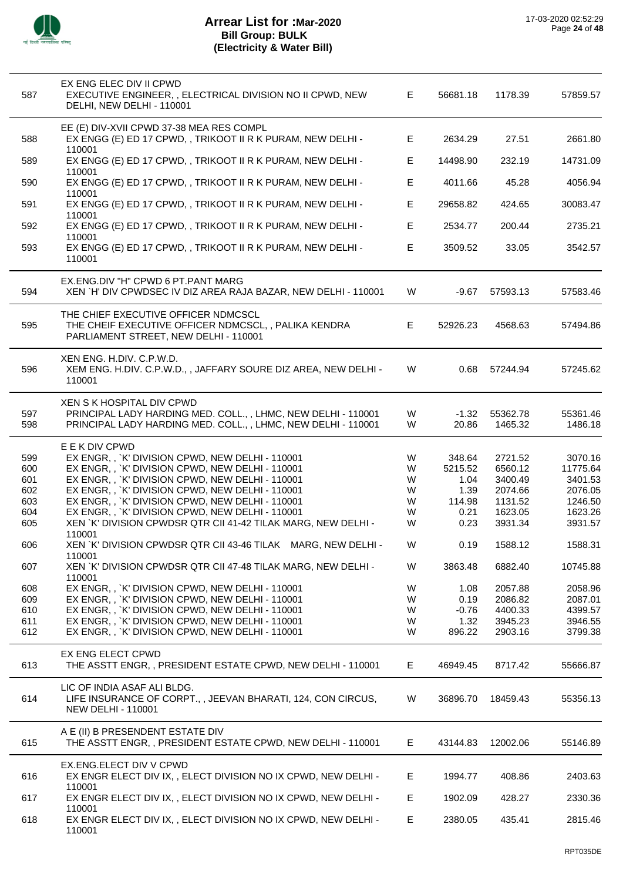# Arrear List for :Mar-2020
## Bill Group: BULK
### (Electricity & Water Bill)

17-03-2020 02:52:29

| | | | | | |
|---|---|---|---|---|---|
| | **EX ENG ELEC DIV II CPWD** | | | | |
| 587 | EXECUTIVE ENGINEER, , ELECTRICAL DIVISION NO II CPWD, NEW DELHI, NEW DELHI - 110001 | E | 56681.18 | 1178.39 | 57859.57 |
| | **EE (E) DIV-XVII CPWD 37-38 MEA RES COMPL** | | | | |
| 588 | EX ENGG (E) ED 17 CPWD, , TRIKOOT II R K PURAM, NEW DELHI - 110001 | E | 2634.29 | 27.51 | 2661.80 |
| 589 | EX ENGG (E) ED 17 CPWD, , TRIKOOT II R K PURAM, NEW DELHI - 110001 | E | 14498.90 | 232.19 | 14731.09 |
| 590 | EX ENGG (E) ED 17 CPWD, , TRIKOOT II R K PURAM, NEW DELHI - 110001 | E | 4011.66 | 45.28 | 4056.94 |
| 591 | EX ENGG (E) ED 17 CPWD, , TRIKOOT II R K PURAM, NEW DELHI - 110001 | E | 29658.82 | 424.65 | 30083.47 |
| 592 | EX ENGG (E) ED 17 CPWD, , TRIKOOT II R K PURAM, NEW DELHI - 110001 | E | 2534.77 | 200.44 | 2735.21 |
| 593 | EX ENGG (E) ED 17 CPWD, , TRIKOOT II R K PURAM, NEW DELHI - 110001 | E | 3509.52 | 33.05 | 3542.57 |
| | **EX.ENG.DIV "H" CPWD 6 PT.PANT MARG** | | | | |
| 594 | XEN `H' DIV CPWDSEC IV DIZ AREA RAJA BAZAR, NEW DELHI - 110001 | W | -9.67 | 57593.13 | 57583.46 |
| | **THE CHIEF EXECUTIVE OFFICER NDMCSCL** | | | | |
| 595 | THE CHEIF EXECUTIVE OFFICER NDMCSCL, , PALIKA KENDRA PARLIAMENT STREET, NEW DELHI - 110001 | E | 52926.23 | 4568.63 | 57494.86 |
| | **XEN ENG. H.DIV. C.P.W.D.** | | | | |
| 596 | XEM ENG. H.DIV. C.P.W.D., , JAFFARY SOURE DIZ AREA, NEW DELHI - 110001 | W | 0.68 | 57244.94 | 57245.62 |
| | **XEN S K HOSPITAL DIV CPWD** | | | | |
| 597 | PRINCIPAL LADY HARDING MED. COLL., , LHMC, NEW DELHI - 110001 | W | -1.32 | 55362.78 | 55361.46 |
| 598 | PRINCIPAL LADY HARDING MED. COLL., , LHMC, NEW DELHI - 110001 | W | 20.86 | 1465.32 | 1486.18 |
| | **E E K DIV CPWD** | | | | |
| 599 | EX ENGR, , `K' DIVISION CPWD, NEW DELHI - 110001 | W | 348.64 | 2721.52 | 3070.16 |
| 600 | EX ENGR, , `K' DIVISION CPWD, NEW DELHI - 110001 | W | 5215.52 | 6560.12 | 11775.64 |
| 601 | EX ENGR, , `K' DIVISION CPWD, NEW DELHI - 110001 | W | 1.04 | 3400.49 | 3401.53 |
| 602 | EX ENGR, , `K' DIVISION CPWD, NEW DELHI - 110001 | W | 1.39 | 2074.66 | 2076.05 |
| 603 | EX ENGR, , `K' DIVISION CPWD, NEW DELHI - 110001 | W | 114.98 | 1131.52 | 1246.50 |
| 604 | EX ENGR, , `K' DIVISION CPWD, NEW DELHI - 110001 | W | 0.21 | 1623.05 | 1623.26 |
| 605 | XEN `K' DIVISION CPWDSR QTR CII 41-42 TILAK MARG, NEW DELHI - 110001 | W | 0.23 | 3931.34 | 3931.57 |
| 606 | XEN `K' DIVISION CPWDSR QTR CII 43-46 TILAK MARG, NEW DELHI - 110001 | W | 0.19 | 1588.12 | 1588.31 |
| 607 | XEN `K' DIVISION CPWDSR QTR CII 47-48 TILAK MARG, NEW DELHI - 110001 | W | 3863.48 | 6882.40 | 10745.88 |
| 608 | EX ENGR, , `K' DIVISION CPWD, NEW DELHI - 110001 | W | 1.08 | 2057.88 | 2058.96 |
| 609 | EX ENGR, , `K' DIVISION CPWD, NEW DELHI - 110001 | W | 0.19 | 2086.82 | 2087.01 |
| 610 | EX ENGR, , `K' DIVISION CPWD, NEW DELHI - 110001 | W | -0.76 | 4400.33 | 4399.57 |
| 611 | EX ENGR, , `K' DIVISION CPWD, NEW DELHI - 110001 | W | 1.32 | 3945.23 | 3946.55 |
| 612 | EX ENGR, , `K' DIVISION CPWD, NEW DELHI - 110001 | W | 896.22 | 2903.16 | 3799.38 |
| | **EX ENG ELECT CPWD** | | | | |
| 613 | THE ASSTT ENGR, , PRESIDENT ESTATE CPWD, NEW DELHI - 110001 | E | 46949.45 | 8717.42 | 55666.87 |
| | **LIC OF INDIA ASAF ALI BLDG.** | | | | |
| 614 | LIFE INSURANCE OF CORPT., , JEEVAN BHARATI, 124, CON CIRCUS, NEW DELHI - 110001 | W | 36896.70 | 18459.43 | 55356.13 |
| | **A E (II) B PRESENDENT ESTATE DIV** | | | | |
| 615 | THE ASSTT ENGR, , PRESIDENT ESTATE CPWD, NEW DELHI - 110001 | E | 43144.83 | 12002.06 | 55146.89 |
| | **EX.ENG.ELECT DIV V CPWD** | | | | |
| 616 | EX ENGR ELECT DIV IX, , ELECT DIVISION NO IX CPWD, NEW DELHI - 110001 | E | 1994.77 | 408.86 | 2403.63 |
| 617 | EX ENGR ELECT DIV IX, , ELECT DIVISION NO IX CPWD, NEW DELHI - 110001 | E | 1902.09 | 428.27 | 2330.36 |
| 618 | EX ENGR ELECT DIV IX, , ELECT DIVISION NO IX CPWD, NEW DELHI - 110001 | E | 2380.05 | 435.41 | 2815.46 |

RPT035DE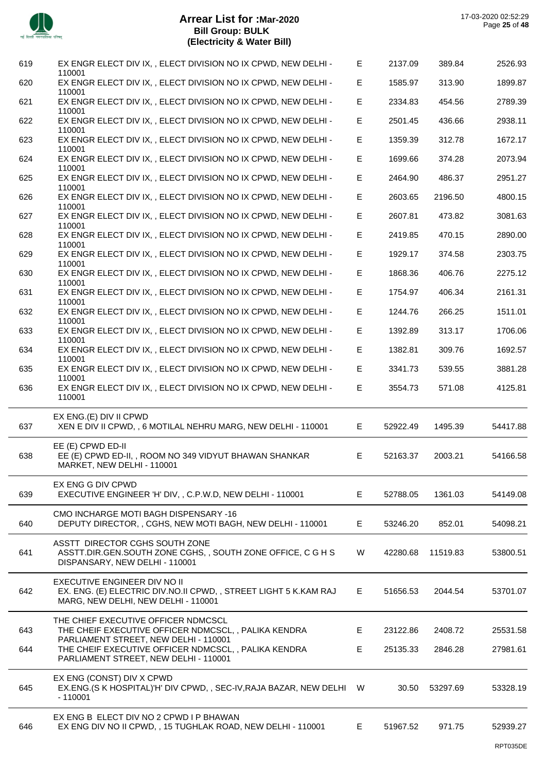# Arrear List for :Mar-2020
## Bill Group: BULK
## (Electricity & Water Bill)

17-03-2020 02:52:29

| No. | Name / Address | Type | Amount 1 | Amount 2 | Total |
|---|---|---|---|---|---|
| 619 | EX ENGR ELECT DIV IX, , ELECT DIVISION NO IX CPWD, NEW DELHI - 110001 | E | 2137.09 | 389.84 | 2526.93 |
| 620 | EX ENGR ELECT DIV IX, , ELECT DIVISION NO IX CPWD, NEW DELHI - 110001 | E | 1585.97 | 313.90 | 1899.87 |
| 621 | EX ENGR ELECT DIV IX, , ELECT DIVISION NO IX CPWD, NEW DELHI - 110001 | E | 2334.83 | 454.56 | 2789.39 |
| 622 | EX ENGR ELECT DIV IX, , ELECT DIVISION NO IX CPWD, NEW DELHI - 110001 | E | 2501.45 | 436.66 | 2938.11 |
| 623 | EX ENGR ELECT DIV IX, , ELECT DIVISION NO IX CPWD, NEW DELHI - 110001 | E | 1359.39 | 312.78 | 1672.17 |
| 624 | EX ENGR ELECT DIV IX, , ELECT DIVISION NO IX CPWD, NEW DELHI - 110001 | E | 1699.66 | 374.28 | 2073.94 |
| 625 | EX ENGR ELECT DIV IX, , ELECT DIVISION NO IX CPWD, NEW DELHI - 110001 | E | 2464.90 | 486.37 | 2951.27 |
| 626 | EX ENGR ELECT DIV IX, , ELECT DIVISION NO IX CPWD, NEW DELHI - 110001 | E | 2603.65 | 2196.50 | 4800.15 |
| 627 | EX ENGR ELECT DIV IX, , ELECT DIVISION NO IX CPWD, NEW DELHI - 110001 | E | 2607.81 | 473.82 | 3081.63 |
| 628 | EX ENGR ELECT DIV IX, , ELECT DIVISION NO IX CPWD, NEW DELHI - 110001 | E | 2419.85 | 470.15 | 2890.00 |
| 629 | EX ENGR ELECT DIV IX, , ELECT DIVISION NO IX CPWD, NEW DELHI - 110001 | E | 1929.17 | 374.58 | 2303.75 |
| 630 | EX ENGR ELECT DIV IX, , ELECT DIVISION NO IX CPWD, NEW DELHI - 110001 | E | 1868.36 | 406.76 | 2275.12 |
| 631 | EX ENGR ELECT DIV IX, , ELECT DIVISION NO IX CPWD, NEW DELHI - 110001 | E | 1754.97 | 406.34 | 2161.31 |
| 632 | EX ENGR ELECT DIV IX, , ELECT DIVISION NO IX CPWD, NEW DELHI - 110001 | E | 1244.76 | 266.25 | 1511.01 |
| 633 | EX ENGR ELECT DIV IX, , ELECT DIVISION NO IX CPWD, NEW DELHI - 110001 | E | 1392.89 | 313.17 | 1706.06 |
| 634 | EX ENGR ELECT DIV IX, , ELECT DIVISION NO IX CPWD, NEW DELHI - 110001 | E | 1382.81 | 309.76 | 1692.57 |
| 635 | EX ENGR ELECT DIV IX, , ELECT DIVISION NO IX CPWD, NEW DELHI - 110001 | E | 3341.73 | 539.55 | 3881.28 |
| 636 | EX ENGR ELECT DIV IX, , ELECT DIVISION NO IX CPWD, NEW DELHI - 110001 | E | 3554.73 | 571.08 | 4125.81 |
| | **EX ENG.(E) DIV II CPWD** | | | | |
| 637 | XEN E DIV II CPWD, , 6 MOTILAL NEHRU MARG, NEW DELHI - 110001 | E | 52922.49 | 1495.39 | 54417.88 |
| | **EE (E) CPWD ED-II** | | | | |
| 638 | EE (E) CPWD ED-II, , ROOM NO 349 VIDYUT BHAWAN SHANKAR MARKET, NEW DELHI - 110001 | E | 52163.37 | 2003.21 | 54166.58 |
| | **EX ENG G DIV CPWD** | | | | |
| 639 | EXECUTIVE ENGINEER 'H' DIV, , C.P.W.D, NEW DELHI - 110001 | E | 52788.05 | 1361.03 | 54149.08 |
| | **CMO INCHARGE MOTI BAGH DISPENSARY -16** | | | | |
| 640 | DEPUTY DIRECTOR, , CGHS, NEW MOTI BAGH, NEW DELHI - 110001 | E | 53246.20 | 852.01 | 54098.21 |
| | **ASSTT DIRECTOR CGHS SOUTH ZONE** | | | | |
| 641 | ASSTT.DIR.GEN.SOUTH ZONE CGHS, , SOUTH ZONE OFFICE, C G H S DISPANSARY, NEW DELHI - 110001 | W | 42280.68 | 11519.83 | 53800.51 |
| | **EXECUTIVE ENGINEER DIV NO II** | | | | |
| 642 | EX. ENG. (E) ELECTRIC DIV.NO.II CPWD, , STREET LIGHT 5 K.KAM RAJ MARG, NEW DELHI, NEW DELHI - 110001 | E | 51656.53 | 2044.54 | 53701.07 |
| | **THE CHIEF EXECUTIVE OFFICER NDMCSCL** | | | | |
| 643 | THE CHEIF EXECUTIVE OFFICER NDMCSCL, , PALIKA KENDRA PARLIAMENT STREET, NEW DELHI - 110001 | E | 23122.86 | 2408.72 | 25531.58 |
| 644 | THE CHEIF EXECUTIVE OFFICER NDMCSCL, , PALIKA KENDRA PARLIAMENT STREET, NEW DELHI - 110001 | E | 25135.33 | 2846.28 | 27981.61 |
| | **EX ENG (CONST) DIV X CPWD** | | | | |
| 645 | EX.ENG.(S K HOSPITAL)'H' DIV CPWD, , SEC-IV,RAJA BAZAR, NEW DELHI - 110001 | W | 30.50 | 53297.69 | 53328.19 |
| | **EX ENG B ELECT DIV NO 2 CPWD I P BHAWAN** | | | | |
| 646 | EX ENG DIV NO II CPWD, , 15 TUGHLAK ROAD, NEW DELHI - 110001 | E | 51967.52 | 971.75 | 52939.27 |

RPT035DE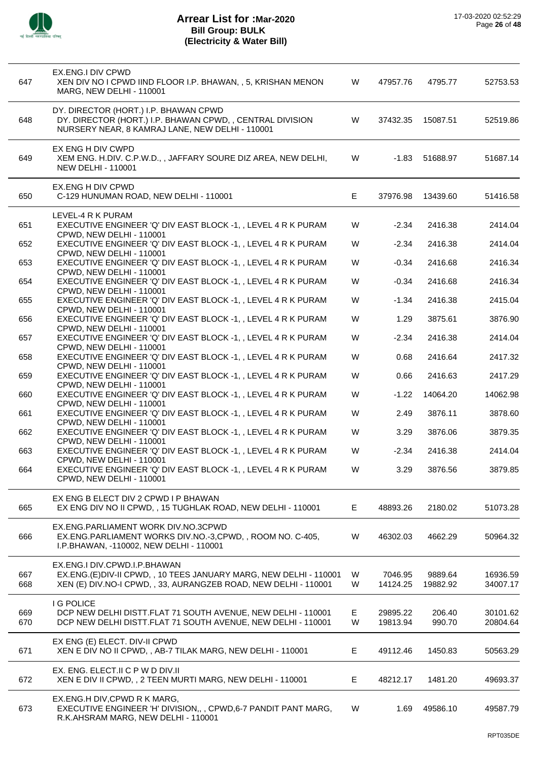# Arrear List for :Mar-2020
## Bill Group: BULK
## (Electricity & Water Bill)

17-03-2020 02:52:29

| | | | | | |
|---|---|---|---|---|---|
| | **EX.ENG.I DIV CPWD** | | | | |
| 647 | XEN DIV NO I CPWD IIND FLOOR I.P. BHAWAN, , 5, KRISHAN MENON MARG, NEW DELHI - 110001 | W | 47957.76 | 4795.77 | 52753.53 |
| | **DY. DIRECTOR (HORT.) I.P. BHAWAN CPWD** | | | | |
| 648 | DY. DIRECTOR (HORT.) I.P. BHAWAN CPWD, , CENTRAL DIVISION NURSERY NEAR, 8 KAMRAJ LANE, NEW DELHI - 110001 | W | 37432.35 | 15087.51 | 52519.86 |
| | **EX ENG H DIV CWPD** | | | | |
| 649 | XEM ENG. H.DIV. C.P.W.D., , JAFFARY SOURE DIZ AREA, NEW DELHI, NEW DELHI - 110001 | W | -1.83 | 51688.97 | 51687.14 |
| | **EX.ENG H DIV CPWD** | | | | |
| 650 | C-129 HUNUMAN ROAD, NEW DELHI - 110001 | E | 37976.98 | 13439.60 | 51416.58 |
| | **LEVEL-4 R K PURAM** | | | | |
| 651 | EXECUTIVE ENGINEER 'Q' DIV EAST BLOCK -1, , LEVEL 4 R K PURAM CPWD, NEW DELHI - 110001 | W | -2.34 | 2416.38 | 2414.04 |
| 652 | EXECUTIVE ENGINEER 'Q' DIV EAST BLOCK -1, , LEVEL 4 R K PURAM CPWD, NEW DELHI - 110001 | W | -2.34 | 2416.38 | 2414.04 |
| 653 | EXECUTIVE ENGINEER 'Q' DIV EAST BLOCK -1, , LEVEL 4 R K PURAM CPWD, NEW DELHI - 110001 | W | -0.34 | 2416.68 | 2416.34 |
| 654 | EXECUTIVE ENGINEER 'Q' DIV EAST BLOCK -1, , LEVEL 4 R K PURAM CPWD, NEW DELHI - 110001 | W | -0.34 | 2416.68 | 2416.34 |
| 655 | EXECUTIVE ENGINEER 'Q' DIV EAST BLOCK -1, , LEVEL 4 R K PURAM CPWD, NEW DELHI - 110001 | W | -1.34 | 2416.38 | 2415.04 |
| 656 | EXECUTIVE ENGINEER 'Q' DIV EAST BLOCK -1, , LEVEL 4 R K PURAM CPWD, NEW DELHI - 110001 | W | 1.29 | 3875.61 | 3876.90 |
| 657 | EXECUTIVE ENGINEER 'Q' DIV EAST BLOCK -1, , LEVEL 4 R K PURAM CPWD, NEW DELHI - 110001 | W | -2.34 | 2416.38 | 2414.04 |
| 658 | EXECUTIVE ENGINEER 'Q' DIV EAST BLOCK -1, , LEVEL 4 R K PURAM CPWD, NEW DELHI - 110001 | W | 0.68 | 2416.64 | 2417.32 |
| 659 | EXECUTIVE ENGINEER 'Q' DIV EAST BLOCK -1, , LEVEL 4 R K PURAM CPWD, NEW DELHI - 110001 | W | 0.66 | 2416.63 | 2417.29 |
| 660 | EXECUTIVE ENGINEER 'Q' DIV EAST BLOCK -1, , LEVEL 4 R K PURAM CPWD, NEW DELHI - 110001 | W | -1.22 | 14064.20 | 14062.98 |
| 661 | EXECUTIVE ENGINEER 'Q' DIV EAST BLOCK -1, , LEVEL 4 R K PURAM CPWD, NEW DELHI - 110001 | W | 2.49 | 3876.11 | 3878.60 |
| 662 | EXECUTIVE ENGINEER 'Q' DIV EAST BLOCK -1, , LEVEL 4 R K PURAM CPWD, NEW DELHI - 110001 | W | 3.29 | 3876.06 | 3879.35 |
| 663 | EXECUTIVE ENGINEER 'Q' DIV EAST BLOCK -1, , LEVEL 4 R K PURAM CPWD, NEW DELHI - 110001 | W | -2.34 | 2416.38 | 2414.04 |
| 664 | EXECUTIVE ENGINEER 'Q' DIV EAST BLOCK -1, , LEVEL 4 R K PURAM CPWD, NEW DELHI - 110001 | W | 3.29 | 3876.56 | 3879.85 |
| | **EX ENG B ELECT DIV 2 CPWD I P BHAWAN** | | | | |
| 665 | EX ENG DIV NO II CPWD, , 15 TUGHLAK ROAD, NEW DELHI - 110001 | E | 48893.26 | 2180.02 | 51073.28 |
| | **EX.ENG.PARLIAMENT WORK DIV.NO.3CPWD** | | | | |
| 666 | EX.ENG.PARLIAMENT WORKS DIV.NO.-3,CPWD, , ROOM NO. C-405, I.P.BHAWAN, -110002, NEW DELHI - 110001 | W | 46302.03 | 4662.29 | 50964.32 |
| | **EX.ENG.I DIV.CPWD.I.P.BHAWAN** | | | | |
| 667 | EX.ENG.(E)DIV-II CPWD, , 10 TEES JANUARY MARG, NEW DELHI - 110001 | W | 7046.95 | 9889.64 | 16936.59 |
| 668 | XEN (E) DIV.NO-I CPWD, , 33, AURANGZEB ROAD, NEW DELHI - 110001 | W | 14124.25 | 19882.92 | 34007.17 |
| | **I G POLICE** | | | | |
| 669 | DCP NEW DELHI DISTT.FLAT 71 SOUTH AVENUE, NEW DELHI - 110001 | E | 29895.22 | 206.40 | 30101.62 |
| 670 | DCP NEW DELHI DISTT.FLAT 71 SOUTH AVENUE, NEW DELHI - 110001 | W | 19813.94 | 990.70 | 20804.64 |
| | **EX ENG (E) ELECT. DIV-II CPWD** | | | | |
| 671 | XEN E DIV NO II CPWD, , AB-7 TILAK MARG, NEW DELHI - 110001 | E | 49112.46 | 1450.83 | 50563.29 |
| | **EX. ENG. ELECT.II C P W D DIV.II** | | | | |
| 672 | XEN E DIV II CPWD, , 2 TEEN MURTI MARG, NEW DELHI - 110001 | E | 48212.17 | 1481.20 | 49693.37 |
| | **EX.ENG.H DIV,CPWD R K MARG,** | | | | |
| 673 | EXECUTIVE ENGINEER 'H' DIVISION,, , CPWD,6-7 PANDIT PANT MARG, R.K.AHSRAM MARG, NEW DELHI - 110001 | W | 1.69 | 49586.10 | 49587.79 |

RPT035DE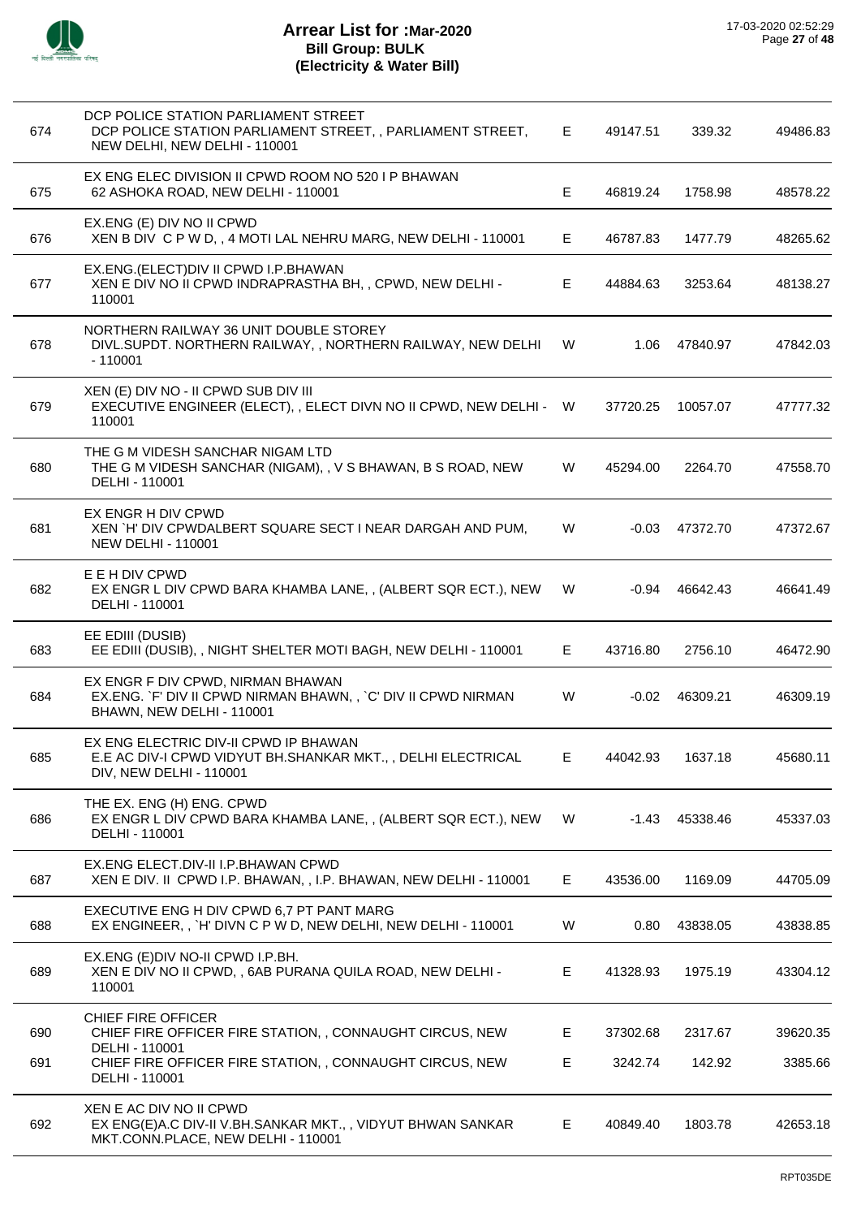# Arrear List for :Mar-2020
## Bill Group: BULK
## (Electricity & Water Bill)

| | | | | | |
|---|---|---|---|---|---|
| 674 | DCP POLICE STATION PARLIAMENT STREET<br>DCP POLICE STATION PARLIAMENT STREET, , PARLIAMENT STREET, NEW DELHI, NEW DELHI - 110001 | E | 49147.51 | 339.32 | 49486.83 |
| 675 | EX ENG ELEC DIVISION II CPWD ROOM NO 520 I P BHAWAN<br>62 ASHOKA ROAD, NEW DELHI - 110001 | E | 46819.24 | 1758.98 | 48578.22 |
| 676 | EX.ENG (E) DIV NO II CPWD<br>XEN B DIV C P W D, , 4 MOTI LAL NEHRU MARG, NEW DELHI - 110001 | E | 46787.83 | 1477.79 | 48265.62 |
| 677 | EX.ENG.(ELECT)DIV II CPWD I.P.BHAWAN<br>XEN E DIV NO II CPWD INDRAPRASTHA BH, , CPWD, NEW DELHI - 110001 | E | 44884.63 | 3253.64 | 48138.27 |
| 678 | NORTHERN RAILWAY 36 UNIT DOUBLE STOREY<br>DIVL.SUPDT. NORTHERN RAILWAY, , NORTHERN RAILWAY, NEW DELHI - 110001 | W | 1.06 | 47840.97 | 47842.03 |
| 679 | XEN (E) DIV NO - II CPWD SUB DIV III<br>EXECUTIVE ENGINEER (ELECT), , ELECT DIVN NO II CPWD, NEW DELHI - 110001 | W | 37720.25 | 10057.07 | 47777.32 |
| 680 | THE G M VIDESH SANCHAR NIGAM LTD<br>THE G M VIDESH SANCHAR (NIGAM), , V S BHAWAN, B S ROAD, NEW DELHI - 110001 | W | 45294.00 | 2264.70 | 47558.70 |
| 681 | EX ENGR H DIV CPWD<br>XEN `H' DIV CPWDALBERT SQUARE SECT I NEAR DARGAH AND PUM, NEW DELHI - 110001 | W | -0.03 | 47372.70 | 47372.67 |
| 682 | E E H DIV CPWD<br>EX ENGR L DIV CPWD BARA KHAMBA LANE, , (ALBERT SQR ECT.), NEW DELHI - 110001 | W | -0.94 | 46642.43 | 46641.49 |
| 683 | EE EDIII (DUSIB)<br>EE EDIII (DUSIB), , NIGHT SHELTER MOTI BAGH, NEW DELHI - 110001 | E | 43716.80 | 2756.10 | 46472.90 |
| 684 | EX ENGR F DIV CPWD, NIRMAN BHAWAN<br>EX.ENG. `F' DIV II CPWD NIRMAN BHAWN, , `C' DIV II CPWD NIRMAN BHAWN, NEW DELHI - 110001 | W | -0.02 | 46309.21 | 46309.19 |
| 685 | EX ENG ELECTRIC DIV-II CPWD IP BHAWAN<br>E.E AC DIV-I CPWD VIDYUT BH.SHANKAR MKT., , DELHI ELECTRICAL DIV, NEW DELHI - 110001 | E | 44042.93 | 1637.18 | 45680.11 |
| 686 | THE EX. ENG (H) ENG. CPWD<br>EX ENGR L DIV CPWD BARA KHAMBA LANE, , (ALBERT SQR ECT.), NEW DELHI - 110001 | W | -1.43 | 45338.46 | 45337.03 |
| 687 | EX.ENG ELECT.DIV-II I.P.BHAWAN CPWD<br>XEN E DIV. II CPWD I.P. BHAWAN, , I.P. BHAWAN, NEW DELHI - 110001 | E | 43536.00 | 1169.09 | 44705.09 |
| 688 | EXECUTIVE ENG H DIV CPWD 6,7 PT PANT MARG<br>EX ENGINEER, , `H' DIVN C P W D, NEW DELHI, NEW DELHI - 110001 | W | 0.80 | 43838.05 | 43838.85 |
| 689 | EX.ENG (E)DIV NO-II CPWD I.P.BH.<br>XEN E DIV NO II CPWD, , 6AB PURANA QUILA ROAD, NEW DELHI - 110001 | E | 41328.93 | 1975.19 | 43304.12 |
| 690 | CHIEF FIRE OFFICER<br>CHIEF FIRE OFFICER FIRE STATION, , CONNAUGHT CIRCUS, NEW DELHI - 110001 | E | 37302.68 | 2317.67 | 39620.35 |
| 691 | CHIEF FIRE OFFICER FIRE STATION, , CONNAUGHT CIRCUS, NEW DELHI - 110001 | E | 3242.74 | 142.92 | 3385.66 |
| 692 | XEN E AC DIV NO II CPWD<br>EX ENG(E)A.C DIV-II V.BH.SANKAR MKT., , VIDYUT BHWAN SANKAR MKT.CONN.PLACE, NEW DELHI - 110001 | E | 40849.40 | 1803.78 | 42653.18 |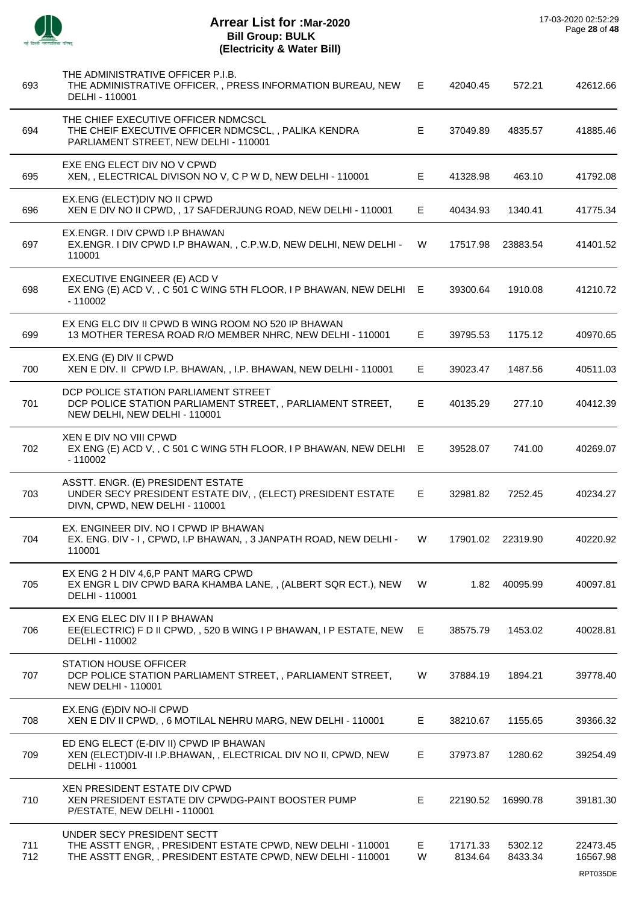# Arrear List for :Mar-2020
## Bill Group: BULK
## (Electricity & Water Bill)

17-03-2020 02:52:29

| | | | | | |
|---|---|---|---|---|---|
| 693 | THE ADMINISTRATIVE OFFICER P.I.B.<br>THE ADMINISTRATIVE OFFICER, , PRESS INFORMATION BUREAU, NEW DELHI - 110001 | E | 42040.45 | 572.21 | 42612.66 |
| 694 | THE CHIEF EXECUTIVE OFFICER NDMCSCL<br>THE CHEIF EXECUTIVE OFFICER NDMCSCL, , PALIKA KENDRA PARLIAMENT STREET, NEW DELHI - 110001 | E | 37049.89 | 4835.57 | 41885.46 |
| 695 | EXE ENG ELECT DIV NO V CPWD<br>XEN, , ELECTRICAL DIVISON NO V, C P W D, NEW DELHI - 110001 | E | 41328.98 | 463.10 | 41792.08 |
| 696 | EX.ENG (ELECT)DIV NO II CPWD<br>XEN E DIV NO II CPWD, , 17 SAFDERJUNG ROAD, NEW DELHI - 110001 | E | 40434.93 | 1340.41 | 41775.34 |
| 697 | EX.ENGR. I DIV CPWD I.P BHAWAN<br>EX.ENGR. I DIV CPWD I.P BHAWAN, , C.P.W.D, NEW DELHI, NEW DELHI - 110001 | W | 17517.98 | 23883.54 | 41401.52 |
| 698 | EXECUTIVE ENGINEER (E) ACD V<br>EX ENG (E) ACD V, , C 501 C WING 5TH FLOOR, I P BHAWAN, NEW DELHI - 110002 | E | 39300.64 | 1910.08 | 41210.72 |
| 699 | EX ENG ELC DIV II CPWD B WING ROOM NO 520 IP BHAWAN<br>13 MOTHER TERESA ROAD R/O MEMBER NHRC, NEW DELHI - 110001 | E | 39795.53 | 1175.12 | 40970.65 |
| 700 | EX.ENG (E) DIV II CPWD<br>XEN E DIV. II CPWD I.P. BHAWAN, , I.P. BHAWAN, NEW DELHI - 110001 | E | 39023.47 | 1487.56 | 40511.03 |
| 701 | DCP POLICE STATION PARLIAMENT STREET<br>DCP POLICE STATION PARLIAMENT STREET, , PARLIAMENT STREET, NEW DELHI, NEW DELHI - 110001 | E | 40135.29 | 277.10 | 40412.39 |
| 702 | XEN E DIV NO VIII CPWD<br>EX ENG (E) ACD V, , C 501 C WING 5TH FLOOR, I P BHAWAN, NEW DELHI - 110002 | E | 39528.07 | 741.00 | 40269.07 |
| 703 | ASSTT. ENGR. (E) PRESIDENT ESTATE<br>UNDER SECY PRESIDENT ESTATE DIV, , (ELECT) PRESIDENT ESTATE DIVN, CPWD, NEW DELHI - 110001 | E | 32981.82 | 7252.45 | 40234.27 |
| 704 | EX. ENGINEER DIV. NO I CPWD IP BHAWAN<br>EX. ENG. DIV - I , CPWD, I.P BHAWAN, , 3 JANPATH ROAD, NEW DELHI - 110001 | W | 17901.02 | 22319.90 | 40220.92 |
| 705 | EX ENG 2 H DIV 4,6,P PANT MARG CPWD<br>EX ENGR L DIV CPWD BARA KHAMBA LANE, , (ALBERT SQR ECT.), NEW DELHI - 110001 | W | 1.82 | 40095.99 | 40097.81 |
| 706 | EX ENG ELEC DIV II I P BHAWAN<br>EE(ELECTRIC) F D II CPWD, , 520 B WING I P BHAWAN, I P ESTATE, NEW DELHI - 110002 | E | 38575.79 | 1453.02 | 40028.81 |
| 707 | STATION HOUSE OFFICER<br>DCP POLICE STATION PARLIAMENT STREET, , PARLIAMENT STREET, NEW DELHI - 110001 | W | 37884.19 | 1894.21 | 39778.40 |
| 708 | EX.ENG (E)DIV NO-II CPWD<br>XEN E DIV II CPWD, , 6 MOTILAL NEHRU MARG, NEW DELHI - 110001 | E | 38210.67 | 1155.65 | 39366.32 |
| 709 | ED ENG ELECT (E-DIV II) CPWD IP BHAWAN<br>XEN (ELECT)DIV-II I.P.BHAWAN, , ELECTRICAL DIV NO II, CPWD, NEW DELHI - 110001 | E | 37973.87 | 1280.62 | 39254.49 |
| 710 | XEN PRESIDENT ESTATE DIV CPWD<br>XEN PRESIDENT ESTATE DIV CPWDG-PAINT BOOSTER PUMP P/ESTATE, NEW DELHI - 110001 | E | 22190.52 | 16990.78 | 39181.30 |
| | UNDER SECY PRESIDENT SECTT | | | | |
| 711 | THE ASSTT ENGR, , PRESIDENT ESTATE CPWD, NEW DELHI - 110001 | E | 17171.33 | 5302.12 | 22473.45 |
| 712 | THE ASSTT ENGR, , PRESIDENT ESTATE CPWD, NEW DELHI - 110001 | W | 8134.64 | 8433.34 | 16567.98 |

RPT035DE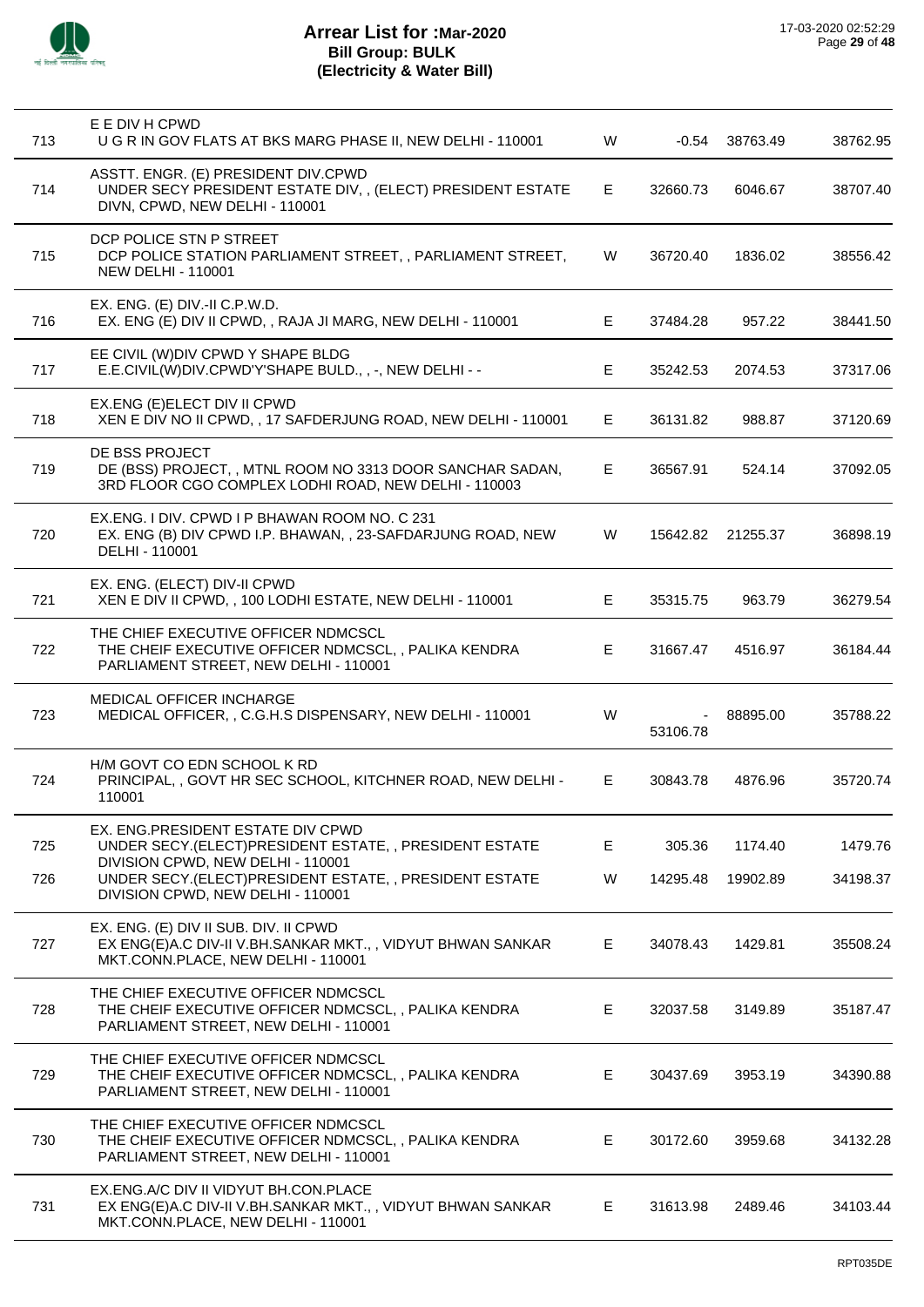# Arrear List for :Mar-2020
## Bill Group: BULK
## (Electricity & Water Bill)

17-03-2020 02:52:29

| | | | | | |
|---|---|---|---|---|---|
| 713 | E E DIV H CPWD<br>U G R IN GOV FLATS AT BKS MARG PHASE II, NEW DELHI - 110001 | W | -0.54 | 38763.49 | 38762.95 |
| 714 | ASSTT. ENGR. (E) PRESIDENT DIV.CPWD<br>UNDER SECY PRESIDENT ESTATE DIV, , (ELECT) PRESIDENT ESTATE DIVN, CPWD, NEW DELHI - 110001 | E | 32660.73 | 6046.67 | 38707.40 |
| 715 | DCP POLICE STN P STREET<br>DCP POLICE STATION PARLIAMENT STREET, , PARLIAMENT STREET, NEW DELHI - 110001 | W | 36720.40 | 1836.02 | 38556.42 |
| 716 | EX. ENG. (E) DIV.-II C.P.W.D.<br>EX. ENG (E) DIV II CPWD, , RAJA JI MARG, NEW DELHI - 110001 | E | 37484.28 | 957.22 | 38441.50 |
| 717 | EE CIVIL (W)DIV CPWD Y SHAPE BLDG<br>E.E.CIVIL(W)DIV.CPWD'Y'SHAPE BULD., , -, NEW DELHI - - | E | 35242.53 | 2074.53 | 37317.06 |
| 718 | EX.ENG (E)ELECT DIV II CPWD<br>XEN E DIV NO II CPWD, , 17 SAFDERJUNG ROAD, NEW DELHI - 110001 | E | 36131.82 | 988.87 | 37120.69 |
| 719 | DE BSS PROJECT<br>DE (BSS) PROJECT, , MTNL ROOM NO 3313 DOOR SANCHAR SADAN, 3RD FLOOR CGO COMPLEX LODHI ROAD, NEW DELHI - 110003 | E | 36567.91 | 524.14 | 37092.05 |
| 720 | EX.ENG. I DIV. CPWD I P BHAWAN ROOM NO. C 231<br>EX. ENG (B) DIV CPWD I.P. BHAWAN, , 23-SAFDARJUNG ROAD, NEW DELHI - 110001 | W | 15642.82 | 21255.37 | 36898.19 |
| 721 | EX. ENG. (ELECT) DIV-II CPWD<br>XEN E DIV II CPWD, , 100 LODHI ESTATE, NEW DELHI - 110001 | E | 35315.75 | 963.79 | 36279.54 |
| 722 | THE CHIEF EXECUTIVE OFFICER NDMCSCL<br>THE CHEIF EXECUTIVE OFFICER NDMCSCL, , PALIKA KENDRA PARLIAMENT STREET, NEW DELHI - 110001 | E | 31667.47 | 4516.97 | 36184.44 |
| 723 | MEDICAL OFFICER INCHARGE<br>MEDICAL OFFICER, , C.G.H.S DISPENSARY, NEW DELHI - 110001 | W | -53106.78 | 88895.00 | 35788.22 |
| 724 | H/M GOVT CO EDN SCHOOL K RD<br>PRINCIPAL, , GOVT HR SEC SCHOOL, KITCHNER ROAD, NEW DELHI - 110001 | E | 30843.78 | 4876.96 | 35720.74 |
| 725 | EX. ENG.PRESIDENT ESTATE DIV CPWD<br>UNDER SECY.(ELECT)PRESIDENT ESTATE, , PRESIDENT ESTATE DIVISION CPWD, NEW DELHI - 110001 | E | 305.36 | 1174.40 | 1479.76 |
| 726 | UNDER SECY.(ELECT)PRESIDENT ESTATE, , PRESIDENT ESTATE DIVISION CPWD, NEW DELHI - 110001 | W | 14295.48 | 19902.89 | 34198.37 |
| 727 | EX. ENG. (E) DIV II SUB. DIV. II CPWD<br>EX ENG(E)A.C DIV-II V.BH.SANKAR MKT., , VIDYUT BHWAN SANKAR MKT.CONN.PLACE, NEW DELHI - 110001 | E | 34078.43 | 1429.81 | 35508.24 |
| 728 | THE CHIEF EXECUTIVE OFFICER NDMCSCL<br>THE CHEIF EXECUTIVE OFFICER NDMCSCL, , PALIKA KENDRA PARLIAMENT STREET, NEW DELHI - 110001 | E | 32037.58 | 3149.89 | 35187.47 |
| 729 | THE CHIEF EXECUTIVE OFFICER NDMCSCL<br>THE CHEIF EXECUTIVE OFFICER NDMCSCL, , PALIKA KENDRA PARLIAMENT STREET, NEW DELHI - 110001 | E | 30437.69 | 3953.19 | 34390.88 |
| 730 | THE CHIEF EXECUTIVE OFFICER NDMCSCL<br>THE CHEIF EXECUTIVE OFFICER NDMCSCL, , PALIKA KENDRA PARLIAMENT STREET, NEW DELHI - 110001 | E | 30172.60 | 3959.68 | 34132.28 |
| 731 | EX.ENG.A/C DIV II VIDYUT BH.CON.PLACE<br>EX ENG(E)A.C DIV-II V.BH.SANKAR MKT., , VIDYUT BHWAN SANKAR MKT.CONN.PLACE, NEW DELHI - 110001 | E | 31613.98 | 2489.46 | 34103.44 |

RPT035DE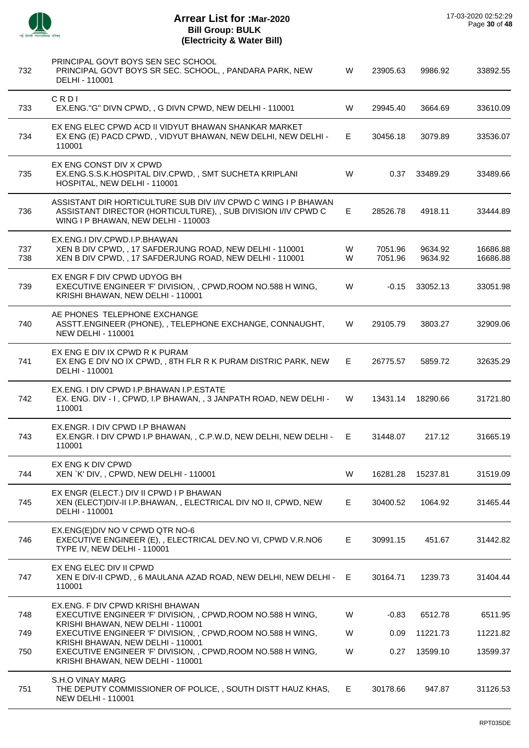# Arrear List for :Mar-2020
## Bill Group: BULK
## (Electricity & Water Bill)

17-03-2020 02:52:29

| No. | Name / Address | Type | | | |
|---|---|---|---|---|---|
| 732 | PRINCIPAL GOVT BOYS SEN SEC SCHOOL<br>PRINCIPAL GOVT BOYS SR SEC. SCHOOL, , PANDARA PARK, NEW DELHI - 110001 | W | 23905.63 | 9986.92 | 33892.55 |
| 733 | C R D I<br>EX.ENG."G" DIVN CPWD, , G DIVN CPWD, NEW DELHI - 110001 | W | 29945.40 | 3664.69 | 33610.09 |
| 734 | EX ENG ELEC CPWD ACD II VIDYUT BHAWAN SHANKAR MARKET<br>EX ENG (E) PACD CPWD, , VIDYUT BHAWAN, NEW DELHI, NEW DELHI - 110001 | E | 30456.18 | 3079.89 | 33536.07 |
| 735 | EX ENG CONST DIV X CPWD<br>EX.ENG.S.S.K.HOSPITAL DIV.CPWD, , SMT SUCHETA KRIPLANI HOSPITAL, NEW DELHI - 110001 | W | 0.37 | 33489.29 | 33489.66 |
| 736 | ASSISTANT DIR HORTICULTURE SUB DIV I/IV CPWD C WING I P BHAWAN<br>ASSISTANT DIRECTOR (HORTICULTURE), , SUB DIVISION I/IV CPWD C WING I P BHAWAN, NEW DELHI - 110003 | E | 28526.78 | 4918.11 | 33444.89 |
| | EX.ENG.I DIV.CPWD.I.P.BHAWAN | | | | |
| 737 | XEN B DIV CPWD, , 17 SAFDERJUNG ROAD, NEW DELHI - 110001 | W | 7051.96 | 9634.92 | 16686.88 |
| 738 | XEN B DIV CPWD, , 17 SAFDERJUNG ROAD, NEW DELHI - 110001 | W | 7051.96 | 9634.92 | 16686.88 |
| 739 | EX ENGR F DIV CPWD UDYOG BH<br>EXECUTIVE ENGINEER 'F' DIVISION, , CPWD,ROOM NO.588 H WING, KRISHI BHAWAN, NEW DELHI - 110001 | W | -0.15 | 33052.13 | 33051.98 |
| 740 | AE PHONES TELEPHONE EXCHANGE<br>ASSTT.ENGINEER (PHONE), , TELEPHONE EXCHANGE, CONNAUGHT, NEW DELHI - 110001 | W | 29105.79 | 3803.27 | 32909.06 |
| 741 | EX ENG E DIV IX CPWD R K PURAM<br>EX ENG E DIV NO IX CPWD, , 8TH FLR R K PURAM DISTRIC PARK, NEW DELHI - 110001 | E | 26775.57 | 5859.72 | 32635.29 |
| 742 | EX.ENG. I DIV CPWD I.P.BHAWAN I.P.ESTATE<br>EX. ENG. DIV - I , CPWD, I.P BHAWAN, , 3 JANPATH ROAD, NEW DELHI - 110001 | W | 13431.14 | 18290.66 | 31721.80 |
| 743 | EX.ENGR. I DIV CPWD I.P BHAWAN<br>EX.ENGR. I DIV CPWD I.P BHAWAN, , C.P.W.D, NEW DELHI, NEW DELHI - 110001 | E | 31448.07 | 217.12 | 31665.19 |
| 744 | EX ENG K DIV CPWD<br>XEN `K' DIV, , CPWD, NEW DELHI - 110001 | W | 16281.28 | 15237.81 | 31519.09 |
| 745 | EX ENGR (ELECT.) DIV II CPWD I P BHAWAN<br>XEN (ELECT)DIV-II I.P.BHAWAN, , ELECTRICAL DIV NO II, CPWD, NEW DELHI - 110001 | E | 30400.52 | 1064.92 | 31465.44 |
| 746 | EX.ENG(E)DIV NO V CPWD QTR NO-6<br>EXECUTIVE ENGINEER (E), , ELECTRICAL DEV.NO VI, CPWD V.R.NO6 TYPE IV, NEW DELHI - 110001 | E | 30991.15 | 451.67 | 31442.82 |
| 747 | EX ENG ELEC DIV II CPWD<br>XEN E DIV-II CPWD, , 6 MAULANA AZAD ROAD, NEW DELHI, NEW DELHI - 110001 | E | 30164.71 | 1239.73 | 31404.44 |
| | EX.ENG. F DIV CPWD KRISHI BHAWAN | | | | |
| 748 | EXECUTIVE ENGINEER 'F' DIVISION, , CPWD,ROOM NO.588 H WING, KRISHI BHAWAN, NEW DELHI - 110001 | W | -0.83 | 6512.78 | 6511.95 |
| 749 | EXECUTIVE ENGINEER 'F' DIVISION, , CPWD,ROOM NO.588 H WING, KRISHI BHAWAN, NEW DELHI - 110001 | W | 0.09 | 11221.73 | 11221.82 |
| 750 | EXECUTIVE ENGINEER 'F' DIVISION, , CPWD,ROOM NO.588 H WING, KRISHI BHAWAN, NEW DELHI - 110001 | W | 0.27 | 13599.10 | 13599.37 |
| 751 | S.H.O VINAY MARG<br>THE DEPUTY COMMISSIONER OF POLICE, , SOUTH DISTT HAUZ KHAS, NEW DELHI - 110001 | E | 30178.66 | 947.87 | 31126.53 |

RPT035DE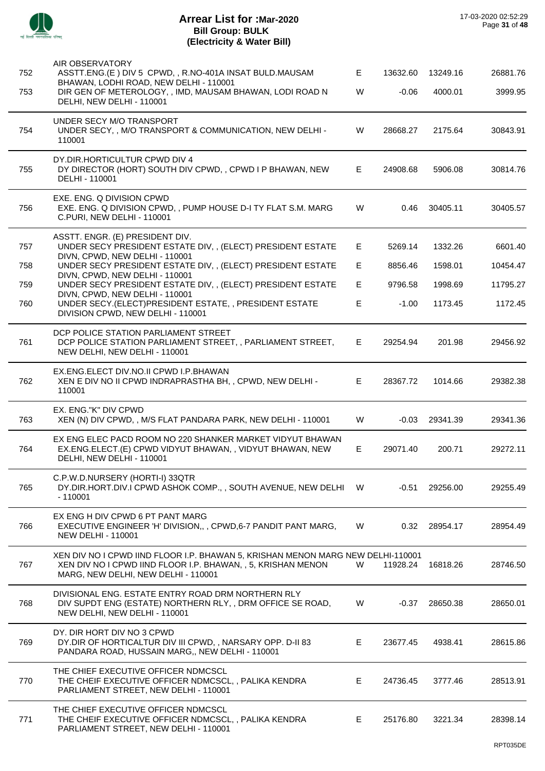# Arrear List for :Mar-2020
## Bill Group: BULK
## (Electricity & Water Bill)

17-03-2020 02:52:29

| No. | Name / Address | Type | | | |
|---|---|---|---|---|---|
| | AIR OBSERVATORY | | | | |
| 752 | ASSTT.ENG.(E ) DIV 5 CPWD, , R.NO-401A INSAT BULD.MAUSAM BHAWAN, LODHI ROAD, NEW DELHI - 110001 | E | 13632.60 | 13249.16 | 26881.76 |
| 753 | DIR GEN OF METEROLOGY, , IMD, MAUSAM BHAWAN, LODI ROAD N DELHI, NEW DELHI - 110001 | W | -0.06 | 4000.01 | 3999.95 |
| | UNDER SECY M/O TRANSPORT | | | | |
| 754 | UNDER SECY, , M/O TRANSPORT & COMMUNICATION, NEW DELHI - 110001 | W | 28668.27 | 2175.64 | 30843.91 |
| | DY.DIR.HORTICULTUR CPWD DIV 4 | | | | |
| 755 | DY DIRECTOR (HORT) SOUTH DIV CPWD, , CPWD I P BHAWAN, NEW DELHI - 110001 | E | 24908.68 | 5906.08 | 30814.76 |
| | EXE. ENG. Q DIVISION CPWD | | | | |
| 756 | EXE. ENG. Q DIVISION CPWD, , PUMP HOUSE D-I TY FLAT S.M. MARG C.PURI, NEW DELHI - 110001 | W | 0.46 | 30405.11 | 30405.57 |
| | ASSTT. ENGR. (E) PRESIDENT DIV. | | | | |
| 757 | UNDER SECY PRESIDENT ESTATE DIV, , (ELECT) PRESIDENT ESTATE DIVN, CPWD, NEW DELHI - 110001 | E | 5269.14 | 1332.26 | 6601.40 |
| 758 | UNDER SECY PRESIDENT ESTATE DIV, , (ELECT) PRESIDENT ESTATE DIVN, CPWD, NEW DELHI - 110001 | E | 8856.46 | 1598.01 | 10454.47 |
| 759 | UNDER SECY PRESIDENT ESTATE DIV, , (ELECT) PRESIDENT ESTATE DIVN, CPWD, NEW DELHI - 110001 | E | 9796.58 | 1998.69 | 11795.27 |
| 760 | UNDER SECY.(ELECT)PRESIDENT ESTATE, , PRESIDENT ESTATE DIVISION CPWD, NEW DELHI - 110001 | E | -1.00 | 1173.45 | 1172.45 |
| | DCP POLICE STATION PARLIAMENT STREET | | | | |
| 761 | DCP POLICE STATION PARLIAMENT STREET, , PARLIAMENT STREET, NEW DELHI, NEW DELHI - 110001 | E | 29254.94 | 201.98 | 29456.92 |
| | EX.ENG.ELECT DIV.NO.II CPWD I.P.BHAWAN | | | | |
| 762 | XEN E DIV NO II CPWD INDRAPRASTHA BH, , CPWD, NEW DELHI - 110001 | E | 28367.72 | 1014.66 | 29382.38 |
| | EX. ENG."K" DIV CPWD | | | | |
| 763 | XEN (N) DIV CPWD, , M/S FLAT PANDARA PARK, NEW DELHI - 110001 | W | -0.03 | 29341.39 | 29341.36 |
| | EX ENG ELEC PACD ROOM NO 220 SHANKER MARKET VIDYUT BHAWAN | | | | |
| 764 | EX.ENG.ELECT.(E) CPWD VIDYUT BHAWAN, , VIDYUT BHAWAN, NEW DELHI, NEW DELHI - 110001 | E | 29071.40 | 200.71 | 29272.11 |
| | C.P.W.D.NURSERY (HORTI-I) 33QTR | | | | |
| 765 | DY.DIR.HORT.DIV.I CPWD ASHOK COMP., , SOUTH AVENUE, NEW DELHI - 110001 | W | -0.51 | 29256.00 | 29255.49 |
| | EX ENG H DIV CPWD 6 PT PANT MARG | | | | |
| 766 | EXECUTIVE ENGINEER 'H' DIVISION,, , CPWD,6-7 PANDIT PANT MARG, NEW DELHI - 110001 | W | 0.32 | 28954.17 | 28954.49 |
| | XEN DIV NO I CPWD IIND FLOOR I.P. BHAWAN 5, KRISHAN MENON MARG NEW DELHI-110001 | | | | |
| 767 | XEN DIV NO I CPWD IIND FLOOR I.P. BHAWAN, , 5, KRISHAN MENON MARG, NEW DELHI, NEW DELHI - 110001 | W | 11928.24 | 16818.26 | 28746.50 |
| | DIVISIONAL ENG. ESTATE ENTRY ROAD DRM NORTHERN RLY | | | | |
| 768 | DIV SUPDT ENG (ESTATE) NORTHERN RLY, , DRM OFFICE SE ROAD, NEW DELHI, NEW DELHI - 110001 | W | -0.37 | 28650.38 | 28650.01 |
| | DY. DIR HORT DIV NO 3 CPWD | | | | |
| 769 | DY.DIR OF HORTICALTUR DIV III CPWD, , NARSARY OPP. D-II 83 PANDARA ROAD, HUSSAIN MARG,, NEW DELHI - 110001 | E | 23677.45 | 4938.41 | 28615.86 |
| | THE CHIEF EXECUTIVE OFFICER NDMCSCL | | | | |
| 770 | THE CHEIF EXECUTIVE OFFICER NDMCSCL, , PALIKA KENDRA PARLIAMENT STREET, NEW DELHI - 110001 | E | 24736.45 | 3777.46 | 28513.91 |
| | THE CHIEF EXECUTIVE OFFICER NDMCSCL | | | | |
| 771 | THE CHEIF EXECUTIVE OFFICER NDMCSCL, , PALIKA KENDRA PARLIAMENT STREET, NEW DELHI - 110001 | E | 25176.80 | 3221.34 | 28398.14 |

RPT035DE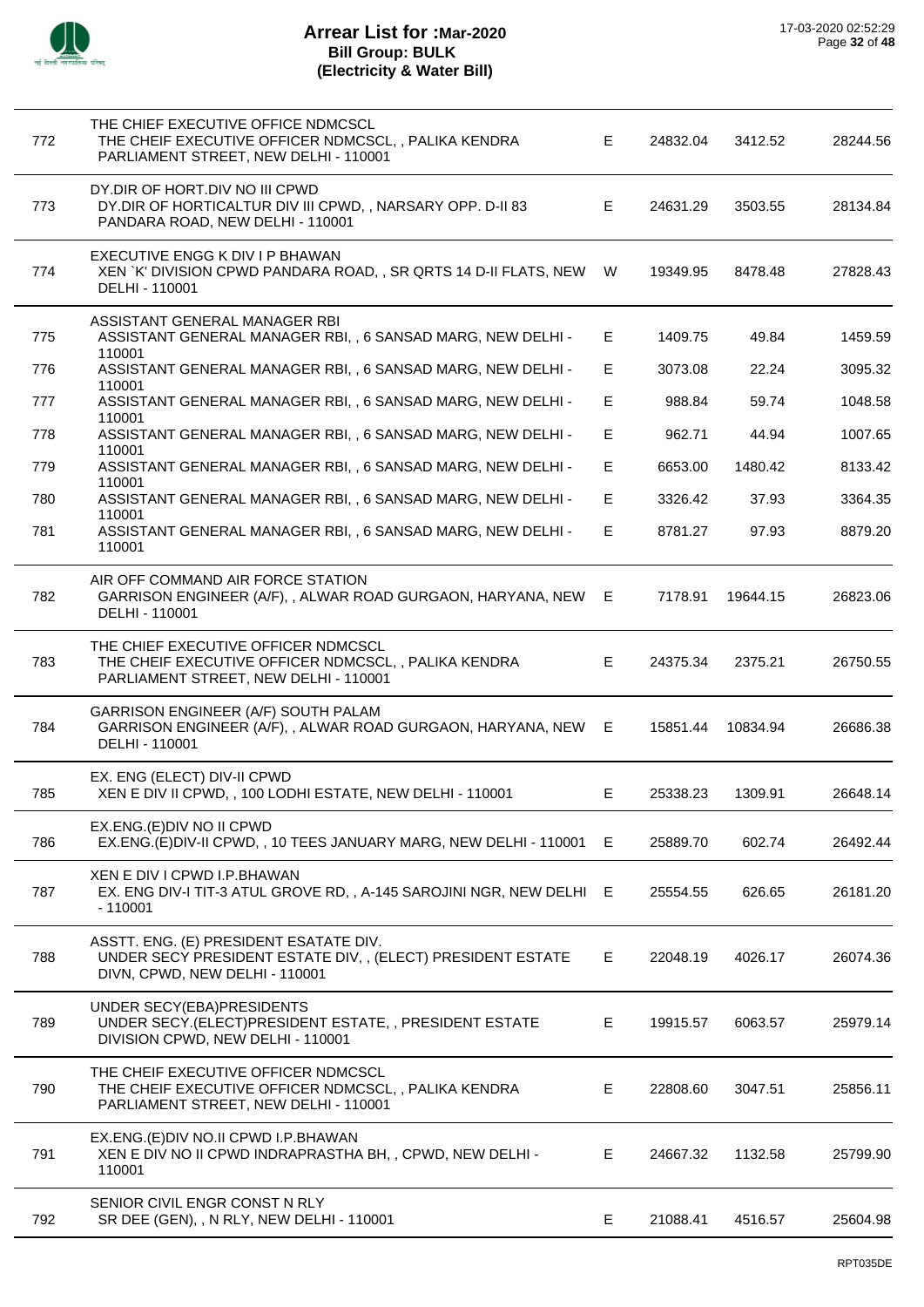# Arrear List for :Mar-2020
## Bill Group: BULK
## (Electricity & Water Bill)

17-03-2020 02:52:29

| | | | | | |
|---|---|---|---|---|---|
| 772 | THE CHIEF EXECUTIVE OFFICE NDMCSCL<br>THE CHEIF EXECUTIVE OFFICER NDMCSCL, , PALIKA KENDRA PARLIAMENT STREET, NEW DELHI - 110001 | E | 24832.04 | 3412.52 | 28244.56 |
| 773 | DY.DIR OF HORT.DIV NO III CPWD<br>DY.DIR OF HORTICALTUR DIV III CPWD, , NARSARY OPP. D-II 83 PANDARA ROAD, NEW DELHI - 110001 | E | 24631.29 | 3503.55 | 28134.84 |
| 774 | EXECUTIVE ENGG K DIV I P BHAWAN<br>XEN `K' DIVISION CPWD PANDARA ROAD, , SR QRTS 14 D-II FLATS, NEW DELHI - 110001 | W | 19349.95 | 8478.48 | 27828.43 |
| 775 | ASSISTANT GENERAL MANAGER RBI<br>ASSISTANT GENERAL MANAGER RBI, , 6 SANSAD MARG, NEW DELHI - 110001 | E | 1409.75 | 49.84 | 1459.59 |
| 776 | ASSISTANT GENERAL MANAGER RBI, , 6 SANSAD MARG, NEW DELHI - 110001 | E | 3073.08 | 22.24 | 3095.32 |
| 777 | ASSISTANT GENERAL MANAGER RBI, , 6 SANSAD MARG, NEW DELHI - 110001 | E | 988.84 | 59.74 | 1048.58 |
| 778 | ASSISTANT GENERAL MANAGER RBI, , 6 SANSAD MARG, NEW DELHI - 110001 | E | 962.71 | 44.94 | 1007.65 |
| 779 | ASSISTANT GENERAL MANAGER RBI, , 6 SANSAD MARG, NEW DELHI - 110001 | E | 6653.00 | 1480.42 | 8133.42 |
| 780 | ASSISTANT GENERAL MANAGER RBI, , 6 SANSAD MARG, NEW DELHI - 110001 | E | 3326.42 | 37.93 | 3364.35 |
| 781 | ASSISTANT GENERAL MANAGER RBI, , 6 SANSAD MARG, NEW DELHI - 110001 | E | 8781.27 | 97.93 | 8879.20 |
| 782 | AIR OFF COMMAND AIR FORCE STATION<br>GARRISON ENGINEER (A/F), , ALWAR ROAD GURGAON, HARYANA, NEW DELHI - 110001 | E | 7178.91 | 19644.15 | 26823.06 |
| 783 | THE CHIEF EXECUTIVE OFFICER NDMCSCL<br>THE CHEIF EXECUTIVE OFFICER NDMCSCL, , PALIKA KENDRA PARLIAMENT STREET, NEW DELHI - 110001 | E | 24375.34 | 2375.21 | 26750.55 |
| 784 | GARRISON ENGINEER (A/F) SOUTH PALAM<br>GARRISON ENGINEER (A/F), , ALWAR ROAD GURGAON, HARYANA, NEW DELHI - 110001 | E | 15851.44 | 10834.94 | 26686.38 |
| 785 | EX. ENG (ELECT) DIV-II CPWD<br>XEN E DIV II CPWD, , 100 LODHI ESTATE, NEW DELHI - 110001 | E | 25338.23 | 1309.91 | 26648.14 |
| 786 | EX.ENG.(E)DIV NO II CPWD<br>EX.ENG.(E)DIV-II CPWD, , 10 TEES JANUARY MARG, NEW DELHI - 110001 | E | 25889.70 | 602.74 | 26492.44 |
| 787 | XEN E DIV I CPWD I.P.BHAWAN<br>EX. ENG DIV-I TIT-3 ATUL GROVE RD, , A-145 SAROJINI NGR, NEW DELHI - 110001 | E | 25554.55 | 626.65 | 26181.20 |
| 788 | ASSTT. ENG. (E) PRESIDENT ESATATE DIV.<br>UNDER SECY PRESIDENT ESTATE DIV, , (ELECT) PRESIDENT ESTATE DIVN, CPWD, NEW DELHI - 110001 | E | 22048.19 | 4026.17 | 26074.36 |
| 789 | UNDER SECY(EBA)PRESIDENTS<br>UNDER SECY.(ELECT)PRESIDENT ESTATE, , PRESIDENT ESTATE DIVISION CPWD, NEW DELHI - 110001 | E | 19915.57 | 6063.57 | 25979.14 |
| 790 | THE CHEIF EXECUTIVE OFFICER NDMCSCL<br>THE CHEIF EXECUTIVE OFFICER NDMCSCL, , PALIKA KENDRA PARLIAMENT STREET, NEW DELHI - 110001 | E | 22808.60 | 3047.51 | 25856.11 |
| 791 | EX.ENG.(E)DIV NO.II CPWD I.P.BHAWAN<br>XEN E DIV NO II CPWD INDRAPRASTHA BH, , CPWD, NEW DELHI - 110001 | E | 24667.32 | 1132.58 | 25799.90 |
| 792 | SENIOR CIVIL ENGR CONST N RLY<br>SR DEE (GEN), , N RLY, NEW DELHI - 110001 | E | 21088.41 | 4516.57 | 25604.98 |

RPT035DE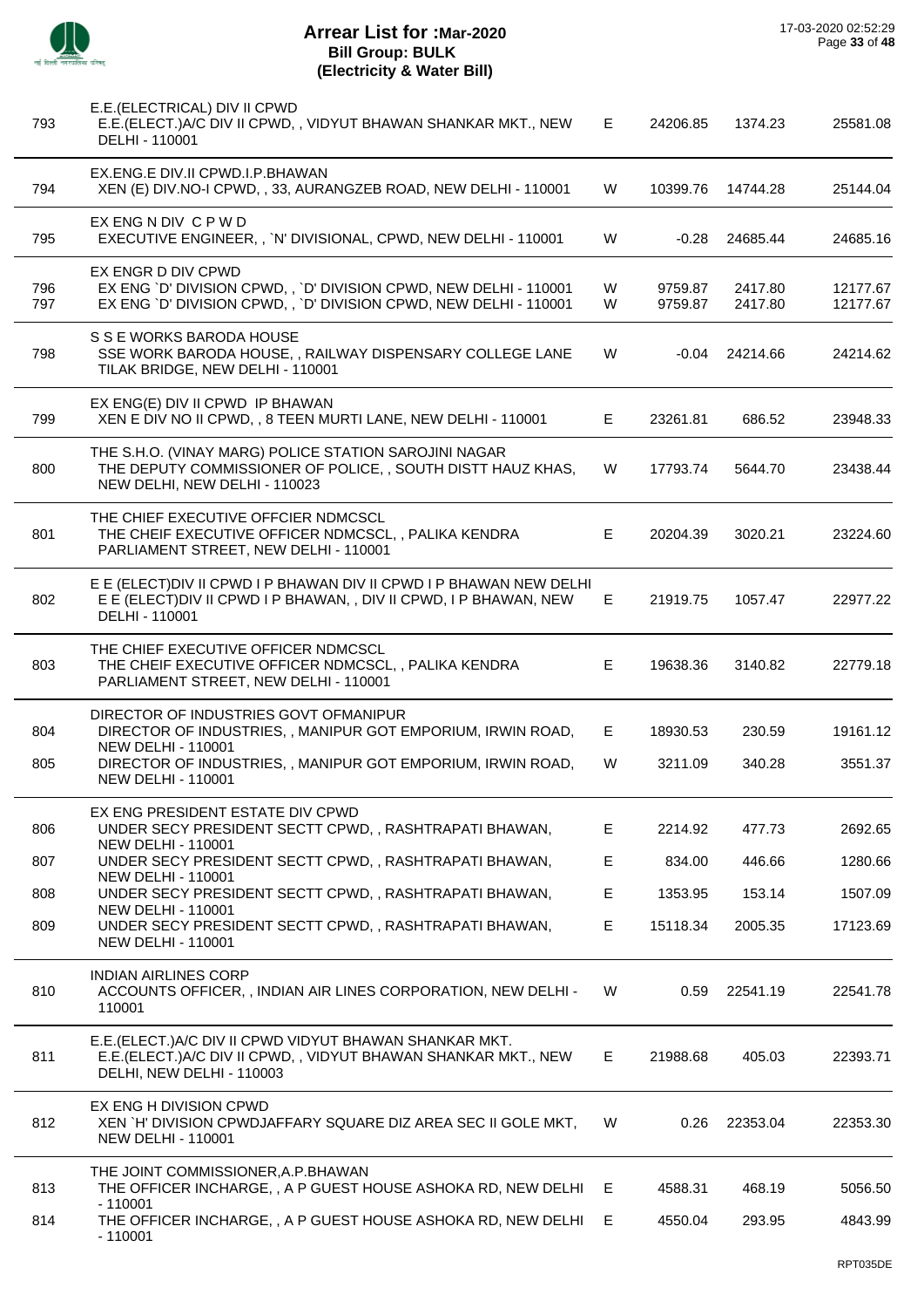# Arrear List for :Mar-2020
## Bill Group: BULK
### (Electricity & Water Bill)

17-03-2020 02:52:29

| | | | | | |
|---|---|---|---|---|---|
| | **E.E.(ELECTRICAL) DIV II CPWD** | | | | |
| 793 | E.E.(ELECT.)A/C DIV II CPWD, , VIDYUT BHAWAN SHANKAR MKT., NEW DELHI - 110001 | E | 24206.85 | 1374.23 | 25581.08 |
| | **EX.ENG.E DIV.II CPWD.I.P.BHAWAN** | | | | |
| 794 | XEN (E) DIV.NO-I CPWD, , 33, AURANGZEB ROAD, NEW DELHI - 110001 | W | 10399.76 | 14744.28 | 25144.04 |
| | **EX ENG N DIV C P W D** | | | | |
| 795 | EXECUTIVE ENGINEER, , `N' DIVISIONAL, CPWD, NEW DELHI - 110001 | W | -0.28 | 24685.44 | 24685.16 |
| | **EX ENGR D DIV CPWD** | | | | |
| 796 | EX ENG `D' DIVISION CPWD, , `D' DIVISION CPWD, NEW DELHI - 110001 | W | 9759.87 | 2417.80 | 12177.67 |
| 797 | EX ENG `D' DIVISION CPWD, , `D' DIVISION CPWD, NEW DELHI - 110001 | W | 9759.87 | 2417.80 | 12177.67 |
| | **S S E WORKS BARODA HOUSE** | | | | |
| 798 | SSE WORK BARODA HOUSE, , RAILWAY DISPENSARY COLLEGE LANE TILAK BRIDGE, NEW DELHI - 110001 | W | -0.04 | 24214.66 | 24214.62 |
| | **EX ENG(E) DIV II CPWD IP BHAWAN** | | | | |
| 799 | XEN E DIV NO II CPWD, , 8 TEEN MURTI LANE, NEW DELHI - 110001 | E | 23261.81 | 686.52 | 23948.33 |
| | **THE S.H.O. (VINAY MARG) POLICE STATION SAROJINI NAGAR** | | | | |
| 800 | THE DEPUTY COMMISSIONER OF POLICE, , SOUTH DISTT HAUZ KHAS, NEW DELHI, NEW DELHI - 110023 | W | 17793.74 | 5644.70 | 23438.44 |
| | **THE CHIEF EXECUTIVE OFFCIER NDMCSCL** | | | | |
| 801 | THE CHEIF EXECUTIVE OFFICER NDMCSCL, , PALIKA KENDRA PARLIAMENT STREET, NEW DELHI - 110001 | E | 20204.39 | 3020.21 | 23224.60 |
| | **E E (ELECT)DIV II CPWD I P BHAWAN DIV II CPWD I P BHAWAN NEW DELHI** | | | | |
| 802 | E E (ELECT)DIV II CPWD I P BHAWAN, , DIV II CPWD, I P BHAWAN, NEW DELHI - 110001 | E | 21919.75 | 1057.47 | 22977.22 |
| | **THE CHIEF EXECUTIVE OFFICER NDMCSCL** | | | | |
| 803 | THE CHEIF EXECUTIVE OFFICER NDMCSCL, , PALIKA KENDRA PARLIAMENT STREET, NEW DELHI - 110001 | E | 19638.36 | 3140.82 | 22779.18 |
| | **DIRECTOR OF INDUSTRIES GOVT OFMANIPUR** | | | | |
| 804 | DIRECTOR OF INDUSTRIES, , MANIPUR GOT EMPORIUM, IRWIN ROAD, NEW DELHI - 110001 | E | 18930.53 | 230.59 | 19161.12 |
| 805 | DIRECTOR OF INDUSTRIES, , MANIPUR GOT EMPORIUM, IRWIN ROAD, NEW DELHI - 110001 | W | 3211.09 | 340.28 | 3551.37 |
| | **EX ENG PRESIDENT ESTATE DIV CPWD** | | | | |
| 806 | UNDER SECY PRESIDENT SECTT CPWD, , RASHTRAPATI BHAWAN, NEW DELHI - 110001 | E | 2214.92 | 477.73 | 2692.65 |
| 807 | UNDER SECY PRESIDENT SECTT CPWD, , RASHTRAPATI BHAWAN, NEW DELHI - 110001 | E | 834.00 | 446.66 | 1280.66 |
| 808 | UNDER SECY PRESIDENT SECTT CPWD, , RASHTRAPATI BHAWAN, NEW DELHI - 110001 | E | 1353.95 | 153.14 | 1507.09 |
| 809 | UNDER SECY PRESIDENT SECTT CPWD, , RASHTRAPATI BHAWAN, NEW DELHI - 110001 | E | 15118.34 | 2005.35 | 17123.69 |
| | **INDIAN AIRLINES CORP** | | | | |
| 810 | ACCOUNTS OFFICER, , INDIAN AIR LINES CORPORATION, NEW DELHI - 110001 | W | 0.59 | 22541.19 | 22541.78 |
| | **E.E.(ELECT.)A/C DIV II CPWD VIDYUT BHAWAN SHANKAR MKT.** | | | | |
| 811 | E.E.(ELECT.)A/C DIV II CPWD, , VIDYUT BHAWAN SHANKAR MKT., NEW DELHI, NEW DELHI - 110003 | E | 21988.68 | 405.03 | 22393.71 |
| | **EX ENG H DIVISION CPWD** | | | | |
| 812 | XEN `H' DIVISION CPWDJAFFARY SQUARE DIZ AREA SEC II GOLE MKT, NEW DELHI - 110001 | W | 0.26 | 22353.04 | 22353.30 |
| | **THE JOINT COMMISSIONER,A.P.BHAWAN** | | | | |
| 813 | THE OFFICER INCHARGE, , A P GUEST HOUSE ASHOKA RD, NEW DELHI - 110001 | E | 4588.31 | 468.19 | 5056.50 |
| 814 | THE OFFICER INCHARGE, , A P GUEST HOUSE ASHOKA RD, NEW DELHI - 110001 | E | 4550.04 | 293.95 | 4843.99 |

RPT035DE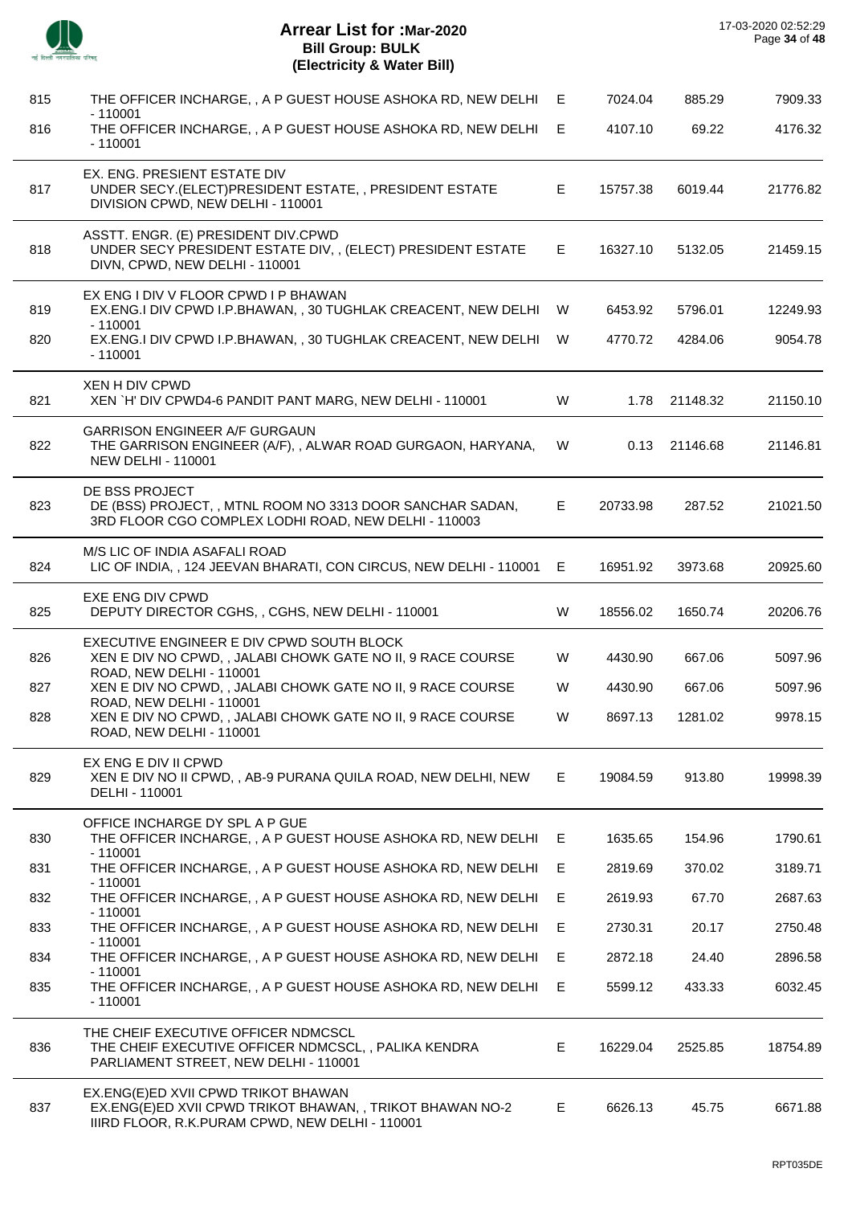# Arrear List for :Mar-2020
## Bill Group: BULK
### (Electricity & Water Bill)

17-03-2020 02:52:29

| | | | | | |
|---|---|---|---|---|---|
| 815 | THE OFFICER INCHARGE, , A P GUEST HOUSE ASHOKA RD, NEW DELHI - 110001 | E | 7024.04 | 885.29 | 7909.33 |
| 816 | THE OFFICER INCHARGE, , A P GUEST HOUSE ASHOKA RD, NEW DELHI - 110001 | E | 4107.10 | 69.22 | 4176.32 |
| | EX. ENG. PRESIENT ESTATE DIV | | | | |
| 817 | UNDER SECY.(ELECT)PRESIDENT ESTATE, , PRESIDENT ESTATE DIVISION CPWD, NEW DELHI - 110001 | E | 15757.38 | 6019.44 | 21776.82 |
| | ASSTT. ENGR. (E) PRESIDENT DIV.CPWD | | | | |
| 818 | UNDER SECY PRESIDENT ESTATE DIV, , (ELECT) PRESIDENT ESTATE DIVN, CPWD, NEW DELHI - 110001 | E | 16327.10 | 5132.05 | 21459.15 |
| | EX ENG I DIV V FLOOR CPWD I P BHAWAN | | | | |
| 819 | EX.ENG.I DIV CPWD I.P.BHAWAN, , 30 TUGHLAK CREACENT, NEW DELHI - 110001 | W | 6453.92 | 5796.01 | 12249.93 |
| 820 | EX.ENG.I DIV CPWD I.P.BHAWAN, , 30 TUGHLAK CREACENT, NEW DELHI - 110001 | W | 4770.72 | 4284.06 | 9054.78 |
| | XEN H DIV CPWD | | | | |
| 821 | XEN `H' DIV CPWD4-6 PANDIT PANT MARG, NEW DELHI - 110001 | W | 1.78 | 21148.32 | 21150.10 |
| | GARRISON ENGINEER A/F GURGAUN | | | | |
| 822 | THE GARRISON ENGINEER (A/F), , ALWAR ROAD GURGAON, HARYANA, NEW DELHI - 110001 | W | 0.13 | 21146.68 | 21146.81 |
| | DE BSS PROJECT | | | | |
| 823 | DE (BSS) PROJECT, , MTNL ROOM NO 3313 DOOR SANCHAR SADAN, 3RD FLOOR CGO COMPLEX LODHI ROAD, NEW DELHI - 110003 | E | 20733.98 | 287.52 | 21021.50 |
| | M/S LIC OF INDIA ASAFALI ROAD | | | | |
| 824 | LIC OF INDIA, , 124 JEEVAN BHARATI, CON CIRCUS, NEW DELHI - 110001 | E | 16951.92 | 3973.68 | 20925.60 |
| | EXE ENG DIV CPWD | | | | |
| 825 | DEPUTY DIRECTOR CGHS, , CGHS, NEW DELHI - 110001 | W | 18556.02 | 1650.74 | 20206.76 |
| | EXECUTIVE ENGINEER E DIV CPWD SOUTH BLOCK | | | | |
| 826 | XEN E DIV NO CPWD, , JALABI CHOWK GATE NO II, 9 RACE COURSE ROAD, NEW DELHI - 110001 | W | 4430.90 | 667.06 | 5097.96 |
| 827 | XEN E DIV NO CPWD, , JALABI CHOWK GATE NO II, 9 RACE COURSE ROAD, NEW DELHI - 110001 | W | 4430.90 | 667.06 | 5097.96 |
| 828 | XEN E DIV NO CPWD, , JALABI CHOWK GATE NO II, 9 RACE COURSE ROAD, NEW DELHI - 110001 | W | 8697.13 | 1281.02 | 9978.15 |
| | EX ENG E DIV II CPWD | | | | |
| 829 | XEN E DIV NO II CPWD, , AB-9 PURANA QUILA ROAD, NEW DELHI, NEW DELHI - 110001 | E | 19084.59 | 913.80 | 19998.39 |
| | OFFICE INCHARGE DY SPL A P GUE | | | | |
| 830 | THE OFFICER INCHARGE, , A P GUEST HOUSE ASHOKA RD, NEW DELHI - 110001 | E | 1635.65 | 154.96 | 1790.61 |
| 831 | THE OFFICER INCHARGE, , A P GUEST HOUSE ASHOKA RD, NEW DELHI - 110001 | E | 2819.69 | 370.02 | 3189.71 |
| 832 | THE OFFICER INCHARGE, , A P GUEST HOUSE ASHOKA RD, NEW DELHI - 110001 | E | 2619.93 | 67.70 | 2687.63 |
| 833 | THE OFFICER INCHARGE, , A P GUEST HOUSE ASHOKA RD, NEW DELHI - 110001 | E | 2730.31 | 20.17 | 2750.48 |
| 834 | THE OFFICER INCHARGE, , A P GUEST HOUSE ASHOKA RD, NEW DELHI - 110001 | E | 2872.18 | 24.40 | 2896.58 |
| 835 | THE OFFICER INCHARGE, , A P GUEST HOUSE ASHOKA RD, NEW DELHI - 110001 | E | 5599.12 | 433.33 | 6032.45 |
| | THE CHEIF EXECUTIVE OFFICER NDMCSCL | | | | |
| 836 | THE CHEIF EXECUTIVE OFFICER NDMCSCL, , PALIKA KENDRA PARLIAMENT STREET, NEW DELHI - 110001 | E | 16229.04 | 2525.85 | 18754.89 |
| | EX.ENG(E)ED XVII CPWD TRIKOT BHAWAN | | | | |
| 837 | EX.ENG(E)ED XVII CPWD TRIKOT BHAWAN, , TRIKOT BHAWAN NO-2 IIIRD FLOOR, R.K.PURAM CPWD, NEW DELHI - 110001 | E | 6626.13 | 45.75 | 6671.88 |

RPT035DE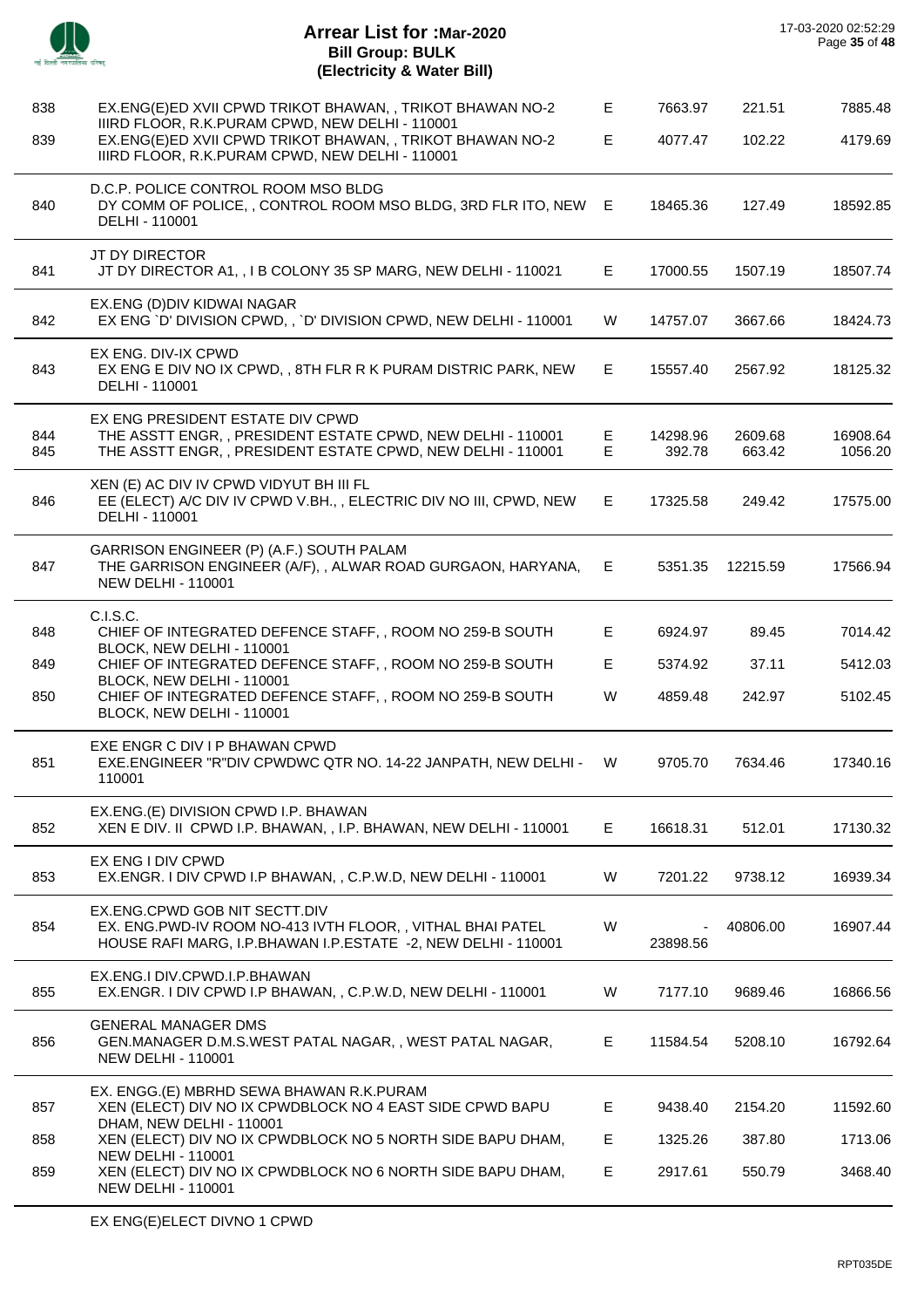# Arrear List for :Mar-2020
## Bill Group: BULK
## (Electricity & Water Bill)

17-03-2020 02:52:29

| | | | | | |
|---|---|---|---|---|---|
| 838 | EX.ENG(E)ED XVII CPWD TRIKOT BHAWAN, , TRIKOT BHAWAN NO-2 IIIRD FLOOR, R.K.PURAM CPWD, NEW DELHI - 110001 | E | 7663.97 | 221.51 | 7885.48 |
| 839 | EX.ENG(E)ED XVII CPWD TRIKOT BHAWAN, , TRIKOT BHAWAN NO-2 IIIRD FLOOR, R.K.PURAM CPWD, NEW DELHI - 110001 | E | 4077.47 | 102.22 | 4179.69 |
| | D.C.P. POLICE CONTROL ROOM MSO BLDG | | | | |
| 840 | DY COMM OF POLICE, , CONTROL ROOM MSO BLDG, 3RD FLR ITO, NEW DELHI - 110001 | E | 18465.36 | 127.49 | 18592.85 |
| | JT DY DIRECTOR | | | | |
| 841 | JT DY DIRECTOR A1, , I B COLONY 35 SP MARG, NEW DELHI - 110021 | E | 17000.55 | 1507.19 | 18507.74 |
| | EX.ENG (D)DIV KIDWAI NAGAR | | | | |
| 842 | EX ENG `D' DIVISION CPWD, , `D' DIVISION CPWD, NEW DELHI - 110001 | W | 14757.07 | 3667.66 | 18424.73 |
| | EX ENG. DIV-IX CPWD | | | | |
| 843 | EX ENG E DIV NO IX CPWD, , 8TH FLR R K PURAM DISTRIC PARK, NEW DELHI - 110001 | E | 15557.40 | 2567.92 | 18125.32 |
| | EX ENG PRESIDENT ESTATE DIV CPWD | | | | |
| 844 | THE ASSTT ENGR, , PRESIDENT ESTATE CPWD, NEW DELHI - 110001 | E | 14298.96 | 2609.68 | 16908.64 |
| 845 | THE ASSTT ENGR, , PRESIDENT ESTATE CPWD, NEW DELHI - 110001 | E | 392.78 | 663.42 | 1056.20 |
| | XEN (E) AC DIV IV CPWD VIDYUT BH III FL | | | | |
| 846 | EE (ELECT) A/C DIV IV CPWD V.BH., , ELECTRIC DIV NO III, CPWD, NEW DELHI - 110001 | E | 17325.58 | 249.42 | 17575.00 |
| | GARRISON ENGINEER (P) (A.F.) SOUTH PALAM | | | | |
| 847 | THE GARRISON ENGINEER (A/F), , ALWAR ROAD GURGAON, HARYANA, NEW DELHI - 110001 | E | 5351.35 | 12215.59 | 17566.94 |
| | C.I.S.C. | | | | |
| 848 | CHIEF OF INTEGRATED DEFENCE STAFF, , ROOM NO 259-B SOUTH BLOCK, NEW DELHI - 110001 | E | 6924.97 | 89.45 | 7014.42 |
| 849 | CHIEF OF INTEGRATED DEFENCE STAFF, , ROOM NO 259-B SOUTH BLOCK, NEW DELHI - 110001 | E | 5374.92 | 37.11 | 5412.03 |
| 850 | CHIEF OF INTEGRATED DEFENCE STAFF, , ROOM NO 259-B SOUTH BLOCK, NEW DELHI - 110001 | W | 4859.48 | 242.97 | 5102.45 |
| | EXE ENGR C DIV I P BHAWAN CPWD | | | | |
| 851 | EXE.ENGINEER "R"DIV CPWDWC QTR NO. 14-22 JANPATH, NEW DELHI - 110001 | W | 9705.70 | 7634.46 | 17340.16 |
| | EX.ENG.(E) DIVISION CPWD I.P. BHAWAN | | | | |
| 852 | XEN E DIV. II CPWD I.P. BHAWAN, , I.P. BHAWAN, NEW DELHI - 110001 | E | 16618.31 | 512.01 | 17130.32 |
| | EX ENG I DIV CPWD | | | | |
| 853 | EX.ENGR. I DIV CPWD I.P BHAWAN, , C.P.W.D, NEW DELHI - 110001 | W | 7201.22 | 9738.12 | 16939.34 |
| | EX.ENG.CPWD GOB NIT SECTT.DIV | | | | |
| 854 | EX. ENG.PWD-IV ROOM NO-413 IVTH FLOOR, , VITHAL BHAI PATEL HOUSE RAFI MARG, I.P.BHAWAN I.P.ESTATE -2, NEW DELHI - 110001 | W | -23898.56 | 40806.00 | 16907.44 |
| | EX.ENG.I DIV.CPWD.I.P.BHAWAN | | | | |
| 855 | EX.ENGR. I DIV CPWD I.P BHAWAN, , C.P.W.D, NEW DELHI - 110001 | W | 7177.10 | 9689.46 | 16866.56 |
| | GENERAL MANAGER DMS | | | | |
| 856 | GEN.MANAGER D.M.S.WEST PATAL NAGAR, , WEST PATAL NAGAR, NEW DELHI - 110001 | E | 11584.54 | 5208.10 | 16792.64 |
| | EX. ENGG.(E) MBRHD SEWA BHAWAN R.K.PURAM | | | | |
| 857 | XEN (ELECT) DIV NO IX CPWDBLOCK NO 4 EAST SIDE CPWD BAPU DHAM, NEW DELHI - 110001 | E | 9438.40 | 2154.20 | 11592.60 |
| 858 | XEN (ELECT) DIV NO IX CPWDBLOCK NO 5 NORTH SIDE BAPU DHAM, NEW DELHI - 110001 | E | 1325.26 | 387.80 | 1713.06 |
| 859 | XEN (ELECT) DIV NO IX CPWDBLOCK NO 6 NORTH SIDE BAPU DHAM, NEW DELHI - 110001 | E | 2917.61 | 550.79 | 3468.40 |
| | EX ENG(E)ELECT DIVNO 1 CPWD | | | | |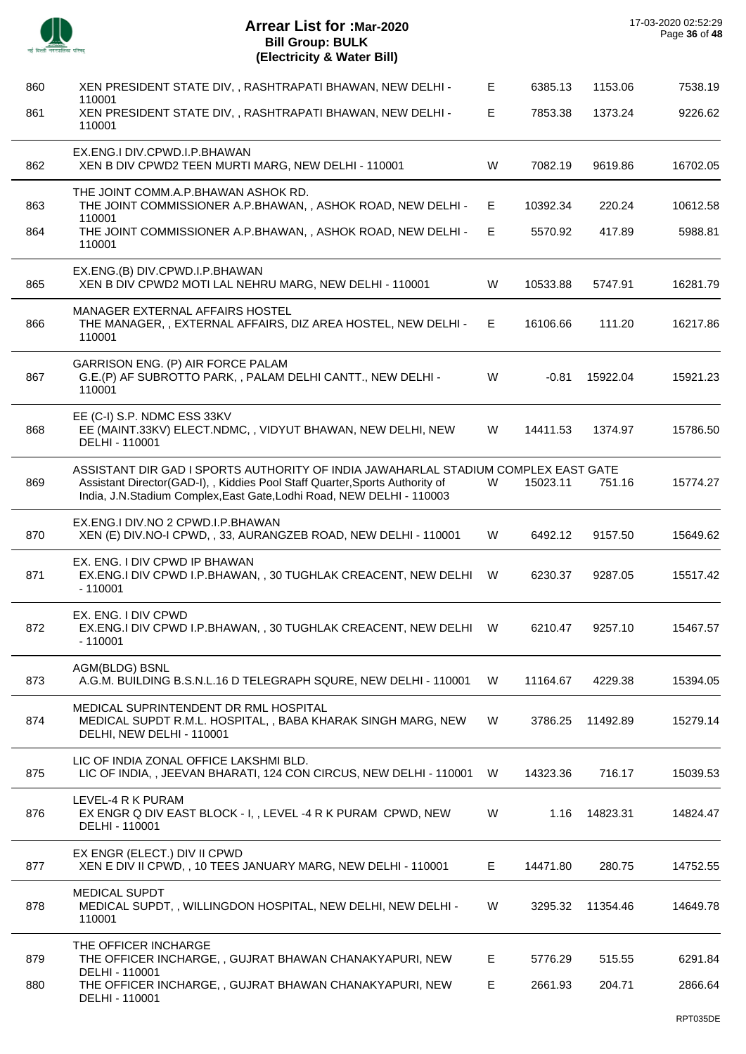# Arrear List for :Mar-2020
## Bill Group: BULK
## (Electricity & Water Bill)

17-03-2020 02:52:29

| No. | Consumer | Type | | | |
|---|---|---|---|---|---|
| 860 | XEN PRESIDENT STATE DIV, , RASHTRAPATI BHAWAN, NEW DELHI - 110001 | E | 6385.13 | 1153.06 | 7538.19 |
| 861 | XEN PRESIDENT STATE DIV, , RASHTRAPATI BHAWAN, NEW DELHI - 110001 | E | 7853.38 | 1373.24 | 9226.62 |
| | EX.ENG.I DIV.CPWD.I.P.BHAWAN | | | | |
| 862 | XEN B DIV CPWD2 TEEN MURTI MARG, NEW DELHI - 110001 | W | 7082.19 | 9619.86 | 16702.05 |
| | THE JOINT COMM.A.P.BHAWAN ASHOK RD. | | | | |
| 863 | THE JOINT COMMISSIONER A.P.BHAWAN, , ASHOK ROAD, NEW DELHI - 110001 | E | 10392.34 | 220.24 | 10612.58 |
| 864 | THE JOINT COMMISSIONER A.P.BHAWAN, , ASHOK ROAD, NEW DELHI - 110001 | E | 5570.92 | 417.89 | 5988.81 |
| | EX.ENG.(B) DIV.CPWD.I.P.BHAWAN | | | | |
| 865 | XEN B DIV CPWD2 MOTI LAL NEHRU MARG, NEW DELHI - 110001 | W | 10533.88 | 5747.91 | 16281.79 |
| | MANAGER EXTERNAL AFFAIRS HOSTEL | | | | |
| 866 | THE MANAGER, , EXTERNAL AFFAIRS, DIZ AREA HOSTEL, NEW DELHI - 110001 | E | 16106.66 | 111.20 | 16217.86 |
| | GARRISON ENG. (P) AIR FORCE PALAM | | | | |
| 867 | G.E.(P) AF SUBROTTO PARK, , PALAM DELHI CANTT., NEW DELHI - 110001 | W | -0.81 | 15922.04 | 15921.23 |
| | EE (C-I) S.P. NDMC ESS 33KV | | | | |
| 868 | EE (MAINT.33KV) ELECT.NDMC, , VIDYUT BHAWAN, NEW DELHI, NEW DELHI - 110001 | W | 14411.53 | 1374.97 | 15786.50 |
| | ASSISTANT DIR GAD I SPORTS AUTHORITY OF INDIA JAWAHARLAL STADIUM COMPLEX EAST GATE | | | | |
| 869 | Assistant Director(GAD-I), , Kiddies Pool Staff Quarter,Sports Authority of India, J.N.Stadium Complex,East Gate,Lodhi Road, NEW DELHI - 110003 | W | 15023.11 | 751.16 | 15774.27 |
| | EX.ENG.I DIV.NO 2 CPWD.I.P.BHAWAN | | | | |
| 870 | XEN (E) DIV.NO-I CPWD, , 33, AURANGZEB ROAD, NEW DELHI - 110001 | W | 6492.12 | 9157.50 | 15649.62 |
| | EX. ENG. I DIV CPWD IP BHAWAN | | | | |
| 871 | EX.ENG.I DIV CPWD I.P.BHAWAN, , 30 TUGHLAK CREACENT, NEW DELHI - 110001 | W | 6230.37 | 9287.05 | 15517.42 |
| | EX. ENG. I DIV CPWD | | | | |
| 872 | EX.ENG.I DIV CPWD I.P.BHAWAN, , 30 TUGHLAK CREACENT, NEW DELHI - 110001 | W | 6210.47 | 9257.10 | 15467.57 |
| | AGM(BLDG) BSNL | | | | |
| 873 | A.G.M. BUILDING B.S.N.L.16 D TELEGRAPH SQURE, NEW DELHI - 110001 | W | 11164.67 | 4229.38 | 15394.05 |
| | MEDICAL SUPRINTENDENT DR RML HOSPITAL | | | | |
| 874 | MEDICAL SUPDT R.M.L. HOSPITAL, , BABA KHARAK SINGH MARG, NEW DELHI, NEW DELHI - 110001 | W | 3786.25 | 11492.89 | 15279.14 |
| | LIC OF INDIA ZONAL OFFICE LAKSHMI BLD. | | | | |
| 875 | LIC OF INDIA, , JEEVAN BHARATI, 124 CON CIRCUS, NEW DELHI - 110001 | W | 14323.36 | 716.17 | 15039.53 |
| | LEVEL-4 R K PURAM | | | | |
| 876 | EX ENGR Q DIV EAST BLOCK - I, , LEVEL -4 R K PURAM CPWD, NEW DELHI - 110001 | W | 1.16 | 14823.31 | 14824.47 |
| | EX ENGR (ELECT.) DIV II CPWD | | | | |
| 877 | XEN E DIV II CPWD, , 10 TEES JANUARY MARG, NEW DELHI - 110001 | E | 14471.80 | 280.75 | 14752.55 |
| | MEDICAL SUPDT | | | | |
| 878 | MEDICAL SUPDT, , WILLINGDON HOSPITAL, NEW DELHI, NEW DELHI - 110001 | W | 3295.32 | 11354.46 | 14649.78 |
| | THE OFFICER INCHARGE | | | | |
| 879 | THE OFFICER INCHARGE, , GUJRAT BHAWAN CHANAKYAPURI, NEW DELHI - 110001 | E | 5776.29 | 515.55 | 6291.84 |
| 880 | THE OFFICER INCHARGE, , GUJRAT BHAWAN CHANAKYAPURI, NEW DELHI - 110001 | E | 2661.93 | 204.71 | 2866.64 |

RPT035DE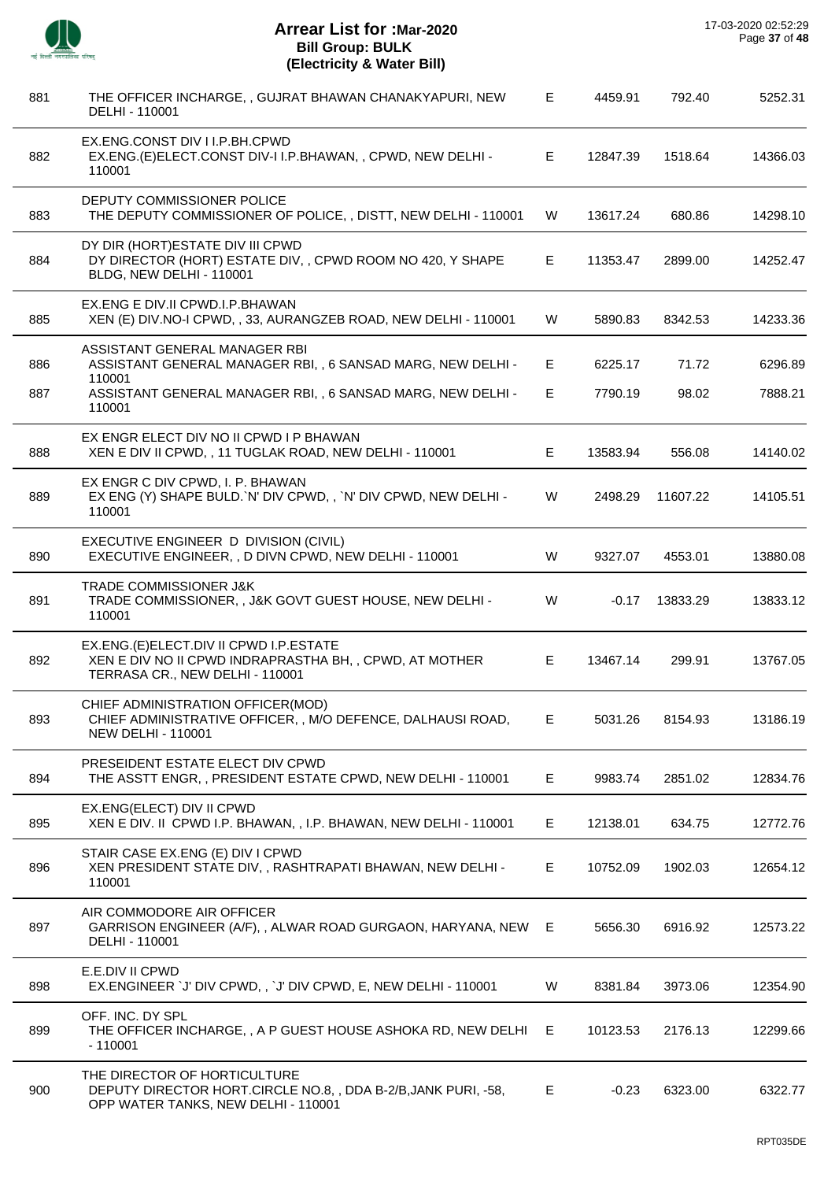# Arrear List for :Mar-2020
## Bill Group: BULK
## (Electricity & Water Bill)

17-03-2020 02:52:29

| | | | | | |
|---|---|---|---|---|---|
| 881 | THE OFFICER INCHARGE, , GUJRAT BHAWAN CHANAKYAPURI, NEW DELHI - 110001 | E | 4459.91 | 792.40 | 5252.31 |
| | EX.ENG.CONST DIV I I.P.BH.CPWD | | | | |
| 882 | EX.ENG.(E)ELECT.CONST DIV-I I.P.BHAWAN, , CPWD, NEW DELHI - 110001 | E | 12847.39 | 1518.64 | 14366.03 |
| | DEPUTY COMMISSIONER POLICE | | | | |
| 883 | THE DEPUTY COMMISSIONER OF POLICE, , DISTT, NEW DELHI - 110001 | W | 13617.24 | 680.86 | 14298.10 |
| | DY DIR (HORT)ESTATE DIV III CPWD | | | | |
| 884 | DY DIRECTOR (HORT) ESTATE DIV, , CPWD ROOM NO 420, Y SHAPE BLDG, NEW DELHI - 110001 | E | 11353.47 | 2899.00 | 14252.47 |
| | EX.ENG E DIV.II CPWD.I.P.BHAWAN | | | | |
| 885 | XEN (E) DIV.NO-I CPWD, , 33, AURANGZEB ROAD, NEW DELHI - 110001 | W | 5890.83 | 8342.53 | 14233.36 |
| | ASSISTANT GENERAL MANAGER RBI | | | | |
| 886 | ASSISTANT GENERAL MANAGER RBI, , 6 SANSAD MARG, NEW DELHI - 110001 | E | 6225.17 | 71.72 | 6296.89 |
| 887 | ASSISTANT GENERAL MANAGER RBI, , 6 SANSAD MARG, NEW DELHI - 110001 | E | 7790.19 | 98.02 | 7888.21 |
| | EX ENGR ELECT DIV NO II CPWD I P BHAWAN | | | | |
| 888 | XEN E DIV II CPWD, , 11 TUGLAK ROAD, NEW DELHI - 110001 | E | 13583.94 | 556.08 | 14140.02 |
| | EX ENGR C DIV CPWD, I. P. BHAWAN | | | | |
| 889 | EX ENG (Y) SHAPE BULD.`N' DIV CPWD, , `N' DIV CPWD, NEW DELHI - 110001 | W | 2498.29 | 11607.22 | 14105.51 |
| | EXECUTIVE ENGINEER D DIVISION (CIVIL) | | | | |
| 890 | EXECUTIVE ENGINEER, , D DIVN CPWD, NEW DELHI - 110001 | W | 9327.07 | 4553.01 | 13880.08 |
| | TRADE COMMISSIONER J&K | | | | |
| 891 | TRADE COMMISSIONER, , J&K GOVT GUEST HOUSE, NEW DELHI - 110001 | W | -0.17 | 13833.29 | 13833.12 |
| | EX.ENG.(E)ELECT.DIV II CPWD I.P.ESTATE | | | | |
| 892 | XEN E DIV NO II CPWD INDRAPRASTHA BH, , CPWD, AT MOTHER TERRASA CR., NEW DELHI - 110001 | E | 13467.14 | 299.91 | 13767.05 |
| | CHIEF ADMINISTRATION OFFICER(MOD) | | | | |
| 893 | CHIEF ADMINISTRATIVE OFFICER, , M/O DEFENCE, DALHAUSI ROAD, NEW DELHI - 110001 | E | 5031.26 | 8154.93 | 13186.19 |
| | PRESEIDENT ESTATE ELECT DIV CPWD | | | | |
| 894 | THE ASSTT ENGR, , PRESIDENT ESTATE CPWD, NEW DELHI - 110001 | E | 9983.74 | 2851.02 | 12834.76 |
| | EX.ENG(ELECT) DIV II CPWD | | | | |
| 895 | XEN E DIV. II CPWD I.P. BHAWAN, , I.P. BHAWAN, NEW DELHI - 110001 | E | 12138.01 | 634.75 | 12772.76 |
| | STAIR CASE EX.ENG (E) DIV I CPWD | | | | |
| 896 | XEN PRESIDENT STATE DIV, , RASHTRAPATI BHAWAN, NEW DELHI - 110001 | E | 10752.09 | 1902.03 | 12654.12 |
| | AIR COMMODORE AIR OFFICER | | | | |
| 897 | GARRISON ENGINEER (A/F), , ALWAR ROAD GURGAON, HARYANA, NEW DELHI - 110001 | E | 5656.30 | 6916.92 | 12573.22 |
| | E.E.DIV II CPWD | | | | |
| 898 | EX.ENGINEER `J' DIV CPWD, , `J' DIV CPWD, E, NEW DELHI - 110001 | W | 8381.84 | 3973.06 | 12354.90 |
| | OFF. INC. DY SPL | | | | |
| 899 | THE OFFICER INCHARGE, , A P GUEST HOUSE ASHOKA RD, NEW DELHI - 110001 | E | 10123.53 | 2176.13 | 12299.66 |
| | THE DIRECTOR OF HORTICULTURE | | | | |
| 900 | DEPUTY DIRECTOR HORT.CIRCLE NO.8, , DDA B-2/B,JANK PURI, -58, OPP WATER TANKS, NEW DELHI - 110001 | E | -0.23 | 6323.00 | 6322.77 |

RPT035DE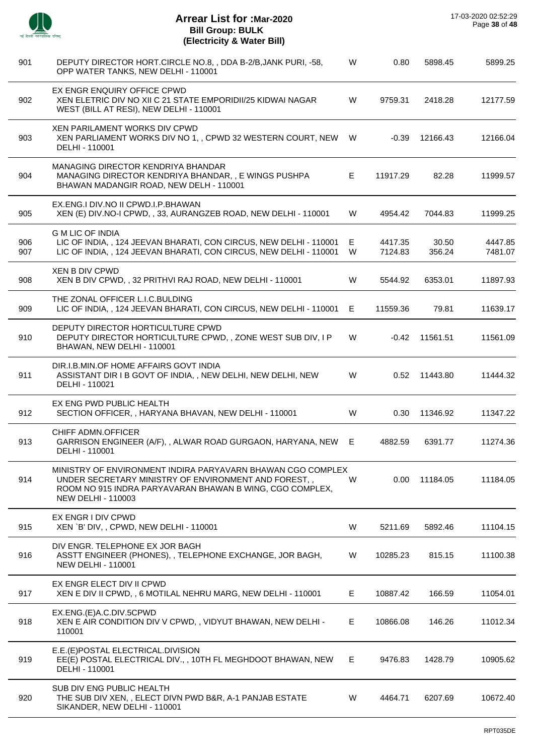# Arrear List for :Mar-2020
## Bill Group: BULK
## (Electricity & Water Bill)

17-03-2020 02:52:29

| | | | | | |
|---|---|---|---|---|---|
| 901 | DEPUTY DIRECTOR HORT.CIRCLE NO.8, , DDA B-2/B,JANK PURI, -58, OPP WATER TANKS, NEW DELHI - 110001 | W | 0.80 | 5898.45 | 5899.25 |
| 902 | EX ENGR ENQUIRY OFFICE CPWD<br>XEN ELETRIC DIV NO XII C 21 STATE EMPORIDII/25 KIDWAI NAGAR WEST (BILL AT RESI), NEW DELHI - 110001 | W | 9759.31 | 2418.28 | 12177.59 |
| 903 | XEN PARILAMENT WORKS DIV CPWD<br>XEN PARLIAMENT WORKS DIV NO 1, , CPWD 32 WESTERN COURT, NEW DELHI - 110001 | W | -0.39 | 12166.43 | 12166.04 |
| 904 | MANAGING DIRECTOR KENDRIYA BHANDAR<br>MANAGING DIRECTOR KENDRIYA BHANDAR, , E WINGS PUSHPA BHAWAN MADANGIR ROAD, NEW DELH - 110001 | E | 11917.29 | 82.28 | 11999.57 |
| 905 | EX.ENG.I DIV.NO II CPWD.I.P.BHAWAN<br>XEN (E) DIV.NO-I CPWD, , 33, AURANGZEB ROAD, NEW DELHI - 110001 | W | 4954.42 | 7044.83 | 11999.25 |
| 906 | G M LIC OF INDIA<br>LIC OF INDIA, , 124 JEEVAN BHARATI, CON CIRCUS, NEW DELHI - 110001 | E | 4417.35 | 30.50 | 4447.85 |
| 907 | LIC OF INDIA, , 124 JEEVAN BHARATI, CON CIRCUS, NEW DELHI - 110001 | W | 7124.83 | 356.24 | 7481.07 |
| 908 | XEN B DIV CPWD<br>XEN B DIV CPWD, , 32 PRITHVI RAJ ROAD, NEW DELHI - 110001 | W | 5544.92 | 6353.01 | 11897.93 |
| 909 | THE ZONAL OFFICER L.I.C.BULDING<br>LIC OF INDIA, , 124 JEEVAN BHARATI, CON CIRCUS, NEW DELHI - 110001 | E | 11559.36 | 79.81 | 11639.17 |
| 910 | DEPUTY DIRECTOR HORTICULTURE CPWD<br>DEPUTY DIRECTOR HORTICULTURE CPWD, , ZONE WEST SUB DIV, I P BHAWAN, NEW DELHI - 110001 | W | -0.42 | 11561.51 | 11561.09 |
| 911 | DIR.I.B.MIN.OF HOME AFFAIRS GOVT INDIA<br>ASSISTANT DIR I B GOVT OF INDIA, , NEW DELHI, NEW DELHI, NEW DELHI - 110021 | W | 0.52 | 11443.80 | 11444.32 |
| 912 | EX ENG PWD PUBLIC HEALTH<br>SECTION OFFICER, , HARYANA BHAVAN, NEW DELHI - 110001 | W | 0.30 | 11346.92 | 11347.22 |
| 913 | CHIFF ADMN.OFFICER<br>GARRISON ENGINEER (A/F), , ALWAR ROAD GURGAON, HARYANA, NEW DELHI - 110001 | E | 4882.59 | 6391.77 | 11274.36 |
| 914 | MINISTRY OF ENVIRONMENT INDIRA PARYAVARN BHAWAN CGO COMPLEX<br>UNDER SECRETARY MINISTRY OF ENVIRONMENT AND FOREST, , ROOM NO 915 INDRA PARYAVARAN BHAWAN B WING, CGO COMPLEX, NEW DELHI - 110003 | W | 0.00 | 11184.05 | 11184.05 |
| 915 | EX ENGR I DIV CPWD<br>XEN `B' DIV, , CPWD, NEW DELHI - 110001 | W | 5211.69 | 5892.46 | 11104.15 |
| 916 | DIV ENGR. TELEPHONE EX JOR BAGH<br>ASSTT ENGINEER (PHONES), , TELEPHONE EXCHANGE, JOR BAGH, NEW DELHI - 110001 | W | 10285.23 | 815.15 | 11100.38 |
| 917 | EX ENGR ELECT DIV II CPWD<br>XEN E DIV II CPWD, , 6 MOTILAL NEHRU MARG, NEW DELHI - 110001 | E | 10887.42 | 166.59 | 11054.01 |
| 918 | EX.ENG.(E)A.C.DIV.5CPWD<br>XEN E AIR CONDITION DIV V CPWD, , VIDYUT BHAWAN, NEW DELHI - 110001 | E | 10866.08 | 146.26 | 11012.34 |
| 919 | E.E.(E)POSTAL ELECTRICAL.DIVISION<br>EE(E) POSTAL ELECTRICAL DIV., , 10TH FL MEGHDOOT BHAWAN, NEW DELHI - 110001 | E | 9476.83 | 1428.79 | 10905.62 |
| 920 | SUB DIV ENG PUBLIC HEALTH<br>THE SUB DIV XEN, , ELECT DIVN PWD B&R, A-1 PANJAB ESTATE SIKANDER, NEW DELHI - 110001 | W | 4464.71 | 6207.69 | 10672.40 |

RPT035DE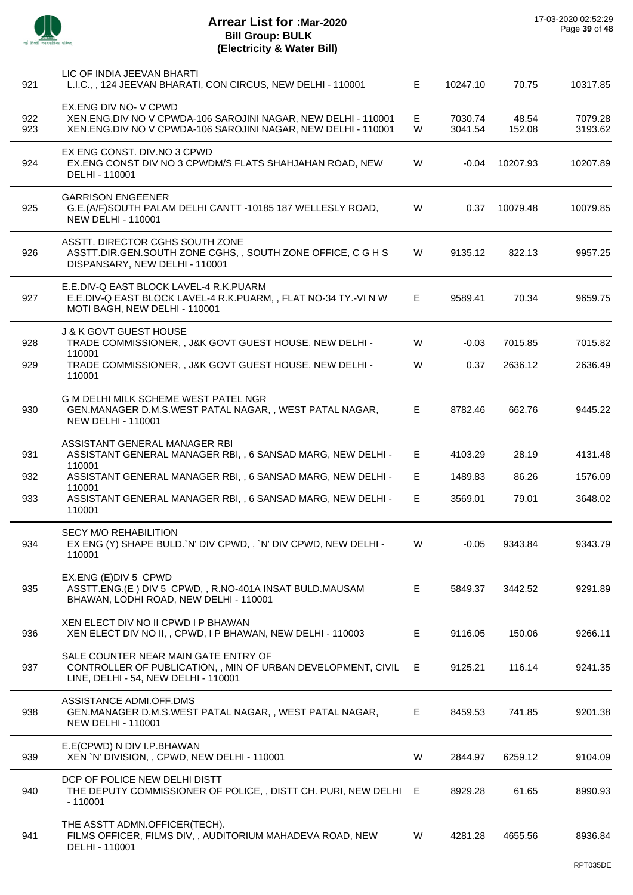# Arrear List for :Mar-2020
## Bill Group: BULK
## (Electricity & Water Bill)

17-03-2020 02:52:29

| | | | | | |
|---|---|---|---|---|---|
| | LIC OF INDIA JEEVAN BHARTI | | | | |
| 921 | L.I.C., , 124 JEEVAN BHARATI, CON CIRCUS, NEW DELHI - 110001 | E | 10247.10 | 70.75 | 10317.85 |
| | EX.ENG DIV NO- V CPWD | | | | |
| 922 | XEN.ENG.DIV NO V CPWDA-106 SAROJINI NAGAR, NEW DELHI - 110001 | E | 7030.74 | 48.54 | 7079.28 |
| 923 | XEN.ENG.DIV NO V CPWDA-106 SAROJINI NAGAR, NEW DELHI - 110001 | W | 3041.54 | 152.08 | 3193.62 |
| | EX ENG CONST. DIV.NO 3 CPWD | | | | |
| 924 | EX.ENG CONST DIV NO 3 CPWDM/S FLATS SHAHJAHAN ROAD, NEW DELHI - 110001 | W | -0.04 | 10207.93 | 10207.89 |
| | GARRISON ENGEENER | | | | |
| 925 | G.E.(A/F)SOUTH PALAM DELHI CANTT -10185 187 WELLESLY ROAD, NEW DELHI - 110001 | W | 0.37 | 10079.48 | 10079.85 |
| | ASSTT. DIRECTOR CGHS SOUTH ZONE | | | | |
| 926 | ASSTT.DIR.GEN.SOUTH ZONE CGHS, , SOUTH ZONE OFFICE, C G H S DISPANSARY, NEW DELHI - 110001 | W | 9135.12 | 822.13 | 9957.25 |
| | E.E.DIV-Q EAST BLOCK LAVEL-4 R.K.PUARM | | | | |
| 927 | E.E.DIV-Q EAST BLOCK LAVEL-4 R.K.PUARM, , FLAT NO-34 TY.-VI N W MOTI BAGH, NEW DELHI - 110001 | E | 9589.41 | 70.34 | 9659.75 |
| | J & K GOVT GUEST HOUSE | | | | |
| 928 | TRADE COMMISSIONER, , J&K GOVT GUEST HOUSE, NEW DELHI - 110001 | W | -0.03 | 7015.85 | 7015.82 |
| 929 | TRADE COMMISSIONER, , J&K GOVT GUEST HOUSE, NEW DELHI - 110001 | W | 0.37 | 2636.12 | 2636.49 |
| | G M DELHI MILK SCHEME WEST PATEL NGR | | | | |
| 930 | GEN.MANAGER D.M.S.WEST PATAL NAGAR, , WEST PATAL NAGAR, NEW DELHI - 110001 | E | 8782.46 | 662.76 | 9445.22 |
| | ASSISTANT GENERAL MANAGER RBI | | | | |
| 931 | ASSISTANT GENERAL MANAGER RBI, , 6 SANSAD MARG, NEW DELHI - 110001 | E | 4103.29 | 28.19 | 4131.48 |
| 932 | ASSISTANT GENERAL MANAGER RBI, , 6 SANSAD MARG, NEW DELHI - 110001 | E | 1489.83 | 86.26 | 1576.09 |
| 933 | ASSISTANT GENERAL MANAGER RBI, , 6 SANSAD MARG, NEW DELHI - 110001 | E | 3569.01 | 79.01 | 3648.02 |
| | SECY M/O REHABILITION | | | | |
| 934 | EX ENG (Y) SHAPE BULD.`N' DIV CPWD, , `N' DIV CPWD, NEW DELHI - 110001 | W | -0.05 | 9343.84 | 9343.79 |
| | EX.ENG (E)DIV 5 CPWD | | | | |
| 935 | ASSTT.ENG.(E ) DIV 5 CPWD, , R.NO-401A INSAT BULD.MAUSAM BHAWAN, LODHI ROAD, NEW DELHI - 110001 | E | 5849.37 | 3442.52 | 9291.89 |
| | XEN ELECT DIV NO II CPWD I P BHAWAN | | | | |
| 936 | XEN ELECT DIV NO II, , CPWD, I P BHAWAN, NEW DELHI - 110003 | E | 9116.05 | 150.06 | 9266.11 |
| | SALE COUNTER NEAR MAIN GATE ENTRY OF | | | | |
| 937 | CONTROLLER OF PUBLICATION, , MIN OF URBAN DEVELOPMENT, CIVIL LINE, DELHI - 54, NEW DELHI - 110001 | E | 9125.21 | 116.14 | 9241.35 |
| | ASSISTANCE ADMI.OFF.DMS | | | | |
| 938 | GEN.MANAGER D.M.S.WEST PATAL NAGAR, , WEST PATAL NAGAR, NEW DELHI - 110001 | E | 8459.53 | 741.85 | 9201.38 |
| | E.E(CPWD) N DIV I.P.BHAWAN | | | | |
| 939 | XEN `N' DIVISION, , CPWD, NEW DELHI - 110001 | W | 2844.97 | 6259.12 | 9104.09 |
| | DCP OF POLICE NEW DELHI DISTT | | | | |
| 940 | THE DEPUTY COMMISSIONER OF POLICE, , DISTT CH. PURI, NEW DELHI - 110001 | E | 8929.28 | 61.65 | 8990.93 |
| | THE ASSTT ADMN.OFFICER(TECH). | | | | |
| 941 | FILMS OFFICER, FILMS DIV, , AUDITORIUM MAHADEVA ROAD, NEW DELHI - 110001 | W | 4281.28 | 4655.56 | 8936.84 |

RPT035DE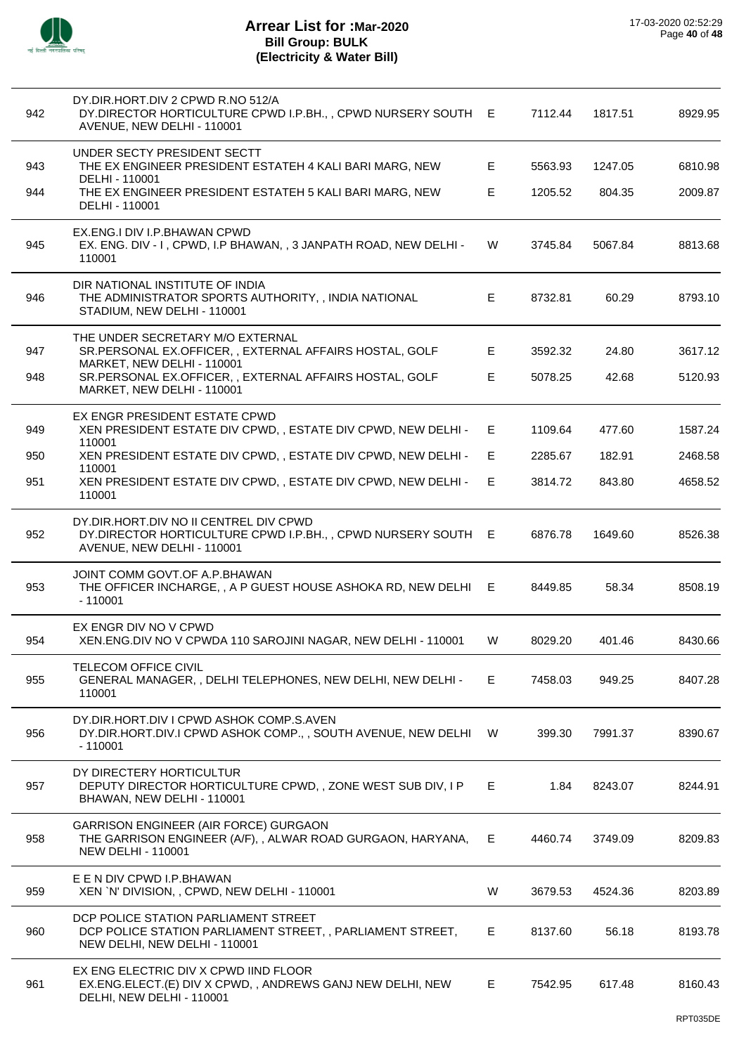# Arrear List for :Mar-2020
## Bill Group: BULK
## (Electricity & Water Bill)

17-03-2020 02:52:29

| No. | Name / Address | Type | Amount 1 | Amount 2 | Total |
|---|---|---|---|---|---|
| | DY.DIR.HORT.DIV 2 CPWD R.NO 512/A | | | | |
| 942 | DY.DIRECTOR HORTICULTURE CPWD I.P.BH., , CPWD NURSERY SOUTH AVENUE, NEW DELHI - 110001 | E | 7112.44 | 1817.51 | 8929.95 |
| | UNDER SECTY PRESIDENT SECTT | | | | |
| 943 | THE EX ENGINEER PRESIDENT ESTATEH 4 KALI BARI MARG, NEW DELHI - 110001 | E | 5563.93 | 1247.05 | 6810.98 |
| 944 | THE EX ENGINEER PRESIDENT ESTATEH 5 KALI BARI MARG, NEW DELHI - 110001 | E | 1205.52 | 804.35 | 2009.87 |
| | EX.ENG.I DIV I.P.BHAWAN CPWD | | | | |
| 945 | EX. ENG. DIV - I , CPWD, I.P BHAWAN, , 3 JANPATH ROAD, NEW DELHI - 110001 | W | 3745.84 | 5067.84 | 8813.68 |
| | DIR NATIONAL INSTITUTE OF INDIA | | | | |
| 946 | THE ADMINISTRATOR SPORTS AUTHORITY, , INDIA NATIONAL STADIUM, NEW DELHI - 110001 | E | 8732.81 | 60.29 | 8793.10 |
| | THE UNDER SECRETARY M/O EXTERNAL | | | | |
| 947 | SR.PERSONAL EX.OFFICER, , EXTERNAL AFFAIRS HOSTAL, GOLF MARKET, NEW DELHI - 110001 | E | 3592.32 | 24.80 | 3617.12 |
| 948 | SR.PERSONAL EX.OFFICER, , EXTERNAL AFFAIRS HOSTAL, GOLF MARKET, NEW DELHI - 110001 | E | 5078.25 | 42.68 | 5120.93 |
| | EX ENGR PRESIDENT ESTATE CPWD | | | | |
| 949 | XEN PRESIDENT ESTATE DIV CPWD, , ESTATE DIV CPWD, NEW DELHI - 110001 | E | 1109.64 | 477.60 | 1587.24 |
| 950 | XEN PRESIDENT ESTATE DIV CPWD, , ESTATE DIV CPWD, NEW DELHI - 110001 | E | 2285.67 | 182.91 | 2468.58 |
| 951 | XEN PRESIDENT ESTATE DIV CPWD, , ESTATE DIV CPWD, NEW DELHI - 110001 | E | 3814.72 | 843.80 | 4658.52 |
| | DY.DIR.HORT.DIV NO II CENTREL DIV CPWD | | | | |
| 952 | DY.DIRECTOR HORTICULTURE CPWD I.P.BH., , CPWD NURSERY SOUTH AVENUE, NEW DELHI - 110001 | E | 6876.78 | 1649.60 | 8526.38 |
| | JOINT COMM GOVT.OF A.P.BHAWAN | | | | |
| 953 | THE OFFICER INCHARGE, , A P GUEST HOUSE ASHOKA RD, NEW DELHI - 110001 | E | 8449.85 | 58.34 | 8508.19 |
| | EX ENGR DIV NO V CPWD | | | | |
| 954 | XEN.ENG.DIV NO V CPWDA 110 SAROJINI NAGAR, NEW DELHI - 110001 | W | 8029.20 | 401.46 | 8430.66 |
| | TELECOM OFFICE CIVIL | | | | |
| 955 | GENERAL MANAGER, , DELHI TELEPHONES, NEW DELHI, NEW DELHI - 110001 | E | 7458.03 | 949.25 | 8407.28 |
| | DY.DIR.HORT.DIV I CPWD ASHOK COMP.S.AVEN | | | | |
| 956 | DY.DIR.HORT.DIV.I CPWD ASHOK COMP., , SOUTH AVENUE, NEW DELHI - 110001 | W | 399.30 | 7991.37 | 8390.67 |
| | DY DIRECTERY HORTICULTUR | | | | |
| 957 | DEPUTY DIRECTOR HORTICULTURE CPWD, , ZONE WEST SUB DIV, I P BHAWAN, NEW DELHI - 110001 | E | 1.84 | 8243.07 | 8244.91 |
| | GARRISON ENGINEER (AIR FORCE) GURGAON | | | | |
| 958 | THE GARRISON ENGINEER (A/F), , ALWAR ROAD GURGAON, HARYANA, NEW DELHI - 110001 | E | 4460.74 | 3749.09 | 8209.83 |
| | E E N DIV CPWD I.P.BHAWAN | | | | |
| 959 | XEN `N' DIVISION, , CPWD, NEW DELHI - 110001 | W | 3679.53 | 4524.36 | 8203.89 |
| | DCP POLICE STATION PARLIAMENT STREET | | | | |
| 960 | DCP POLICE STATION PARLIAMENT STREET, , PARLIAMENT STREET, NEW DELHI, NEW DELHI - 110001 | E | 8137.60 | 56.18 | 8193.78 |
| | EX ENG ELECTRIC DIV X CPWD IIND FLOOR | | | | |
| 961 | EX.ENG.ELECT.(E) DIV X CPWD, , ANDREWS GANJ NEW DELHI, NEW DELHI, NEW DELHI - 110001 | E | 7542.95 | 617.48 | 8160.43 |

RPT035DE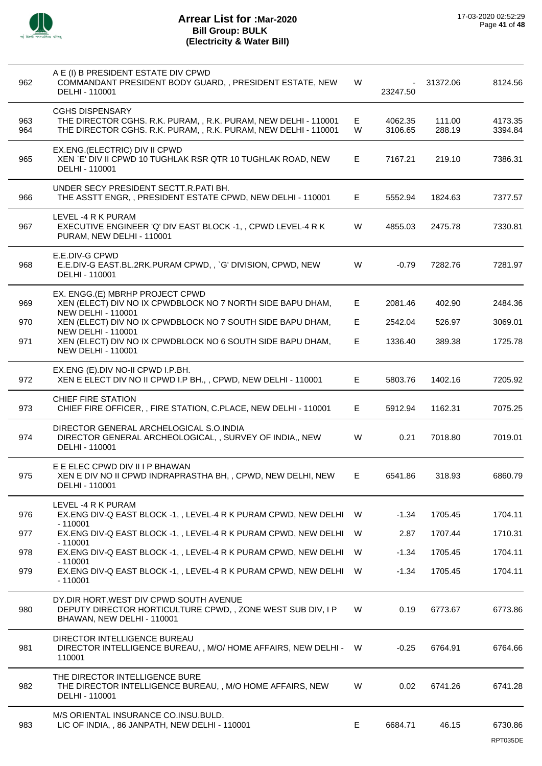# Arrear List for :Mar-2020
## Bill Group: BULK
## (Electricity & Water Bill)

17-03-2020 02:52:29

| No. | Name / Address | Type | | | |
|---|---|---|---|---|---|
| | A E (I) B PRESIDENT ESTATE DIV CPWD | | | | |
| 962 | COMMANDANT PRESIDENT BODY GUARD, , PRESIDENT ESTATE, NEW DELHI - 110001 | W | -23247.50 | 31372.06 | 8124.56 |
| | CGHS DISPENSARY | | | | |
| 963 | THE DIRECTOR CGHS. R.K. PURAM, , R.K. PURAM, NEW DELHI - 110001 | E | 4062.35 | 111.00 | 4173.35 |
| 964 | THE DIRECTOR CGHS. R.K. PURAM, , R.K. PURAM, NEW DELHI - 110001 | W | 3106.65 | 288.19 | 3394.84 |
| | EX.ENG.(ELECTRIC) DIV II CPWD | | | | |
| 965 | XEN `E' DIV II CPWD 10 TUGHLAK RSR QTR 10 TUGHLAK ROAD, NEW DELHI - 110001 | E | 7167.21 | 219.10 | 7386.31 |
| | UNDER SECY PRESIDENT SECTT.R.PATI BH. | | | | |
| 966 | THE ASSTT ENGR, , PRESIDENT ESTATE CPWD, NEW DELHI - 110001 | E | 5552.94 | 1824.63 | 7377.57 |
| | LEVEL -4 R K PURAM | | | | |
| 967 | EXECUTIVE ENGINEER 'Q' DIV EAST BLOCK -1, , CPWD LEVEL-4 R K PURAM, NEW DELHI - 110001 | W | 4855.03 | 2475.78 | 7330.81 |
| | E.E.DIV-G CPWD | | | | |
| 968 | E.E.DIV-G EAST.BL.2RK.PURAM CPWD, , `G' DIVISION, CPWD, NEW DELHI - 110001 | W | -0.79 | 7282.76 | 7281.97 |
| | EX. ENGG.(E) MBRHP PROJECT CPWD | | | | |
| 969 | XEN (ELECT) DIV NO IX CPWDBLOCK NO 7 NORTH SIDE BAPU DHAM, NEW DELHI - 110001 | E | 2081.46 | 402.90 | 2484.36 |
| 970 | XEN (ELECT) DIV NO IX CPWDBLOCK NO 7 SOUTH SIDE BAPU DHAM, NEW DELHI - 110001 | E | 2542.04 | 526.97 | 3069.01 |
| 971 | XEN (ELECT) DIV NO IX CPWDBLOCK NO 6 SOUTH SIDE BAPU DHAM, NEW DELHI - 110001 | E | 1336.40 | 389.38 | 1725.78 |
| | EX.ENG (E).DIV NO-II CPWD I.P.BH. | | | | |
| 972 | XEN E ELECT DIV NO II CPWD I.P BH., , CPWD, NEW DELHI - 110001 | E | 5803.76 | 1402.16 | 7205.92 |
| | CHIEF FIRE STATION | | | | |
| 973 | CHIEF FIRE OFFICER, , FIRE STATION, C.PLACE, NEW DELHI - 110001 | E | 5912.94 | 1162.31 | 7075.25 |
| | DIRECTOR GENERAL ARCHELOGICAL S.O.INDIA | | | | |
| 974 | DIRECTOR GENERAL ARCHEOLOGICAL, , SURVEY OF INDIA,, NEW DELHI - 110001 | W | 0.21 | 7018.80 | 7019.01 |
| | E E ELEC CPWD DIV II I P BHAWAN | | | | |
| 975 | XEN E DIV NO II CPWD INDRAPRASTHA BH, , CPWD, NEW DELHI, NEW DELHI - 110001 | E | 6541.86 | 318.93 | 6860.79 |
| | LEVEL -4 R K PURAM | | | | |
| 976 | EX.ENG DIV-Q EAST BLOCK -1, , LEVEL-4 R K PURAM CPWD, NEW DELHI - 110001 | W | -1.34 | 1705.45 | 1704.11 |
| 977 | EX.ENG DIV-Q EAST BLOCK -1, , LEVEL-4 R K PURAM CPWD, NEW DELHI - 110001 | W | 2.87 | 1707.44 | 1710.31 |
| 978 | EX.ENG DIV-Q EAST BLOCK -1, , LEVEL-4 R K PURAM CPWD, NEW DELHI - 110001 | W | -1.34 | 1705.45 | 1704.11 |
| 979 | EX.ENG DIV-Q EAST BLOCK -1, , LEVEL-4 R K PURAM CPWD, NEW DELHI - 110001 | W | -1.34 | 1705.45 | 1704.11 |
| | DY.DIR HORT.WEST DIV CPWD SOUTH AVENUE | | | | |
| 980 | DEPUTY DIRECTOR HORTICULTURE CPWD, , ZONE WEST SUB DIV, I P BHAWAN, NEW DELHI - 110001 | W | 0.19 | 6773.67 | 6773.86 |
| | DIRECTOR INTELLIGENCE BUREAU | | | | |
| 981 | DIRECTOR INTELLIGENCE BUREAU, , M/O/ HOME AFFAIRS, NEW DELHI - 110001 | W | -0.25 | 6764.91 | 6764.66 |
| | THE DIRECTOR INTELLIGENCE BURE | | | | |
| 982 | THE DIRECTOR INTELLIGENCE BUREAU, , M/O HOME AFFAIRS, NEW DELHI - 110001 | W | 0.02 | 6741.26 | 6741.28 |
| | M/S ORIENTAL INSURANCE CO.INSU.BULD. | | | | |
| 983 | LIC OF INDIA, , 86 JANPATH, NEW DELHI - 110001 | E | 6684.71 | 46.15 | 6730.86 |

RPT035DE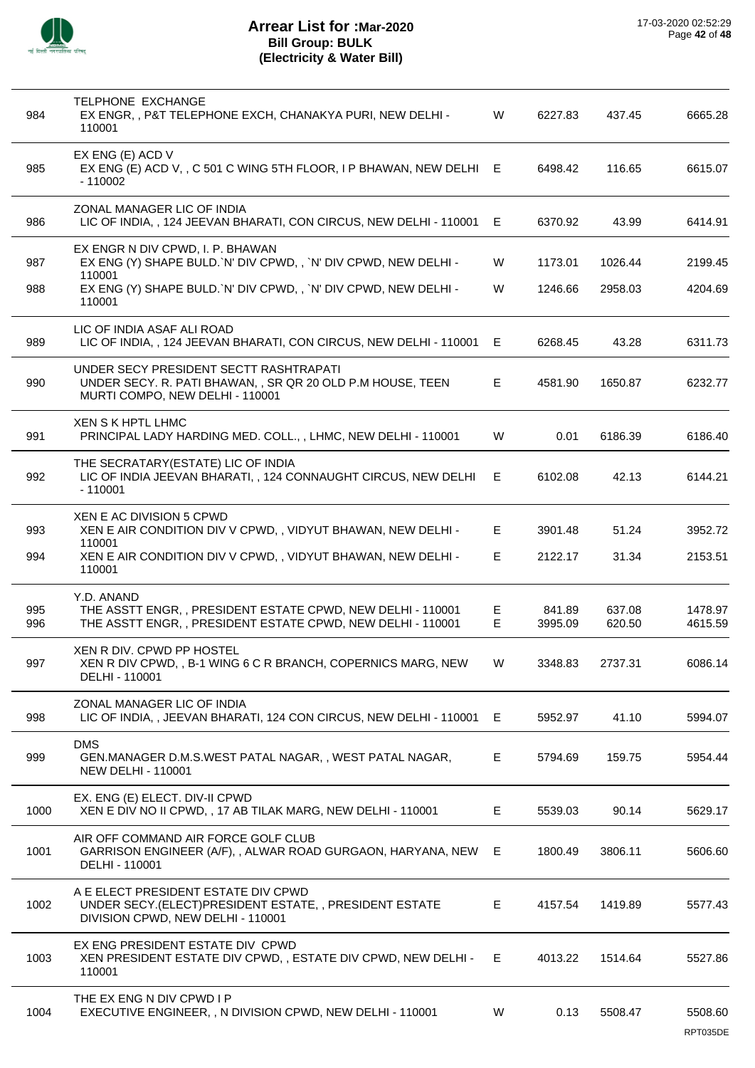# Arrear List for :Mar-2020
## Bill Group: BULK
## (Electricity & Water Bill)

17-03-2020 02:52:29

| No. | Name / Address | Type | Amount 1 | Amount 2 | Total |
|---|---|---|---|---|---|
| | TELPHONE EXCHANGE | | | | |
| 984 | EX ENGR, , P&T TELEPHONE EXCH, CHANAKYA PURI, NEW DELHI - 110001 | W | 6227.83 | 437.45 | 6665.28 |
| | EX ENG (E) ACD V | | | | |
| 985 | EX ENG (E) ACD V, , C 501 C WING 5TH FLOOR, I P BHAWAN, NEW DELHI - 110002 | E | 6498.42 | 116.65 | 6615.07 |
| | ZONAL MANAGER LIC OF INDIA | | | | |
| 986 | LIC OF INDIA, , 124 JEEVAN BHARATI, CON CIRCUS, NEW DELHI - 110001 | E | 6370.92 | 43.99 | 6414.91 |
| | EX ENGR N DIV CPWD, I. P. BHAWAN | | | | |
| 987 | EX ENG (Y) SHAPE BULD.`N' DIV CPWD, , `N' DIV CPWD, NEW DELHI - 110001 | W | 1173.01 | 1026.44 | 2199.45 |
| 988 | EX ENG (Y) SHAPE BULD.`N' DIV CPWD, , `N' DIV CPWD, NEW DELHI - 110001 | W | 1246.66 | 2958.03 | 4204.69 |
| | LIC OF INDIA ASAF ALI ROAD | | | | |
| 989 | LIC OF INDIA, , 124 JEEVAN BHARATI, CON CIRCUS, NEW DELHI - 110001 | E | 6268.45 | 43.28 | 6311.73 |
| | UNDER SECY PRESIDENT SECTT RASHTRAPATI | | | | |
| 990 | UNDER SECY. R. PATI BHAWAN, , SR QR 20 OLD P.M HOUSE, TEEN MURTI COMPO, NEW DELHI - 110001 | E | 4581.90 | 1650.87 | 6232.77 |
| | XEN S K HPTL LHMC | | | | |
| 991 | PRINCIPAL LADY HARDING MED. COLL., , LHMC, NEW DELHI - 110001 | W | 0.01 | 6186.39 | 6186.40 |
| | THE SECRATARY(ESTATE) LIC OF INDIA | | | | |
| 992 | LIC OF INDIA JEEVAN BHARATI, , 124 CONNAUGHT CIRCUS, NEW DELHI - 110001 | E | 6102.08 | 42.13 | 6144.21 |
| | XEN E AC DIVISION 5 CPWD | | | | |
| 993 | XEN E AIR CONDITION DIV V CPWD, , VIDYUT BHAWAN, NEW DELHI - 110001 | E | 3901.48 | 51.24 | 3952.72 |
| 994 | XEN E AIR CONDITION DIV V CPWD, , VIDYUT BHAWAN, NEW DELHI - 110001 | E | 2122.17 | 31.34 | 2153.51 |
| | Y.D. ANAND | | | | |
| 995 | THE ASSTT ENGR, , PRESIDENT ESTATE CPWD, NEW DELHI - 110001 | E | 841.89 | 637.08 | 1478.97 |
| 996 | THE ASSTT ENGR, , PRESIDENT ESTATE CPWD, NEW DELHI - 110001 | E | 3995.09 | 620.50 | 4615.59 |
| | XEN R DIV. CPWD PP HOSTEL | | | | |
| 997 | XEN R DIV CPWD, , B-1 WING 6 C R BRANCH, COPERNICS MARG, NEW DELHI - 110001 | W | 3348.83 | 2737.31 | 6086.14 |
| | ZONAL MANAGER LIC OF INDIA | | | | |
| 998 | LIC OF INDIA, , JEEVAN BHARATI, 124 CON CIRCUS, NEW DELHI - 110001 | E | 5952.97 | 41.10 | 5994.07 |
| | DMS | | | | |
| 999 | GEN.MANAGER D.M.S.WEST PATAL NAGAR, , WEST PATAL NAGAR, NEW DELHI - 110001 | E | 5794.69 | 159.75 | 5954.44 |
| | EX. ENG (E) ELECT. DIV-II CPWD | | | | |
| 1000 | XEN E DIV NO II CPWD, , 17 AB TILAK MARG, NEW DELHI - 110001 | E | 5539.03 | 90.14 | 5629.17 |
| | AIR OFF COMMAND AIR FORCE GOLF CLUB | | | | |
| 1001 | GARRISON ENGINEER (A/F), , ALWAR ROAD GURGAON, HARYANA, NEW DELHI - 110001 | E | 1800.49 | 3806.11 | 5606.60 |
| | A E ELECT PRESIDENT ESTATE DIV CPWD | | | | |
| 1002 | UNDER SECY.(ELECT)PRESIDENT ESTATE, , PRESIDENT ESTATE DIVISION CPWD, NEW DELHI - 110001 | E | 4157.54 | 1419.89 | 5577.43 |
| | EX ENG PRESIDENT ESTATE DIV CPWD | | | | |
| 1003 | XEN PRESIDENT ESTATE DIV CPWD, , ESTATE DIV CPWD, NEW DELHI - 110001 | E | 4013.22 | 1514.64 | 5527.86 |
| | THE EX ENG N DIV CPWD I P | | | | |
| 1004 | EXECUTIVE ENGINEER, , N DIVISION CPWD, NEW DELHI - 110001 | W | 0.13 | 5508.47 | 5508.60 |

RPT035DE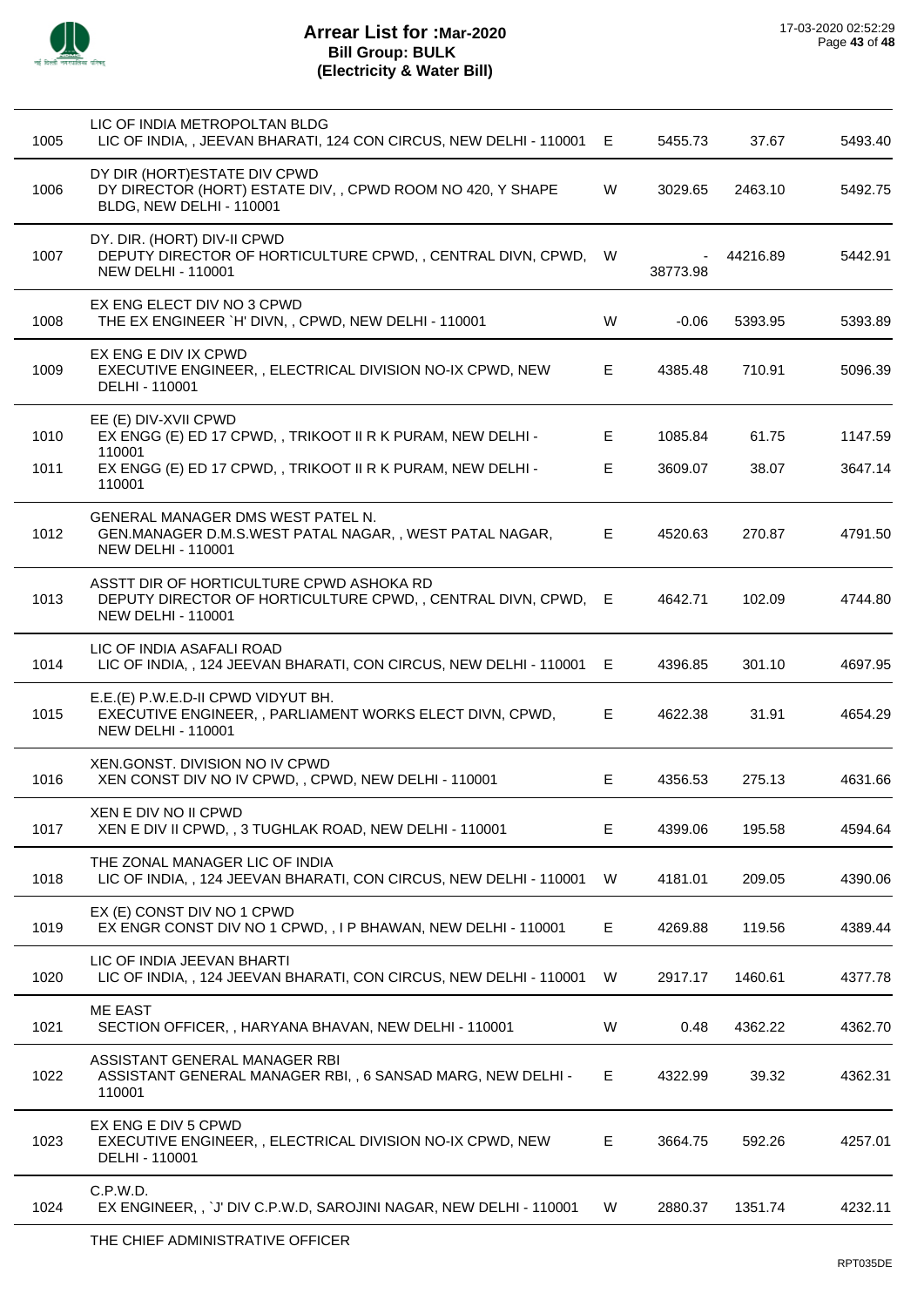# Arrear List for :Mar-2020
## Bill Group: BULK
## (Electricity & Water Bill)

| | | | | | |
|---|---|---|---|---|---|
| 1005 | LIC OF INDIA METROPOLTAN BLDG<br>LIC OF INDIA, , JEEVAN BHARATI, 124 CON CIRCUS, NEW DELHI - 110001 | E | 5455.73 | 37.67 | 5493.40 |
| 1006 | DY DIR (HORT)ESTATE DIV CPWD<br>DY DIRECTOR (HORT) ESTATE DIV, , CPWD ROOM NO 420, Y SHAPE BLDG, NEW DELHI - 110001 | W | 3029.65 | 2463.10 | 5492.75 |
| 1007 | DY. DIR. (HORT) DIV-II CPWD<br>DEPUTY DIRECTOR OF HORTICULTURE CPWD, , CENTRAL DIVN, CPWD, NEW DELHI - 110001 | W | -38773.98 | 44216.89 | 5442.91 |
| 1008 | EX ENG ELECT DIV NO 3 CPWD<br>THE EX ENGINEER `H' DIVN, , CPWD, NEW DELHI - 110001 | W | -0.06 | 5393.95 | 5393.89 |
| 1009 | EX ENG E DIV IX CPWD<br>EXECUTIVE ENGINEER, , ELECTRICAL DIVISION NO-IX CPWD, NEW DELHI - 110001 | E | 4385.48 | 710.91 | 5096.39 |
| 1010 | EE (E) DIV-XVII CPWD<br>EX ENGG (E) ED 17 CPWD, , TRIKOOT II R K PURAM, NEW DELHI - 110001 | E | 1085.84 | 61.75 | 1147.59 |
| 1011 | EX ENGG (E) ED 17 CPWD, , TRIKOOT II R K PURAM, NEW DELHI - 110001 | E | 3609.07 | 38.07 | 3647.14 |
| 1012 | GENERAL MANAGER DMS WEST PATEL N.<br>GEN.MANAGER D.M.S.WEST PATAL NAGAR, , WEST PATAL NAGAR, NEW DELHI - 110001 | E | 4520.63 | 270.87 | 4791.50 |
| 1013 | ASSTT DIR OF HORTICULTURE CPWD ASHOKA RD<br>DEPUTY DIRECTOR OF HORTICULTURE CPWD, , CENTRAL DIVN, CPWD, NEW DELHI - 110001 | E | 4642.71 | 102.09 | 4744.80 |
| 1014 | LIC OF INDIA ASAFALI ROAD<br>LIC OF INDIA, , 124 JEEVAN BHARATI, CON CIRCUS, NEW DELHI - 110001 | E | 4396.85 | 301.10 | 4697.95 |
| 1015 | E.E.(E) P.W.E.D-II CPWD VIDYUT BH.<br>EXECUTIVE ENGINEER, , PARLIAMENT WORKS ELECT DIVN, CPWD, NEW DELHI - 110001 | E | 4622.38 | 31.91 | 4654.29 |
| 1016 | XEN.GONST. DIVISION NO IV CPWD<br>XEN CONST DIV NO IV CPWD, , CPWD, NEW DELHI - 110001 | E | 4356.53 | 275.13 | 4631.66 |
| 1017 | XEN E DIV NO II CPWD<br>XEN E DIV II CPWD, , 3 TUGHLAK ROAD, NEW DELHI - 110001 | E | 4399.06 | 195.58 | 4594.64 |
| 1018 | THE ZONAL MANAGER LIC OF INDIA<br>LIC OF INDIA, , 124 JEEVAN BHARATI, CON CIRCUS, NEW DELHI - 110001 | W | 4181.01 | 209.05 | 4390.06 |
| 1019 | EX (E) CONST DIV NO 1 CPWD<br>EX ENGR CONST DIV NO 1 CPWD, , I P BHAWAN, NEW DELHI - 110001 | E | 4269.88 | 119.56 | 4389.44 |
| 1020 | LIC OF INDIA JEEVAN BHARTI<br>LIC OF INDIA, , 124 JEEVAN BHARATI, CON CIRCUS, NEW DELHI - 110001 | W | 2917.17 | 1460.61 | 4377.78 |
| 1021 | ME EAST<br>SECTION OFFICER, , HARYANA BHAVAN, NEW DELHI - 110001 | W | 0.48 | 4362.22 | 4362.70 |
| 1022 | ASSISTANT GENERAL MANAGER RBI<br>ASSISTANT GENERAL MANAGER RBI, , 6 SANSAD MARG, NEW DELHI - 110001 | E | 4322.99 | 39.32 | 4362.31 |
| 1023 | EX ENG E DIV 5 CPWD<br>EXECUTIVE ENGINEER, , ELECTRICAL DIVISION NO-IX CPWD, NEW DELHI - 110001 | E | 3664.75 | 592.26 | 4257.01 |
| 1024 | C.P.W.D.<br>EX ENGINEER, , `J' DIV C.P.W.D, SAROJINI NAGAR, NEW DELHI - 110001 | W | 2880.37 | 1351.74 | 4232.11 |

THE CHIEF ADMINISTRATIVE OFFICER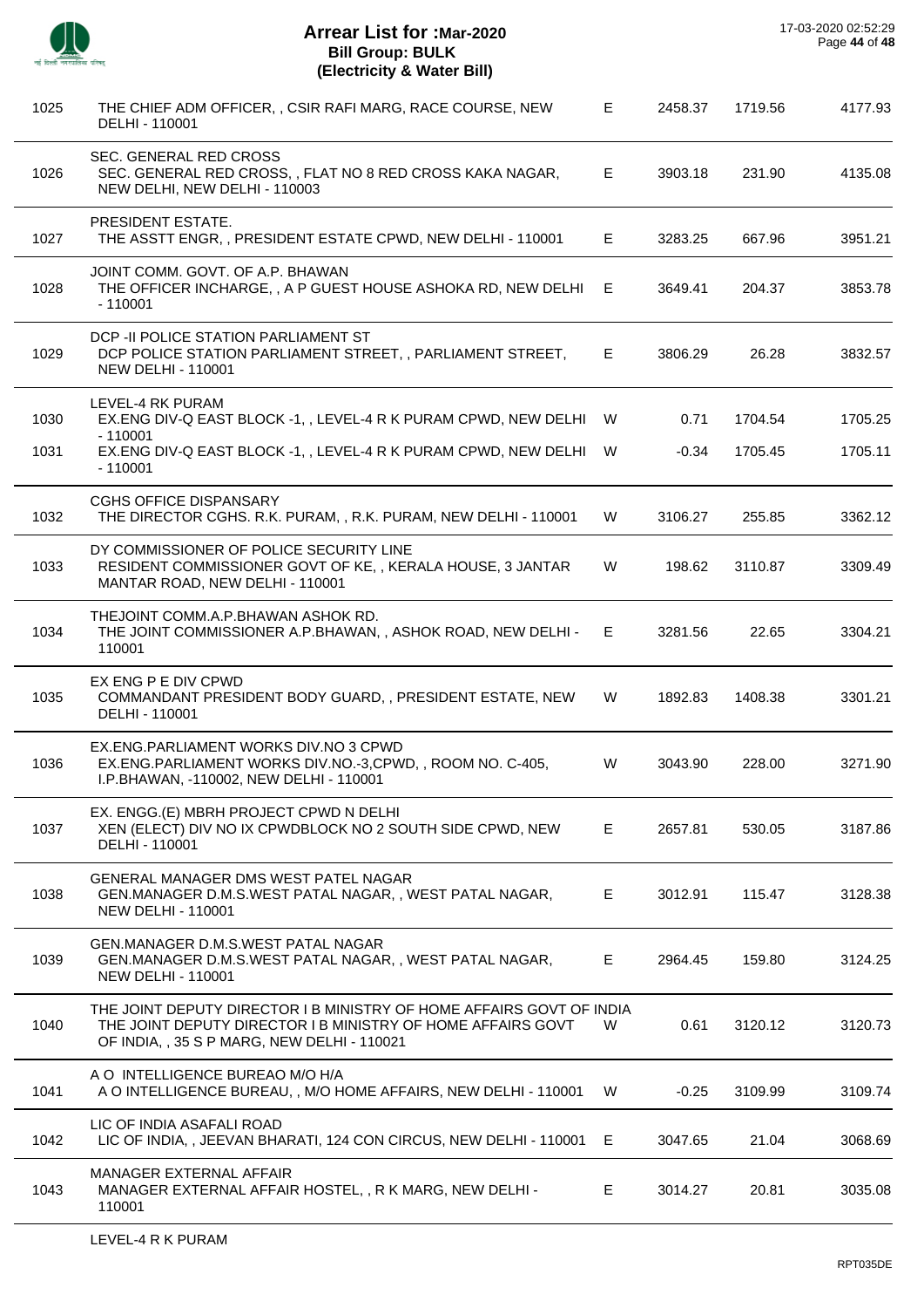# Arrear List for :Mar-2020
## Bill Group: BULK
## (Electricity & Water Bill)

17-03-2020 02:52:29

| | | | | | |
|---|---|---|---|---|---|
| 1025 | THE CHIEF ADM OFFICER, , CSIR RAFI MARG, RACE COURSE, NEW DELHI - 110001 | E | 2458.37 | 1719.56 | 4177.93 |
| 1026 | SEC. GENERAL RED CROSS<br>SEC. GENERAL RED CROSS, , FLAT NO 8 RED CROSS KAKA NAGAR, NEW DELHI, NEW DELHI - 110003 | E | 3903.18 | 231.90 | 4135.08 |
| 1027 | PRESIDENT ESTATE.<br>THE ASSTT ENGR, , PRESIDENT ESTATE CPWD, NEW DELHI - 110001 | E | 3283.25 | 667.96 | 3951.21 |
| 1028 | JOINT COMM. GOVT. OF A.P. BHAWAN<br>THE OFFICER INCHARGE, , A P GUEST HOUSE ASHOKA RD, NEW DELHI - 110001 | E | 3649.41 | 204.37 | 3853.78 |
| 1029 | DCP -II POLICE STATION PARLIAMENT ST<br>DCP POLICE STATION PARLIAMENT STREET, , PARLIAMENT STREET, NEW DELHI - 110001 | E | 3806.29 | 26.28 | 3832.57 |
| 1030 | LEVEL-4 RK PURAM<br>EX.ENG DIV-Q EAST BLOCK -1, , LEVEL-4 R K PURAM CPWD, NEW DELHI - 110001 | W | 0.71 | 1704.54 | 1705.25 |
| 1031 | EX.ENG DIV-Q EAST BLOCK -1, , LEVEL-4 R K PURAM CPWD, NEW DELHI - 110001 | W | -0.34 | 1705.45 | 1705.11 |
| 1032 | CGHS OFFICE DISPANSARY<br>THE DIRECTOR CGHS. R.K. PURAM, , R.K. PURAM, NEW DELHI - 110001 | W | 3106.27 | 255.85 | 3362.12 |
| 1033 | DY COMMISSIONER OF POLICE SECURITY LINE<br>RESIDENT COMMISSIONER GOVT OF KE, , KERALA HOUSE, 3 JANTAR MANTAR ROAD, NEW DELHI - 110001 | W | 198.62 | 3110.87 | 3309.49 |
| 1034 | THEJOINT COMM.A.P.BHAWAN ASHOK RD.<br>THE JOINT COMMISSIONER A.P.BHAWAN, , ASHOK ROAD, NEW DELHI - 110001 | E | 3281.56 | 22.65 | 3304.21 |
| 1035 | EX ENG P E DIV CPWD<br>COMMANDANT PRESIDENT BODY GUARD, , PRESIDENT ESTATE, NEW DELHI - 110001 | W | 1892.83 | 1408.38 | 3301.21 |
| 1036 | EX.ENG.PARLIAMENT WORKS DIV.NO 3 CPWD<br>EX.ENG.PARLIAMENT WORKS DIV.NO.-3,CPWD, , ROOM NO. C-405, I.P.BHAWAN, -110002, NEW DELHI - 110001 | W | 3043.90 | 228.00 | 3271.90 |
| 1037 | EX. ENGG.(E) MBRH PROJECT CPWD N DELHI<br>XEN (ELECT) DIV NO IX CPWDBLOCK NO 2 SOUTH SIDE CPWD, NEW DELHI - 110001 | E | 2657.81 | 530.05 | 3187.86 |
| 1038 | GENERAL MANAGER DMS WEST PATEL NAGAR<br>GEN.MANAGER D.M.S.WEST PATAL NAGAR, , WEST PATAL NAGAR, NEW DELHI - 110001 | E | 3012.91 | 115.47 | 3128.38 |
| 1039 | GEN.MANAGER D.M.S.WEST PATAL NAGAR<br>GEN.MANAGER D.M.S.WEST PATAL NAGAR, , WEST PATAL NAGAR, NEW DELHI - 110001 | E | 2964.45 | 159.80 | 3124.25 |
| 1040 | THE JOINT DEPUTY DIRECTOR I B MINISTRY OF HOME AFFAIRS GOVT OF INDIA<br>THE JOINT DEPUTY DIRECTOR I B MINISTRY OF HOME AFFAIRS GOVT OF INDIA, , 35 S P MARG, NEW DELHI - 110021 | W | 0.61 | 3120.12 | 3120.73 |
| 1041 | A O INTELLIGENCE BUREAO M/O H/A<br>A O INTELLIGENCE BUREAU, , M/O HOME AFFAIRS, NEW DELHI - 110001 | W | -0.25 | 3109.99 | 3109.74 |
| 1042 | LIC OF INDIA ASAFALI ROAD<br>LIC OF INDIA, , JEEVAN BHARATI, 124 CON CIRCUS, NEW DELHI - 110001 | E | 3047.65 | 21.04 | 3068.69 |
| 1043 | MANAGER EXTERNAL AFFAIR<br>MANAGER EXTERNAL AFFAIR HOSTEL, , R K MARG, NEW DELHI - 110001 | E | 3014.27 | 20.81 | 3035.08 |

LEVEL-4 R K PURAM

RPT035DE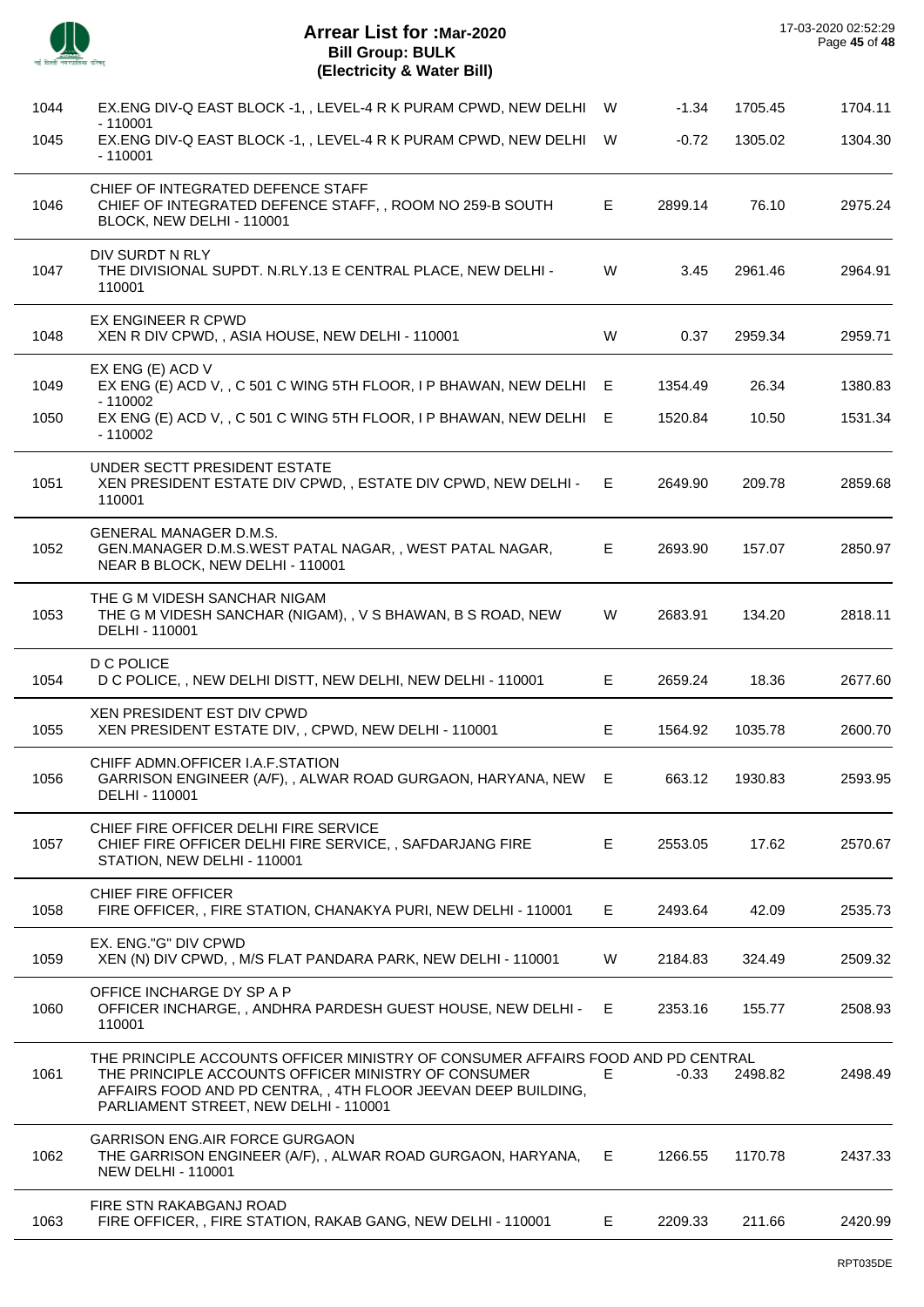# Arrear List for :Mar-2020
## Bill Group: BULK
## (Electricity & Water Bill)

17-03-2020 02:52:29

| | | | | | |
|---|---|---|---|---|---|
| 1044 | EX.ENG DIV-Q EAST BLOCK -1, , LEVEL-4 R K PURAM CPWD, NEW DELHI - 110001 | W | -1.34 | 1705.45 | 1704.11 |
| 1045 | EX.ENG DIV-Q EAST BLOCK -1, , LEVEL-4 R K PURAM CPWD, NEW DELHI - 110001 | W | -0.72 | 1305.02 | 1304.30 |
| | CHIEF OF INTEGRATED DEFENCE STAFF | | | | |
| 1046 | CHIEF OF INTEGRATED DEFENCE STAFF, , ROOM NO 259-B SOUTH BLOCK, NEW DELHI - 110001 | E | 2899.14 | 76.10 | 2975.24 |
| | DIV SURDT N RLY | | | | |
| 1047 | THE DIVISIONAL SUPDT. N.RLY.13 E CENTRAL PLACE, NEW DELHI - 110001 | W | 3.45 | 2961.46 | 2964.91 |
| | EX ENGINEER R CPWD | | | | |
| 1048 | XEN R DIV CPWD, , ASIA HOUSE, NEW DELHI - 110001 | W | 0.37 | 2959.34 | 2959.71 |
| | EX ENG (E) ACD V | | | | |
| 1049 | EX ENG (E) ACD V, , C 501 C WING 5TH FLOOR, I P BHAWAN, NEW DELHI - 110002 | E | 1354.49 | 26.34 | 1380.83 |
| 1050 | EX ENG (E) ACD V, , C 501 C WING 5TH FLOOR, I P BHAWAN, NEW DELHI - 110002 | E | 1520.84 | 10.50 | 1531.34 |
| | UNDER SECTT PRESIDENT ESTATE | | | | |
| 1051 | XEN PRESIDENT ESTATE DIV CPWD, , ESTATE DIV CPWD, NEW DELHI - 110001 | E | 2649.90 | 209.78 | 2859.68 |
| | GENERAL MANAGER D.M.S. | | | | |
| 1052 | GEN.MANAGER D.M.S.WEST PATAL NAGAR, , WEST PATAL NAGAR, NEAR B BLOCK, NEW DELHI - 110001 | E | 2693.90 | 157.07 | 2850.97 |
| | THE G M VIDESH SANCHAR NIGAM | | | | |
| 1053 | THE G M VIDESH SANCHAR (NIGAM), , V S BHAWAN, B S ROAD, NEW DELHI - 110001 | W | 2683.91 | 134.20 | 2818.11 |
| | D C POLICE | | | | |
| 1054 | D C POLICE, , NEW DELHI DISTT, NEW DELHI, NEW DELHI - 110001 | E | 2659.24 | 18.36 | 2677.60 |
| | XEN PRESIDENT EST DIV CPWD | | | | |
| 1055 | XEN PRESIDENT ESTATE DIV, , CPWD, NEW DELHI - 110001 | E | 1564.92 | 1035.78 | 2600.70 |
| | CHIFF ADMN.OFFICER I.A.F.STATION | | | | |
| 1056 | GARRISON ENGINEER (A/F), , ALWAR ROAD GURGAON, HARYANA, NEW DELHI - 110001 | E | 663.12 | 1930.83 | 2593.95 |
| | CHIEF FIRE OFFICER DELHI FIRE SERVICE | | | | |
| 1057 | CHIEF FIRE OFFICER DELHI FIRE SERVICE, , SAFDARJANG FIRE STATION, NEW DELHI - 110001 | E | 2553.05 | 17.62 | 2570.67 |
| | CHIEF FIRE OFFICER | | | | |
| 1058 | FIRE OFFICER, , FIRE STATION, CHANAKYA PURI, NEW DELHI - 110001 | E | 2493.64 | 42.09 | 2535.73 |
| | EX. ENG."G" DIV CPWD | | | | |
| 1059 | XEN (N) DIV CPWD, , M/S FLAT PANDARA PARK, NEW DELHI - 110001 | W | 2184.83 | 324.49 | 2509.32 |
| | OFFICE INCHARGE DY SP A P | | | | |
| 1060 | OFFICER INCHARGE, , ANDHRA PARDESH GUEST HOUSE, NEW DELHI - 110001 | E | 2353.16 | 155.77 | 2508.93 |
| | THE PRINCIPLE ACCOUNTS OFFICER MINISTRY OF CONSUMER AFFAIRS FOOD AND PD CENTRAL | | | | |
| 1061 | THE PRINCIPLE ACCOUNTS OFFICER MINISTRY OF CONSUMER AFFAIRS FOOD AND PD CENTRA, , 4TH FLOOR JEEVAN DEEP BUILDING, PARLIAMENT STREET, NEW DELHI - 110001 | E | -0.33 | 2498.82 | 2498.49 |
| | GARRISON ENG.AIR FORCE GURGAON | | | | |
| 1062 | THE GARRISON ENGINEER (A/F), , ALWAR ROAD GURGAON, HARYANA, NEW DELHI - 110001 | E | 1266.55 | 1170.78 | 2437.33 |
| | FIRE STN RAKABGANJ ROAD | | | | |
| 1063 | FIRE OFFICER, , FIRE STATION, RAKAB GANG, NEW DELHI - 110001 | E | 2209.33 | 211.66 | 2420.99 |

RPT035DE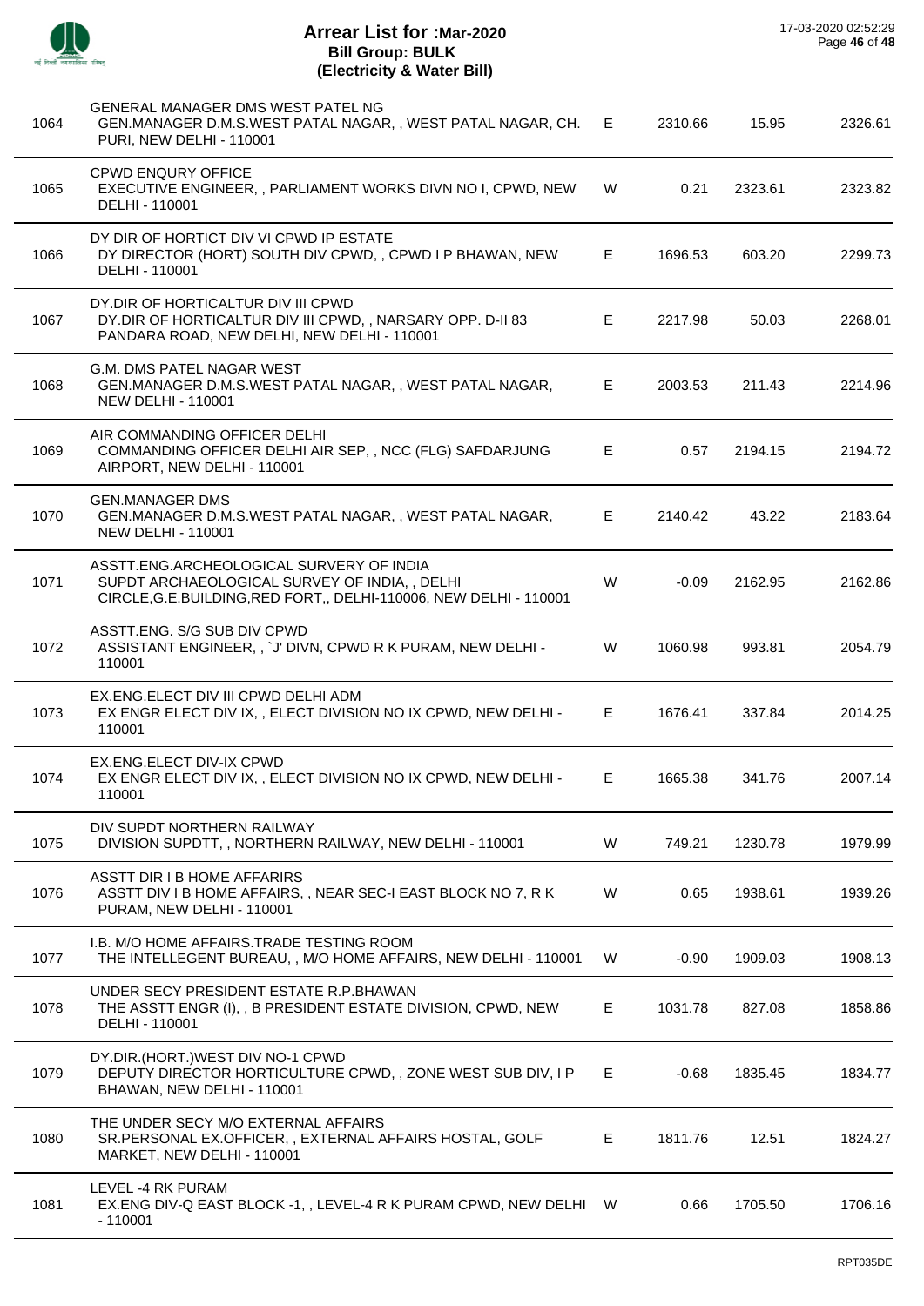# Arrear List for :Mar-2020
## Bill Group: BULK
### (Electricity & Water Bill)

| | | | | | |
|---|---|---|---|---|---|
| 1064 | GENERAL MANAGER DMS WEST PATEL NG<br>GEN.MANAGER D.M.S.WEST PATAL NAGAR, , WEST PATAL NAGAR, CH. PURI, NEW DELHI - 110001 | E | 2310.66 | 15.95 | 2326.61 |
| 1065 | CPWD ENQURY OFFICE<br>EXECUTIVE ENGINEER, , PARLIAMENT WORKS DIVN NO I, CPWD, NEW DELHI - 110001 | W | 0.21 | 2323.61 | 2323.82 |
| 1066 | DY DIR OF HORTICT DIV VI CPWD IP ESTATE<br>DY DIRECTOR (HORT) SOUTH DIV CPWD, , CPWD I P BHAWAN, NEW DELHI - 110001 | E | 1696.53 | 603.20 | 2299.73 |
| 1067 | DY.DIR OF HORTICALTUR DIV III CPWD<br>DY.DIR OF HORTICALTUR DIV III CPWD, , NARSARY OPP. D-II 83 PANDARA ROAD, NEW DELHI, NEW DELHI - 110001 | E | 2217.98 | 50.03 | 2268.01 |
| 1068 | G.M. DMS PATEL NAGAR WEST<br>GEN.MANAGER D.M.S.WEST PATAL NAGAR, , WEST PATAL NAGAR, NEW DELHI - 110001 | E | 2003.53 | 211.43 | 2214.96 |
| 1069 | AIR COMMANDING OFFICER DELHI<br>COMMANDING OFFICER DELHI AIR SEP, , NCC (FLG) SAFDARJUNG AIRPORT, NEW DELHI - 110001 | E | 0.57 | 2194.15 | 2194.72 |
| 1070 | GEN.MANAGER DMS<br>GEN.MANAGER D.M.S.WEST PATAL NAGAR, , WEST PATAL NAGAR, NEW DELHI - 110001 | E | 2140.42 | 43.22 | 2183.64 |
| 1071 | ASSTT.ENG.ARCHEOLOGICAL SURVERY OF INDIA<br>SUPDT ARCHAEOLOGICAL SURVEY OF INDIA, , DELHI CIRCLE,G.E.BUILDING,RED FORT,, DELHI-110006, NEW DELHI - 110001 | W | -0.09 | 2162.95 | 2162.86 |
| 1072 | ASSTT.ENG. S/G SUB DIV CPWD<br>ASSISTANT ENGINEER, , `J' DIVN, CPWD R K PURAM, NEW DELHI - 110001 | W | 1060.98 | 993.81 | 2054.79 |
| 1073 | EX.ENG.ELECT DIV III CPWD DELHI ADM<br>EX ENGR ELECT DIV IX, , ELECT DIVISION NO IX CPWD, NEW DELHI - 110001 | E | 1676.41 | 337.84 | 2014.25 |
| 1074 | EX.ENG.ELECT DIV-IX CPWD<br>EX ENGR ELECT DIV IX, , ELECT DIVISION NO IX CPWD, NEW DELHI - 110001 | E | 1665.38 | 341.76 | 2007.14 |
| 1075 | DIV SUPDT NORTHERN RAILWAY<br>DIVISION SUPDTT, , NORTHERN RAILWAY, NEW DELHI - 110001 | W | 749.21 | 1230.78 | 1979.99 |
| 1076 | ASSTT DIR I B HOME AFFARIRS<br>ASSTT DIV I B HOME AFFAIRS, , NEAR SEC-I EAST BLOCK NO 7, R K PURAM, NEW DELHI - 110001 | W | 0.65 | 1938.61 | 1939.26 |
| 1077 | I.B. M/O HOME AFFAIRS.TRADE TESTING ROOM<br>THE INTELLEGENT BUREAU, , M/O HOME AFFAIRS, NEW DELHI - 110001 | W | -0.90 | 1909.03 | 1908.13 |
| 1078 | UNDER SECY PRESIDENT ESTATE R.P.BHAWAN<br>THE ASSTT ENGR (I), , B PRESIDENT ESTATE DIVISION, CPWD, NEW DELHI - 110001 | E | 1031.78 | 827.08 | 1858.86 |
| 1079 | DY.DIR.(HORT.)WEST DIV NO-1 CPWD<br>DEPUTY DIRECTOR HORTICULTURE CPWD, , ZONE WEST SUB DIV, I P BHAWAN, NEW DELHI - 110001 | E | -0.68 | 1835.45 | 1834.77 |
| 1080 | THE UNDER SECY M/O EXTERNAL AFFAIRS<br>SR.PERSONAL EX.OFFICER, , EXTERNAL AFFAIRS HOSTAL, GOLF MARKET, NEW DELHI - 110001 | E | 1811.76 | 12.51 | 1824.27 |
| 1081 | LEVEL -4 RK PURAM<br>EX.ENG DIV-Q EAST BLOCK -1, , LEVEL-4 R K PURAM CPWD, NEW DELHI - 110001 | W | 0.66 | 1705.50 | 1706.16 |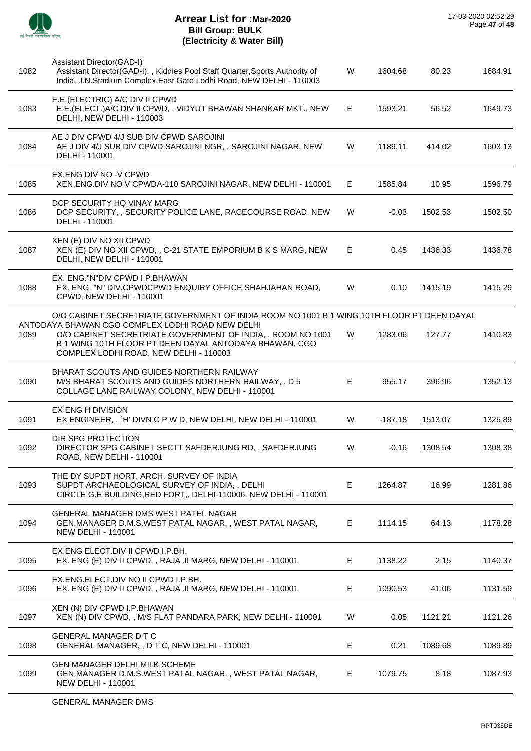# Arrear List for :Mar-2020
## Bill Group: BULK
## (Electricity & Water Bill)

17-03-2020 02:52:29

| | | | | | |
|---|---|---|---|---|---|
| 1082 | Assistant Director(GAD-I)<br>Assistant Director(GAD-I), , Kiddies Pool Staff Quarter,Sports Authority of India, J.N.Stadium Complex,East Gate,Lodhi Road, NEW DELHI - 110003 | W | 1604.68 | 80.23 | 1684.91 |
| 1083 | E.E.(ELECTRIC) A/C DIV II CPWD<br>E.E.(ELECT.)A/C DIV II CPWD, , VIDYUT BHAWAN SHANKAR MKT., NEW DELHI, NEW DELHI - 110003 | E | 1593.21 | 56.52 | 1649.73 |
| 1084 | AE J DIV CPWD 4/J SUB DIV CPWD SAROJINI<br>AE J DIV 4/J SUB DIV CPWD SAROJINI NGR, , SAROJINI NAGAR, NEW DELHI - 110001 | W | 1189.11 | 414.02 | 1603.13 |
| 1085 | EX.ENG DIV NO -V CPWD<br>XEN.ENG.DIV NO V CPWDA-110 SAROJINI NAGAR, NEW DELHI - 110001 | E | 1585.84 | 10.95 | 1596.79 |
| 1086 | DCP SECURITY HQ VINAY MARG<br>DCP SECURITY, , SECURITY POLICE LANE, RACECOURSE ROAD, NEW DELHI - 110001 | W | -0.03 | 1502.53 | 1502.50 |
| 1087 | XEN (E) DIV NO XII CPWD<br>XEN (E) DIV NO XII CPWD, , C-21 STATE EMPORIUM B K S MARG, NEW DELHI, NEW DELHI - 110001 | E | 0.45 | 1436.33 | 1436.78 |
| 1088 | EX. ENG."N"DIV CPWD I.P.BHAWAN<br>EX. ENG. "N" DIV.CPWDCPWD ENQUIRY OFFICE SHAHJAHAN ROAD, CPWD, NEW DELHI - 110001 | W | 0.10 | 1415.19 | 1415.29 |
| 1089 | O/O CABINET SECRETRIATE GOVERNMENT OF INDIA ROOM NO 1001 B 1 WING 10TH FLOOR PT DEEN DAYAL ANTODAYA BHAWAN CGO COMPLEX LODHI ROAD NEW DELHI<br>O/O CABINET SECRETRIATE GOVERNMENT OF INDIA, , ROOM NO 1001 B 1 WING 10TH FLOOR PT DEEN DAYAL ANTODAYA BHAWAN, CGO COMPLEX LODHI ROAD, NEW DELHI - 110003 | W | 1283.06 | 127.77 | 1410.83 |
| 1090 | BHARAT SCOUTS AND GUIDES NORTHERN RAILWAY<br>M/S BHARAT SCOUTS AND GUIDES NORTHERN RAILWAY, , D 5 COLLAGE LANE RAILWAY COLONY, NEW DELHI - 110001 | E | 955.17 | 396.96 | 1352.13 |
| 1091 | EX ENG H DIVISION<br>EX ENGINEER, , `H' DIVN C P W D, NEW DELHI, NEW DELHI - 110001 | W | -187.18 | 1513.07 | 1325.89 |
| 1092 | DIR SPG PROTECTION<br>DIRECTOR SPG CABINET SECTT SAFDERJUNG RD, , SAFDERJUNG ROAD, NEW DELHI - 110001 | W | -0.16 | 1308.54 | 1308.38 |
| 1093 | THE DY SUPDT HORT. ARCH. SURVEY OF INDIA<br>SUPDT ARCHAEOLOGICAL SURVEY OF INDIA, , DELHI CIRCLE,G.E.BUILDING,RED FORT,, DELHI-110006, NEW DELHI - 110001 | E | 1264.87 | 16.99 | 1281.86 |
| 1094 | GENERAL MANAGER DMS WEST PATEL NAGAR<br>GEN.MANAGER D.M.S.WEST PATAL NAGAR, , WEST PATAL NAGAR, NEW DELHI - 110001 | E | 1114.15 | 64.13 | 1178.28 |
| 1095 | EX.ENG ELECT.DIV II CPWD I.P.BH.<br>EX. ENG (E) DIV II CPWD, , RAJA JI MARG, NEW DELHI - 110001 | E | 1138.22 | 2.15 | 1140.37 |
| 1096 | EX.ENG.ELECT.DIV NO II CPWD I.P.BH.<br>EX. ENG (E) DIV II CPWD, , RAJA JI MARG, NEW DELHI - 110001 | E | 1090.53 | 41.06 | 1131.59 |
| 1097 | XEN (N) DIV CPWD I.P.BHAWAN<br>XEN (N) DIV CPWD, , M/S FLAT PANDARA PARK, NEW DELHI - 110001 | W | 0.05 | 1121.21 | 1121.26 |
| 1098 | GENERAL MANAGER D T C<br>GENERAL MANAGER, , D T C, NEW DELHI - 110001 | E | 0.21 | 1089.68 | 1089.89 |
| 1099 | GEN MANAGER DELHI MILK SCHEME<br>GEN.MANAGER D.M.S.WEST PATAL NAGAR, , WEST PATAL NAGAR, NEW DELHI - 110001 | E | 1079.75 | 8.18 | 1087.93 |

GENERAL MANAGER DMS

RPT035DE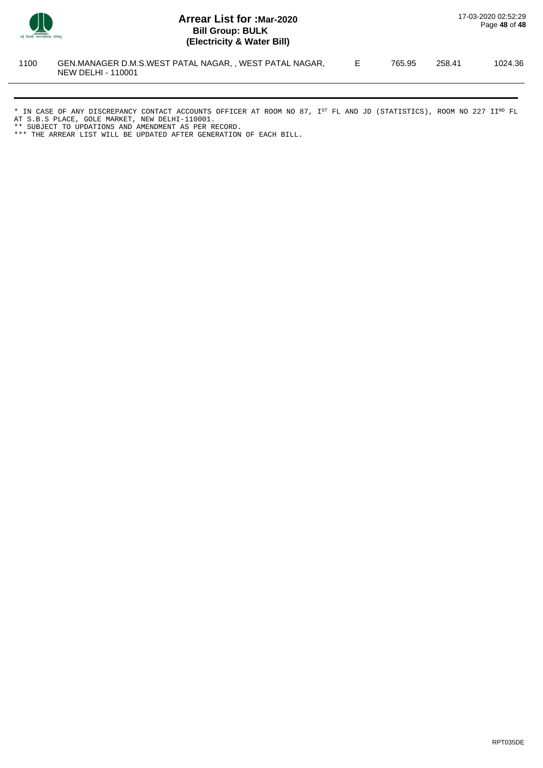# Arrear List for :Mar-2020

**Bill Group: BULK**

**(Electricity & Water Bill)**

| | | | | | |
|---|---|---|---|---|---|
| 1100 | GEN.MANAGER D.M.S.WEST PATAL NAGAR, , WEST PATAL NAGAR, NEW DELHI - 110001 | E | 765.95 | 258.41 | 1024.36 |

* IN CASE OF ANY DISCREPANCY CONTACT ACCOUNTS OFFICER AT ROOM NO 87, I[ST] FL AND JD (STATISTICS), ROOM NO 227 II[ND] FL AT S.B.S PLACE, GOLE MARKET, NEW DELHI-110001.

** SUBJECT TO UPDATIONS AND AMENDMENT AS PER RECORD.

*** THE ARREAR LIST WILL BE UPDATED AFTER GENERATION OF EACH BILL.

RPT035DE